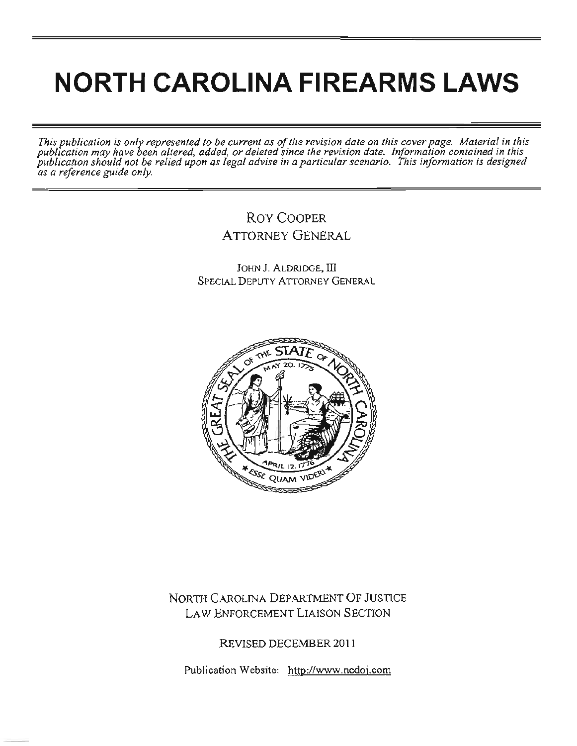# NORTH CAROLINA FIREARMS LAWS

*This publication is only represented to be current as of the revision date on this cover page. Material in this publication may have been altered, added, or deleted since the revision date. Information contained in this publication should not be relied upon as legal advise in a particular scenario. This information is designed as a reference guide only.*

ROY COOPER
ATTORNEY GENERAL

JOHN J. ALDRIDGE, III
SPECIAL DEPUTY ATTORNEY GENERAL

NORTH CAROLINA DEPARTMENT OF JUSTICE
LAW ENFORCEMENT LIAISON SECTION

REVISED DECEMBER 2011

Publication Website: http://www.ncdoj.com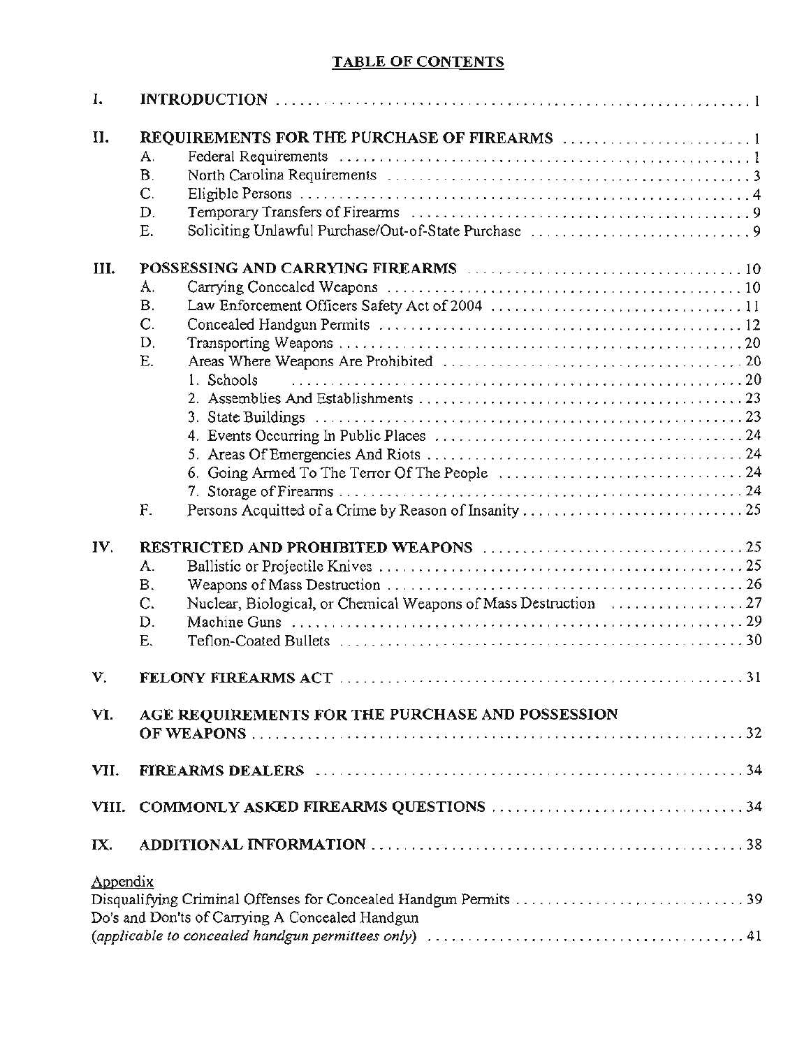# TABLE OF CONTENTS

| | | | |
|---|---|---|---|
| I. | **INTRODUCTION** | | 1 |
| II. | **REQUIREMENTS FOR THE PURCHASE OF FIREARMS** | | 1 |
| | A. | Federal Requirements | 1 |
| | B. | North Carolina Requirements | 3 |
| | C. | Eligible Persons | 4 |
| | D. | Temporary Transfers of Firearms | 9 |
| | E. | Soliciting Unlawful Purchase/Out-of-State Purchase | 9 |
| III. | **POSSESSING AND CARRYING FIREARMS** | | 10 |
| | A. | Carrying Concealed Weapons | 10 |
| | B. | Law Enforcement Officers Safety Act of 2004 | 11 |
| | C. | Concealed Handgun Permits | 12 |
| | D. | Transporting Weapons | 20 |
| | E. | Areas Where Weapons Are Prohibited | 20 |
| | | 1. Schools | 20 |
| | | 2. Assemblies And Establishments | 23 |
| | | 3. State Buildings | 23 |
| | | 4. Events Occurring In Public Places | 24 |
| | | 5. Areas Of Emergencies And Riots | 24 |
| | | 6. Going Armed To The Terror Of The People | 24 |
| | | 7. Storage of Firearms | 24 |
| | F. | Persons Acquitted of a Crime by Reason of Insanity | 25 |
| IV. | **RESTRICTED AND PROHIBITED WEAPONS** | | 25 |
| | A. | Ballistic or Projectile Knives | 25 |
| | B. | Weapons of Mass Destruction | 26 |
| | C. | Nuclear, Biological, or Chemical Weapons of Mass Destruction | 27 |
| | D. | Machine Guns | 29 |
| | E. | Teflon-Coated Bullets | 30 |
| V. | **FELONY FIREARMS ACT** | | 31 |
| VI. | **AGE REQUIREMENTS FOR THE PURCHASE AND POSSESSION OF WEAPONS** | | 32 |
| VII. | **FIREARMS DEALERS** | | 34 |
| VIII. | **COMMONLY ASKED FIREARMS QUESTIONS** | | 34 |
| IX. | **ADDITIONAL INFORMATION** | | 38 |

Appendix

Disqualifying Criminal Offenses for Concealed Handgun Permits ..... 39

Do's and Don'ts of Carrying A Concealed Handgun
(*applicable to concealed handgun permittees only*) ..... 41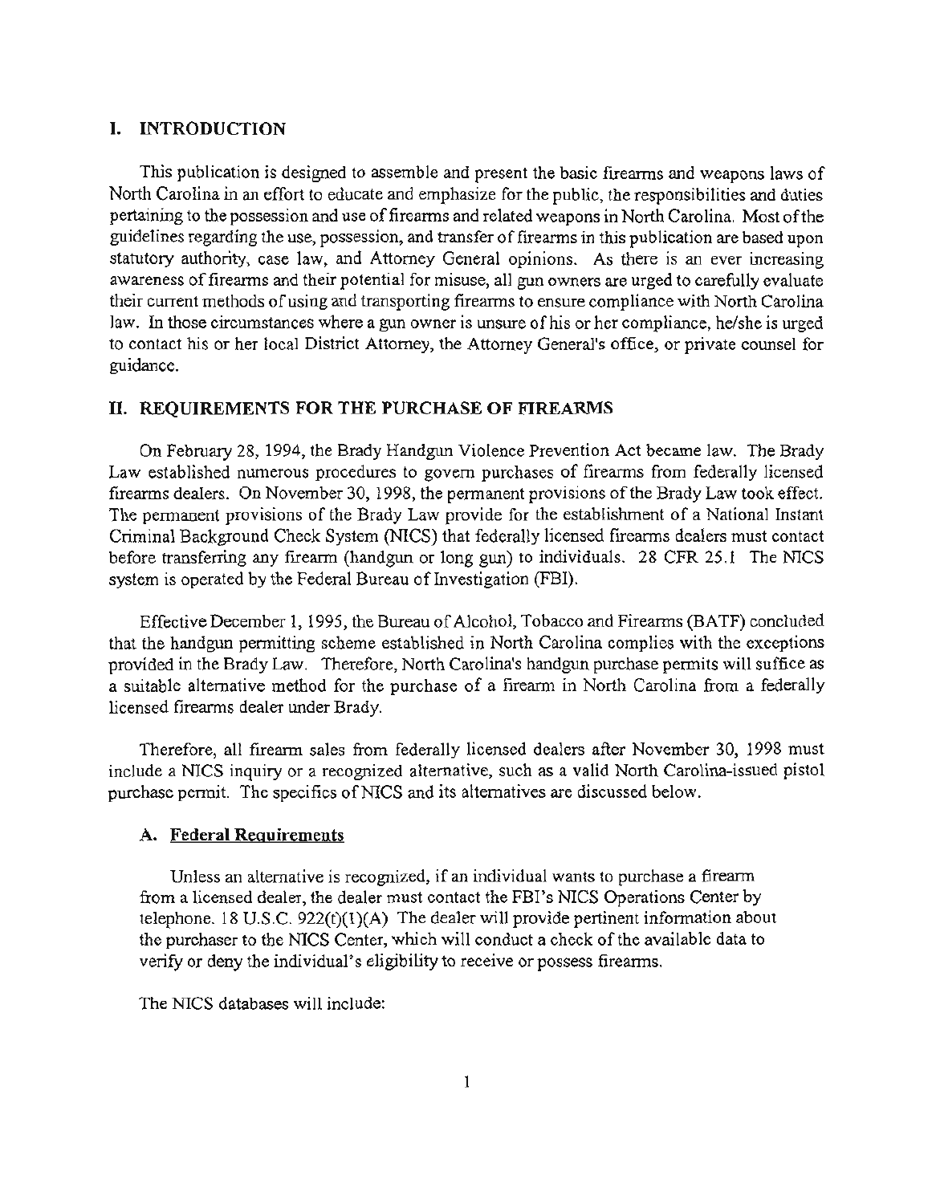## I. INTRODUCTION

This publication is designed to assemble and present the basic firearms and weapons laws of North Carolina in an effort to educate and emphasize for the public, the responsibilities and duties pertaining to the possession and use of firearms and related weapons in North Carolina. Most of the guidelines regarding the use, possession, and transfer of firearms in this publication are based upon statutory authority, case law, and Attorney General opinions. As there is an ever increasing awareness of firearms and their potential for misuse, all gun owners are urged to carefully evaluate their current methods of using and transporting firearms to ensure compliance with North Carolina law. In those circumstances where a gun owner is unsure of his or her compliance, he/she is urged to contact his or her local District Attorney, the Attorney General's office, or private counsel for guidance.

## II. REQUIREMENTS FOR THE PURCHASE OF FIREARMS

On February 28, 1994, the Brady Handgun Violence Prevention Act became law. The Brady Law established numerous procedures to govern purchases of firearms from federally licensed firearms dealers. On November 30, 1998, the permanent provisions of the Brady Law took effect. The permanent provisions of the Brady Law provide for the establishment of a National Instant Criminal Background Check System (NICS) that federally licensed firearms dealers must contact before transferring any firearm (handgun or long gun) to individuals. 28 CFR 25.1 The NICS system is operated by the Federal Bureau of Investigation (FBI).

Effective December 1, 1995, the Bureau of Alcohol, Tobacco and Firearms (BATF) concluded that the handgun permitting scheme established in North Carolina complies with the exceptions provided in the Brady Law. Therefore, North Carolina's handgun purchase permits will suffice as a suitable alternative method for the purchase of a firearm in North Carolina from a federally licensed firearms dealer under Brady.

Therefore, all firearm sales from federally licensed dealers after November 30, 1998 must include a NICS inquiry or a recognized alternative, such as a valid North Carolina-issued pistol purchase permit. The specifics of NICS and its alternatives are discussed below.

### A. Federal Requirements

Unless an alternative is recognized, if an individual wants to purchase a firearm from a licensed dealer, the dealer must contact the FBI's NICS Operations Center by telephone. 18 U.S.C. 922(t)(1)(A) The dealer will provide pertinent information about the purchaser to the NICS Center, which will conduct a check of the available data to verify or deny the individual's eligibility to receive or possess firearms.

The NICS databases will include: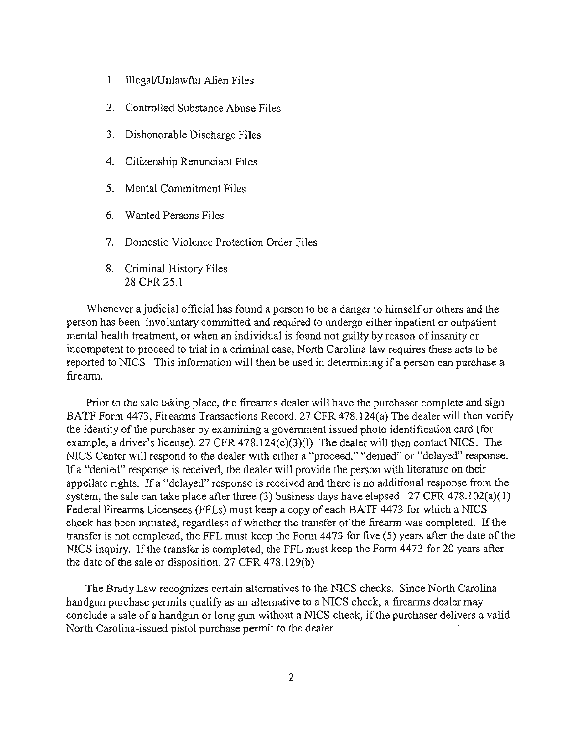1. Illegal/Unlawful Alien Files
2. Controlled Substance Abuse Files
3. Dishonorable Discharge Files
4. Citizenship Renunciant Files
5. Mental Commitment Files
6. Wanted Persons Files
7. Domestic Violence Protection Order Files
8. Criminal History Files
   28 CFR 25.1

Whenever a judicial official has found a person to be a danger to himself or others and the person has been involuntary committed and required to undergo either inpatient or outpatient mental health treatment, or when an individual is found not guilty by reason of insanity or incompetent to proceed to trial in a criminal case, North Carolina law requires these acts to be reported to NICS. This information will then be used in determining if a person can purchase a firearm.

Prior to the sale taking place, the firearms dealer will have the purchaser complete and sign BATF Form 4473, Firearms Transactions Record. 27 CFR 478.124(a) The dealer will then verify the identity of the purchaser by examining a government issued photo identification card (for example, a driver's license). 27 CFR 478.124(c)(3)(I) The dealer will then contact NICS. The NICS Center will respond to the dealer with either a "proceed," "denied" or "delayed" response. If a "denied" response is received, the dealer will provide the person with literature on their appellate rights. If a "delayed" response is received and there is no additional response from the system, the sale can take place after three (3) business days have elapsed. 27 CFR 478.102(a)(1) Federal Firearms Licensees (FFLs) must keep a copy of each BATF 4473 for which a NICS check has been initiated, regardless of whether the transfer of the firearm was completed. If the transfer is not completed, the FFL must keep the Form 4473 for five (5) years after the date of the NICS inquiry. If the transfer is completed, the FFL must keep the Form 4473 for 20 years after the date of the sale or disposition. 27 CFR 478.129(b)

The Brady Law recognizes certain alternatives to the NICS checks. Since North Carolina handgun purchase permits qualify as an alternative to a NICS check, a firearms dealer may conclude a sale of a handgun or long gun without a NICS check, if the purchaser delivers a valid North Carolina-issued pistol purchase permit to the dealer.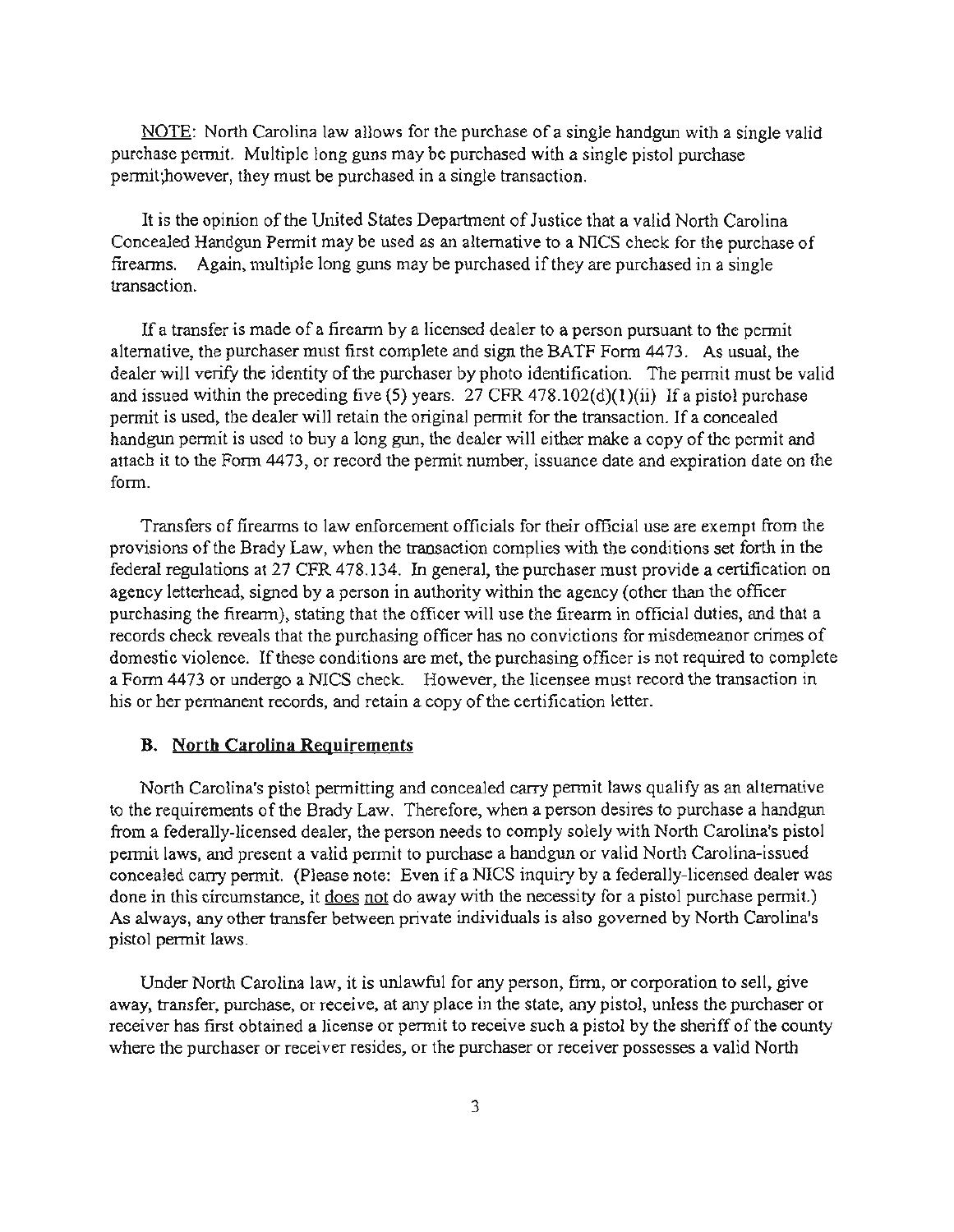NOTE: North Carolina law allows for the purchase of a single handgun with a single valid purchase permit. Multiple long guns may be purchased with a single pistol purchase permit;however, they must be purchased in a single transaction.

It is the opinion of the United States Department of Justice that a valid North Carolina Concealed Handgun Permit may be used as an alternative to a NICS check for the purchase of firearms. Again, multiple long guns may be purchased if they are purchased in a single transaction.

If a transfer is made of a firearm by a licensed dealer to a person pursuant to the permit alternative, the purchaser must first complete and sign the BATF Form 4473. As usual, the dealer will verify the identity of the purchaser by photo identification. The permit must be valid and issued within the preceding five (5) years. 27 CFR 478.102(d)(1)(ii) If a pistol purchase permit is used, the dealer will retain the original permit for the transaction. If a concealed handgun permit is used to buy a long gun, the dealer will either make a copy of the permit and attach it to the Form 4473, or record the permit number, issuance date and expiration date on the form.

Transfers of firearms to law enforcement officials for their official use are exempt from the provisions of the Brady Law, when the transaction complies with the conditions set forth in the federal regulations at 27 CFR 478.134. In general, the purchaser must provide a certification on agency letterhead, signed by a person in authority within the agency (other than the officer purchasing the firearm), stating that the officer will use the firearm in official duties, and that a records check reveals that the purchasing officer has no convictions for misdemeanor crimes of domestic violence. If these conditions are met, the purchasing officer is not required to complete a Form 4473 or undergo a NICS check. However, the licensee must record the transaction in his or her permanent records, and retain a copy of the certification letter.

### B. North Carolina Requirements

North Carolina's pistol permitting and concealed carry permit laws qualify as an alternative to the requirements of the Brady Law. Therefore, when a person desires to purchase a handgun from a federally-licensed dealer, the person needs to comply solely with North Carolina's pistol permit laws, and present a valid permit to purchase a handgun or valid North Carolina-issued concealed carry permit. (Please note: Even if a NICS inquiry by a federally-licensed dealer was done in this circumstance, it does not do away with the necessity for a pistol purchase permit.) As always, any other transfer between private individuals is also governed by North Carolina's pistol permit laws.

Under North Carolina law, it is unlawful for any person, firm, or corporation to sell, give away, transfer, purchase, or receive, at any place in the state, any pistol, unless the purchaser or receiver has first obtained a license or permit to receive such a pistol by the sheriff of the county where the purchaser or receiver resides, or the purchaser or receiver possesses a valid North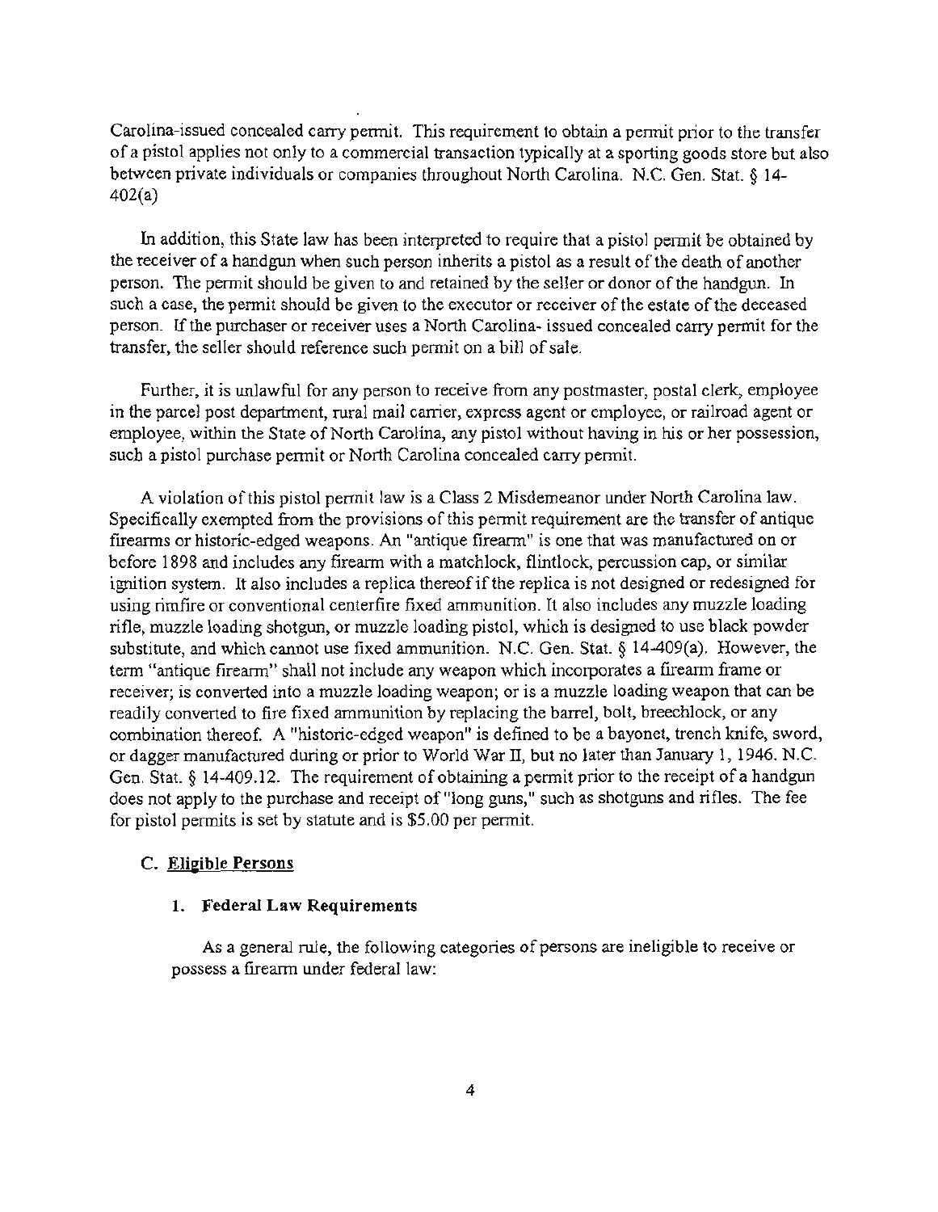Carolina-issued concealed carry permit. This requirement to obtain a permit prior to the transfer of a pistol applies not only to a commercial transaction typically at a sporting goods store but also between private individuals or companies throughout North Carolina. N.C. Gen. Stat. § 14-402(a)

In addition, this State law has been interpreted to require that a pistol permit be obtained by the receiver of a handgun when such person inherits a pistol as a result of the death of another person. The permit should be given to and retained by the seller or donor of the handgun. In such a case, the permit should be given to the executor or receiver of the estate of the deceased person. If the purchaser or receiver uses a North Carolina- issued concealed carry permit for the transfer, the seller should reference such permit on a bill of sale.

Further, it is unlawful for any person to receive from any postmaster, postal clerk, employee in the parcel post department, rural mail carrier, express agent or employee, or railroad agent or employee, within the State of North Carolina, any pistol without having in his or her possession, such a pistol purchase permit or North Carolina concealed carry permit.

A violation of this pistol permit law is a Class 2 Misdemeanor under North Carolina law. Specifically exempted from the provisions of this permit requirement are the transfer of antique firearms or historic-edged weapons. An "antique firearm" is one that was manufactured on or before 1898 and includes any firearm with a matchlock, flintlock, percussion cap, or similar ignition system. It also includes a replica thereof if the replica is not designed or redesigned for using rimfire or conventional centerfire fixed ammunition. It also includes any muzzle loading rifle, muzzle loading shotgun, or muzzle loading pistol, which is designed to use black powder substitute, and which cannot use fixed ammunition. N.C. Gen. Stat. § 14-409(a). However, the term "antique firearm" shall not include any weapon which incorporates a firearm frame or receiver; is converted into a muzzle loading weapon; or is a muzzle loading weapon that can be readily converted to fire fixed ammunition by replacing the barrel, bolt, breechlock, or any combination thereof. A "historic-edged weapon" is defined to be a bayonet, trench knife, sword, or dagger manufactured during or prior to World War II, but no later than January 1, 1946. N.C. Gen. Stat. § 14-409.12. The requirement of obtaining a permit prior to the receipt of a handgun does not apply to the purchase and receipt of "long guns," such as shotguns and rifles. The fee for pistol permits is set by statute and is $5.00 per permit.

## C. Eligible Persons

### 1. Federal Law Requirements

As a general rule, the following categories of persons are ineligible to receive or possess a firearm under federal law: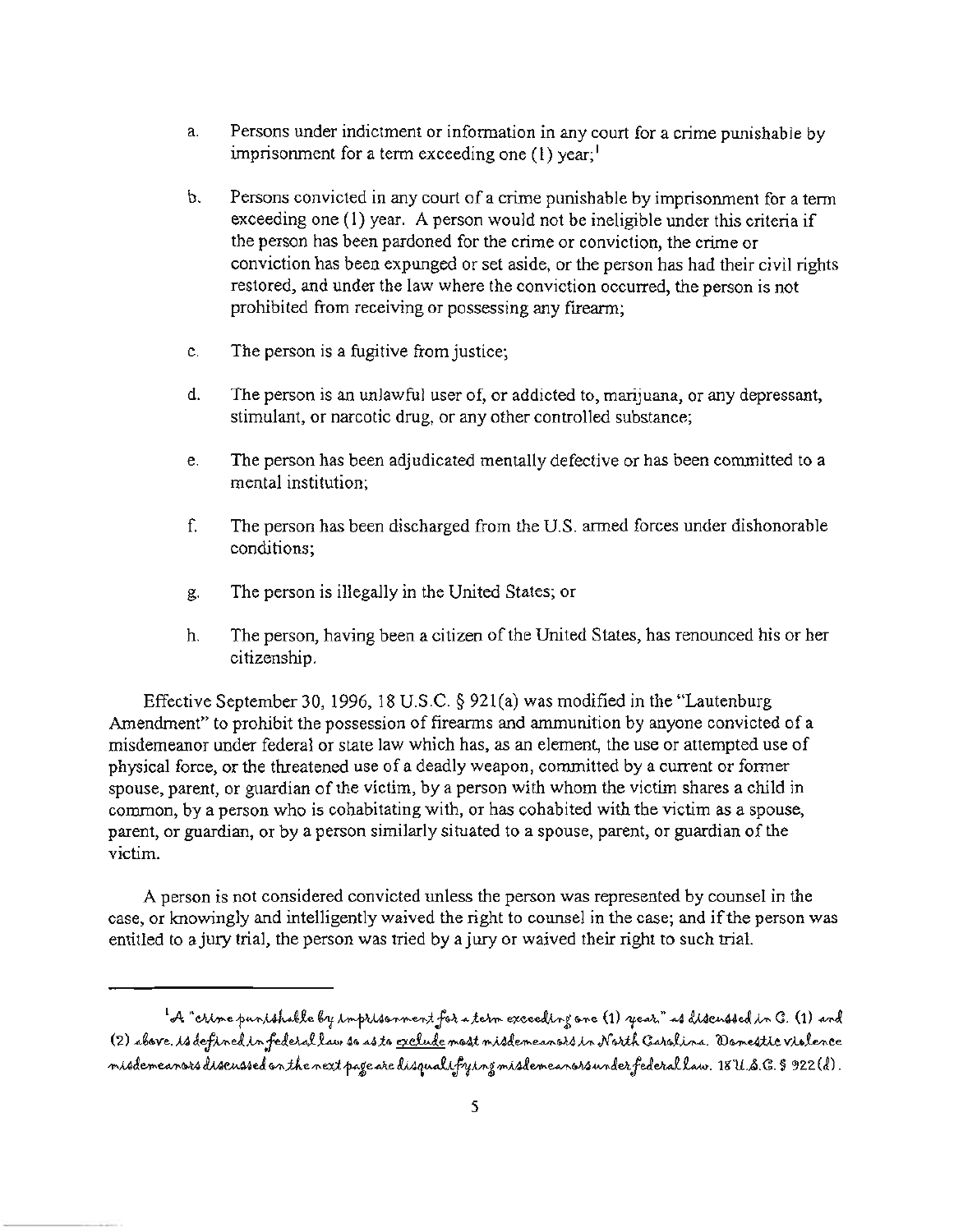a. Persons under indictment or information in any court for a crime punishable by imprisonment for a term exceeding one (1) year;[1]

b. Persons convicted in any court of a crime punishable by imprisonment for a term exceeding one (1) year. A person would not be ineligible under this criteria if the person has been pardoned for the crime or conviction, the crime or conviction has been expunged or set aside, or the person has had their civil rights restored, and under the law where the conviction occurred, the person is not prohibited from receiving or possessing any firearm;

c. The person is a fugitive from justice;

d. The person is an unlawful user of, or addicted to, marijuana, or any depressant, stimulant, or narcotic drug, or any other controlled substance;

e. The person has been adjudicated mentally defective or has been committed to a mental institution;

f. The person has been discharged from the U.S. armed forces under dishonorable conditions;

g. The person is illegally in the United States; or

h. The person, having been a citizen of the United States, has renounced his or her citizenship.

Effective September 30, 1996, 18 U.S.C. § 921(a) was modified in the "Lautenburg Amendment" to prohibit the possession of firearms and ammunition by anyone convicted of a misdemeanor under federal or state law which has, as an element, the use or attempted use of physical force, or the threatened use of a deadly weapon, committed by a current or former spouse, parent, or guardian of the victim, by a person with whom the victim shares a child in common, by a person who is cohabitating with, or has cohabited with the victim as a spouse, parent, or guardian, or by a person similarly situated to a spouse, parent, or guardian of the victim.

A person is not considered convicted unless the person was represented by counsel in the case, or knowingly and intelligently waived the right to counsel in the case; and if the person was entitled to a jury trial, the person was tried by a jury or waived their right to such trial.

---

[1] A "crime punishable by imprisonment for a term exceeding one (1) year," as discussed in G. (1) and (2) above, is defined in federal law so as to <u>exclude</u> most misdemeanors in North Carolina. Domestic violence misdemeanors discussed on the next page are disqualifying misdemeanors under federal law. 18 U.S.C. § 922(d).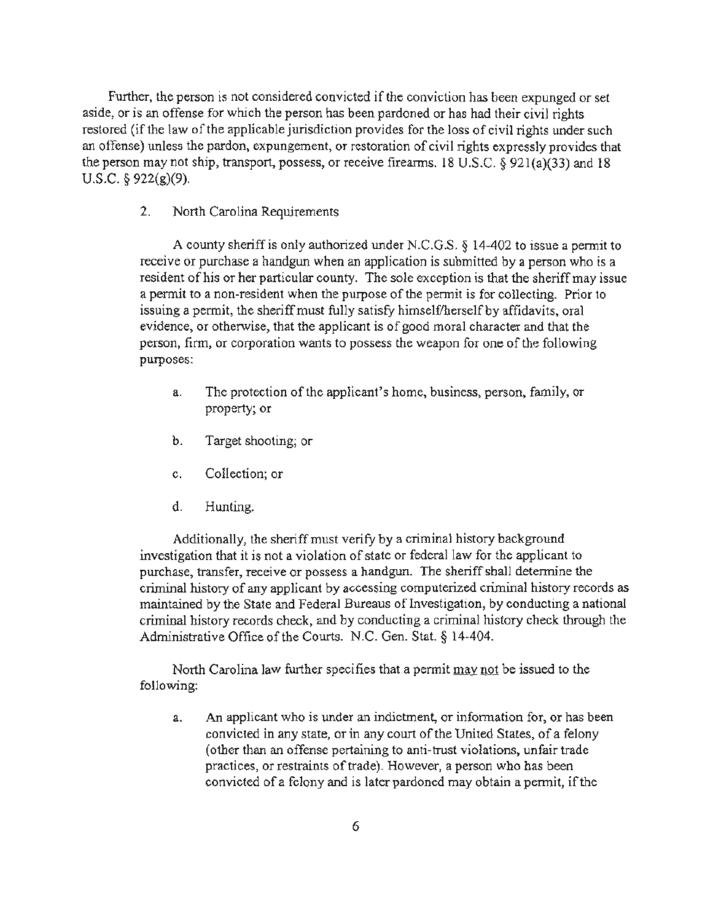Further, the person is not considered convicted if the conviction has been expunged or set aside, or is an offense for which the person has been pardoned or has had their civil rights restored (if the law of the applicable jurisdiction provides for the loss of civil rights under such an offense) unless the pardon, expungement, or restoration of civil rights expressly provides that the person may not ship, transport, possess, or receive firearms. 18 U.S.C. § 921(a)(33) and 18 U.S.C. § 922(g)(9).

2. North Carolina Requirements

A county sheriff is only authorized under N.C.G.S. § 14-402 to issue a permit to receive or purchase a handgun when an application is submitted by a person who is a resident of his or her particular county. The sole exception is that the sheriff may issue a permit to a non-resident when the purpose of the permit is for collecting. Prior to issuing a permit, the sheriff must fully satisfy himself/herself by affidavits, oral evidence, or otherwise, that the applicant is of good moral character and that the person, firm, or corporation wants to possess the weapon for one of the following purposes:

a. The protection of the applicant's home, business, person, family, or property; or

b. Target shooting; or

c. Collection; or

d. Hunting.

Additionally, the sheriff must verify by a criminal history background investigation that it is not a violation of state or federal law for the applicant to purchase, transfer, receive or possess a handgun. The sheriff shall determine the criminal history of any applicant by accessing computerized criminal history records as maintained by the State and Federal Bureaus of Investigation, by conducting a national criminal history records check, and by conducting a criminal history check through the Administrative Office of the Courts. N.C. Gen. Stat. § 14-404.

North Carolina law further specifies that a permit <u>may not</u> be issued to the following:

a. An applicant who is under an indictment, or information for, or has been convicted in any state, or in any court of the United States, of a felony (other than an offense pertaining to anti-trust violations, unfair trade practices, or restraints of trade). However, a person who has been convicted of a felony and is later pardoned may obtain a permit, if the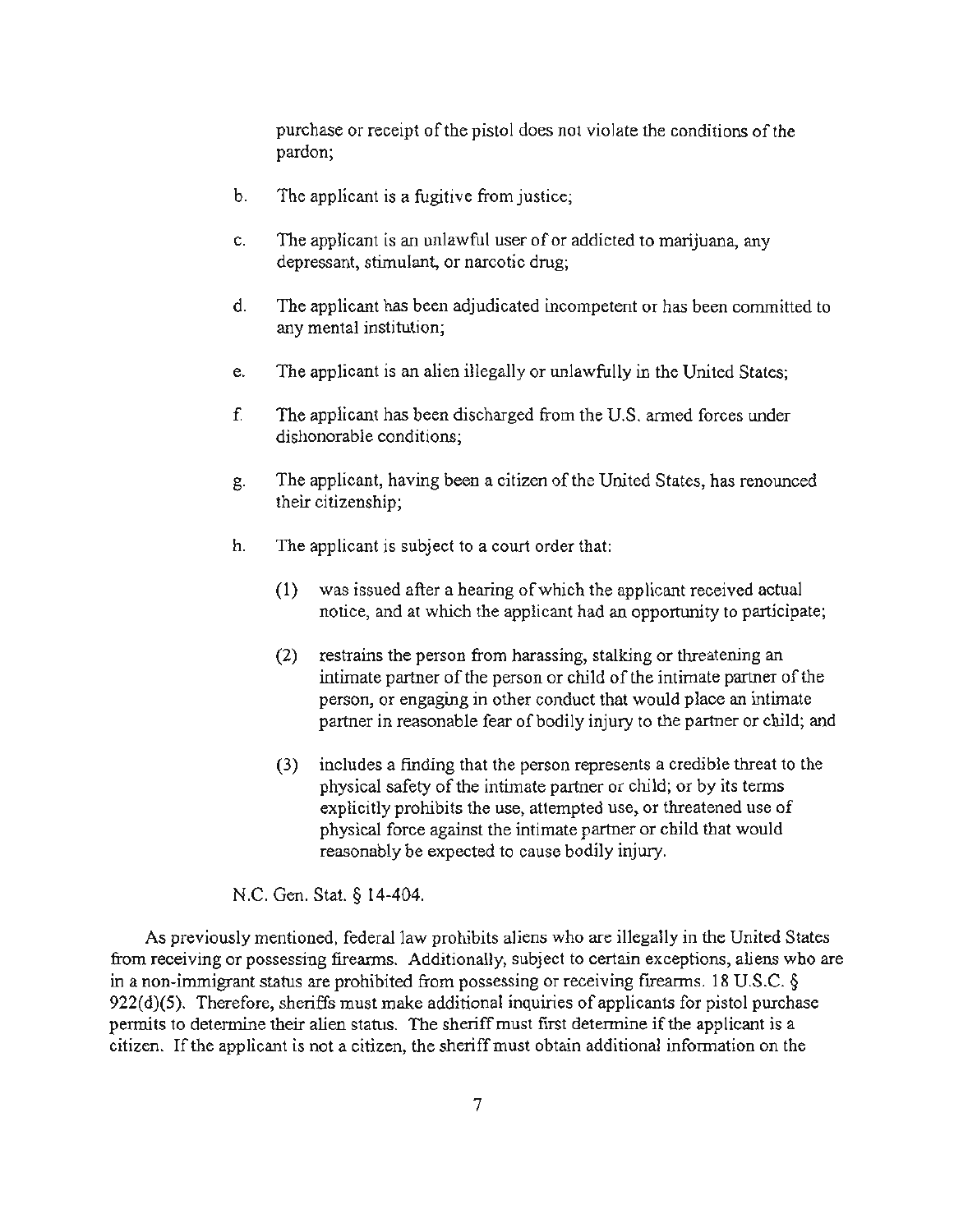purchase or receipt of the pistol does not violate the conditions of the pardon;

b. The applicant is a fugitive from justice;

c. The applicant is an unlawful user of or addicted to marijuana, any depressant, stimulant, or narcotic drug;

d. The applicant has been adjudicated incompetent or has been committed to any mental institution;

e. The applicant is an alien illegally or unlawfully in the United States;

f. The applicant has been discharged from the U.S. armed forces under dishonorable conditions;

g. The applicant, having been a citizen of the United States, has renounced their citizenship;

h. The applicant is subject to a court order that:

   (1) was issued after a hearing of which the applicant received actual notice, and at which the applicant had an opportunity to participate;

   (2) restrains the person from harassing, stalking or threatening an intimate partner of the person or child of the intimate partner of the person, or engaging in other conduct that would place an intimate partner in reasonable fear of bodily injury to the partner or child; and

   (3) includes a finding that the person represents a credible threat to the physical safety of the intimate partner or child; or by its terms explicitly prohibits the use, attempted use, or threatened use of physical force against the intimate partner or child that would reasonably be expected to cause bodily injury.

N.C. Gen. Stat. § 14-404.

As previously mentioned, federal law prohibits aliens who are illegally in the United States from receiving or possessing firearms. Additionally, subject to certain exceptions, aliens who are in a non-immigrant status are prohibited from possessing or receiving firearms. 18 U.S.C. § 922(d)(5). Therefore, sheriffs must make additional inquiries of applicants for pistol purchase permits to determine their alien status. The sheriff must first determine if the applicant is a citizen. If the applicant is not a citizen, the sheriff must obtain additional information on the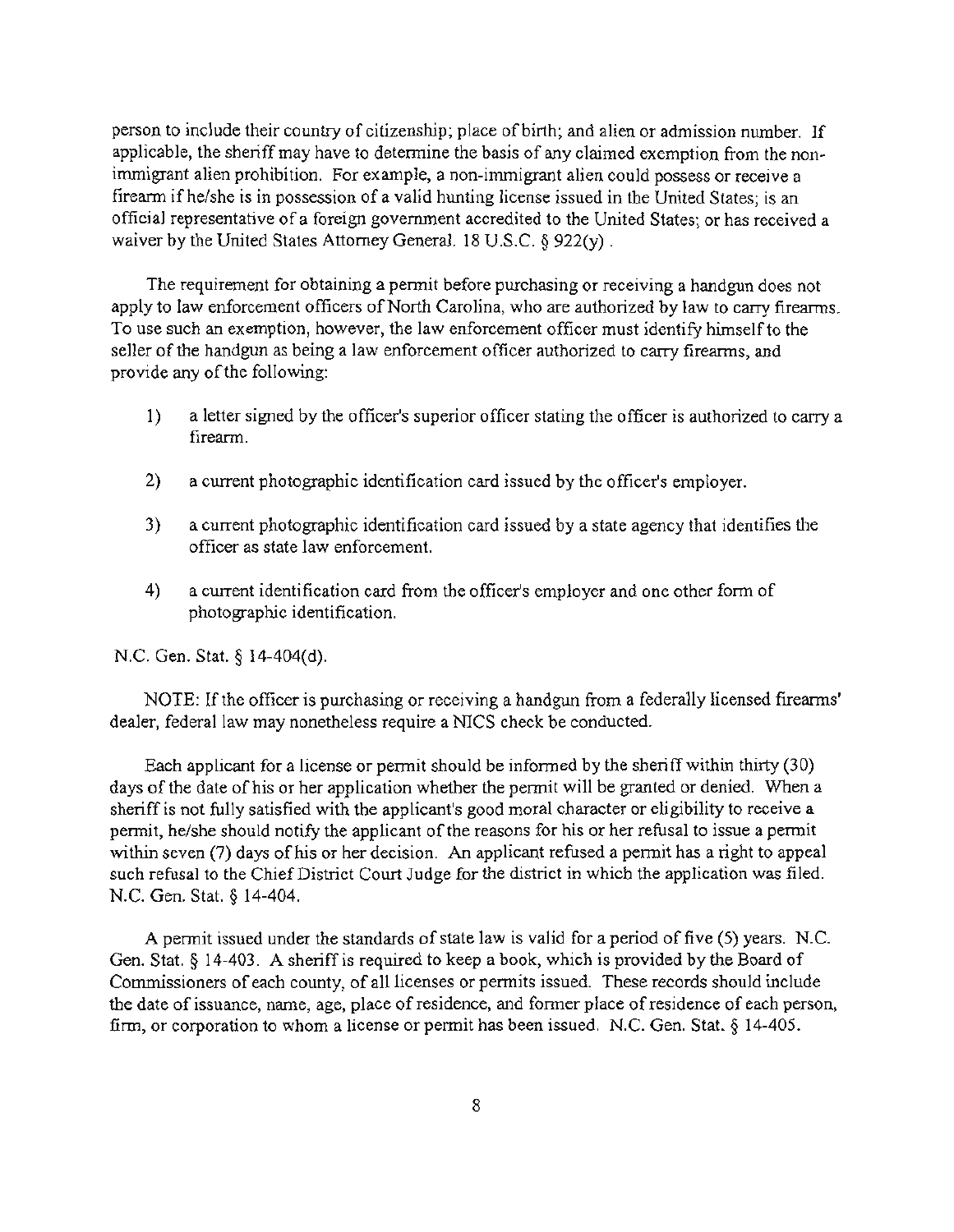person to include their country of citizenship; place of birth; and alien or admission number. If applicable, the sheriff may have to determine the basis of any claimed exemption from the non-immigrant alien prohibition. For example, a non-immigrant alien could possess or receive a firearm if he/she is in possession of a valid hunting license issued in the United States; is an official representative of a foreign government accredited to the United States; or has received a waiver by the United States Attorney General. 18 U.S.C. § 922(y).

The requirement for obtaining a permit before purchasing or receiving a handgun does not apply to law enforcement officers of North Carolina, who are authorized by law to carry firearms. To use such an exemption, however, the law enforcement officer must identify himself to the seller of the handgun as being a law enforcement officer authorized to carry firearms, and provide any of the following:

1) a letter signed by the officer's superior officer stating the officer is authorized to carry a firearm.

2) a current photographic identification card issued by the officer's employer.

3) a current photographic identification card issued by a state agency that identifies the officer as state law enforcement.

4) a current identification card from the officer's employer and one other form of photographic identification.

N.C. Gen. Stat. § 14-404(d).

NOTE: If the officer is purchasing or receiving a handgun from a federally licensed firearms' dealer, federal law may nonetheless require a NICS check be conducted.

Each applicant for a license or permit should be informed by the sheriff within thirty (30) days of the date of his or her application whether the permit will be granted or denied. When a sheriff is not fully satisfied with the applicant's good moral character or eligibility to receive a permit, he/she should notify the applicant of the reasons for his or her refusal to issue a permit within seven (7) days of his or her decision. An applicant refused a permit has a right to appeal such refusal to the Chief District Court Judge for the district in which the application was filed. N.C. Gen. Stat. § 14-404.

A permit issued under the standards of state law is valid for a period of five (5) years. N.C. Gen. Stat. § 14-403. A sheriff is required to keep a book, which is provided by the Board of Commissioners of each county, of all licenses or permits issued. These records should include the date of issuance, name, age, place of residence, and former place of residence of each person, firm, or corporation to whom a license or permit has been issued. N.C. Gen. Stat. § 14-405.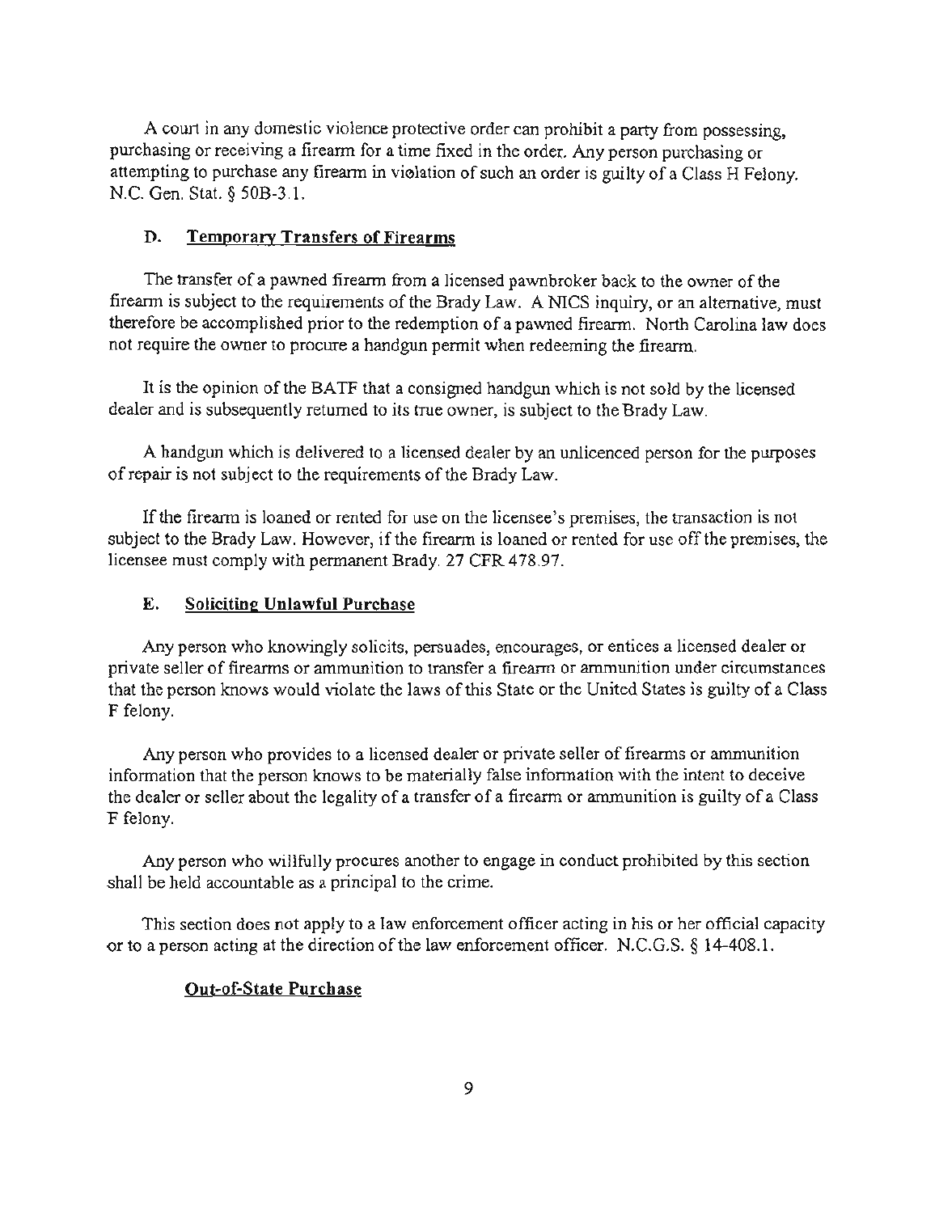A court in any domestic violence protective order can prohibit a party from possessing, purchasing or receiving a firearm for a time fixed in the order. Any person purchasing or attempting to purchase any firearm in violation of such an order is guilty of a Class H Felony. N.C. Gen. Stat. § 50B-3.1.

### D. Temporary Transfers of Firearms

The transfer of a pawned firearm from a licensed pawnbroker back to the owner of the firearm is subject to the requirements of the Brady Law. A NICS inquiry, or an alternative, must therefore be accomplished prior to the redemption of a pawned firearm. North Carolina law does not require the owner to procure a handgun permit when redeeming the firearm.

It is the opinion of the BATF that a consigned handgun which is not sold by the licensed dealer and is subsequently returned to its true owner, is subject to the Brady Law.

A handgun which is delivered to a licensed dealer by an unlicenced person for the purposes of repair is not subject to the requirements of the Brady Law.

If the firearm is loaned or rented for use on the licensee's premises, the transaction is not subject to the Brady Law. However, if the firearm is loaned or rented for use off the premises, the licensee must comply with permanent Brady. 27 CFR 478.97.

### E. Soliciting Unlawful Purchase

Any person who knowingly solicits, persuades, encourages, or entices a licensed dealer or private seller of firearms or ammunition to transfer a firearm or ammunition under circumstances that the person knows would violate the laws of this State or the United States is guilty of a Class F felony.

Any person who provides to a licensed dealer or private seller of firearms or ammunition information that the person knows to be materially false information with the intent to deceive the dealer or seller about the legality of a transfer of a firearm or ammunition is guilty of a Class F felony.

Any person who willfully procures another to engage in conduct prohibited by this section shall be held accountable as a principal to the crime.

This section does not apply to a law enforcement officer acting in his or her official capacity or to a person acting at the direction of the law enforcement officer. N.C.G.S. § 14-408.1.

### Out-of-State Purchase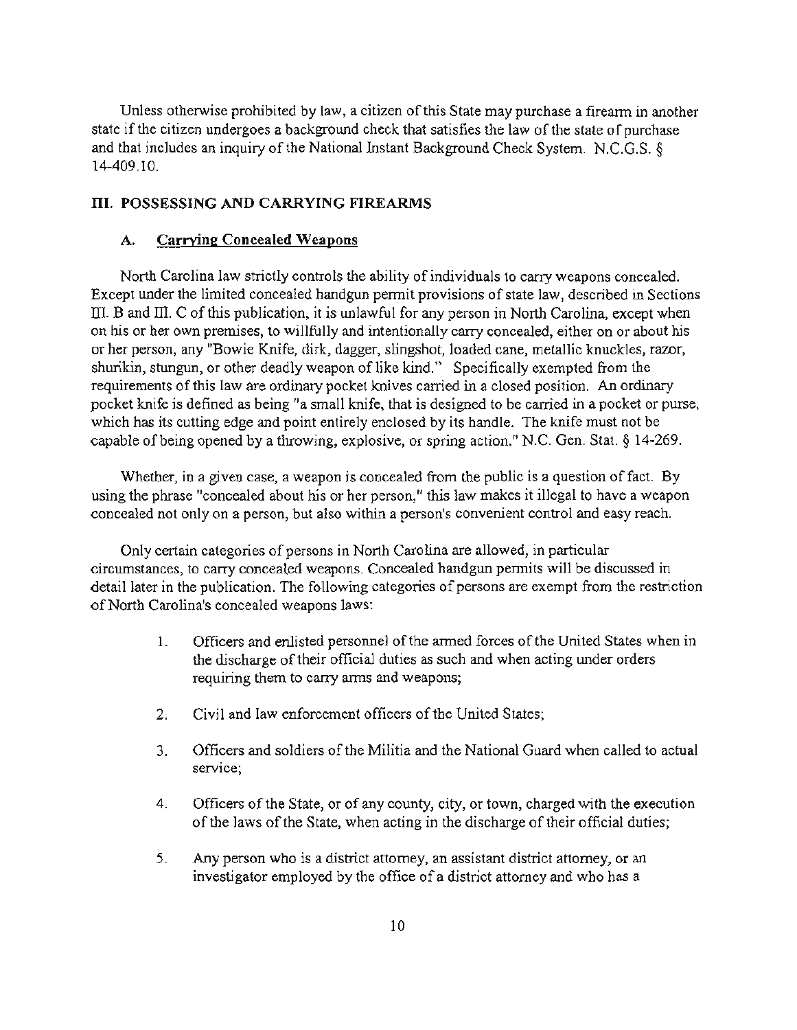Unless otherwise prohibited by law, a citizen of this State may purchase a firearm in another state if the citizen undergoes a background check that satisfies the law of the state of purchase and that includes an inquiry of the National Instant Background Check System. N.C.G.S. § 14-409.10.

## III. POSSESSING AND CARRYING FIREARMS

### A. Carrying Concealed Weapons

North Carolina law strictly controls the ability of individuals to carry weapons concealed. Except under the limited concealed handgun permit provisions of state law, described in Sections III. B and III. C of this publication, it is unlawful for any person in North Carolina, except when on his or her own premises, to willfully and intentionally carry concealed, either on or about his or her person, any "Bowie Knife, dirk, dagger, slingshot, loaded cane, metallic knuckles, razor, shurikin, stungun, or other deadly weapon of like kind." Specifically exempted from the requirements of this law are ordinary pocket knives carried in a closed position. An ordinary pocket knife is defined as being "a small knife, that is designed to be carried in a pocket or purse, which has its cutting edge and point entirely enclosed by its handle. The knife must not be capable of being opened by a throwing, explosive, or spring action." N.C. Gen. Stat. § 14-269.

Whether, in a given case, a weapon is concealed from the public is a question of fact. By using the phrase "concealed about his or her person," this law makes it illegal to have a weapon concealed not only on a person, but also within a person's convenient control and easy reach.

Only certain categories of persons in North Carolina are allowed, in particular circumstances, to carry concealed weapons. Concealed handgun permits will be discussed in detail later in the publication. The following categories of persons are exempt from the restriction of North Carolina's concealed weapons laws:

1. Officers and enlisted personnel of the armed forces of the United States when in the discharge of their official duties as such and when acting under orders requiring them to carry arms and weapons;

2. Civil and law enforcement officers of the United States;

3. Officers and soldiers of the Militia and the National Guard when called to actual service;

4. Officers of the State, or of any county, city, or town, charged with the execution of the laws of the State, when acting in the discharge of their official duties;

5. Any person who is a district attorney, an assistant district attorney, or an investigator employed by the office of a district attorney and who has a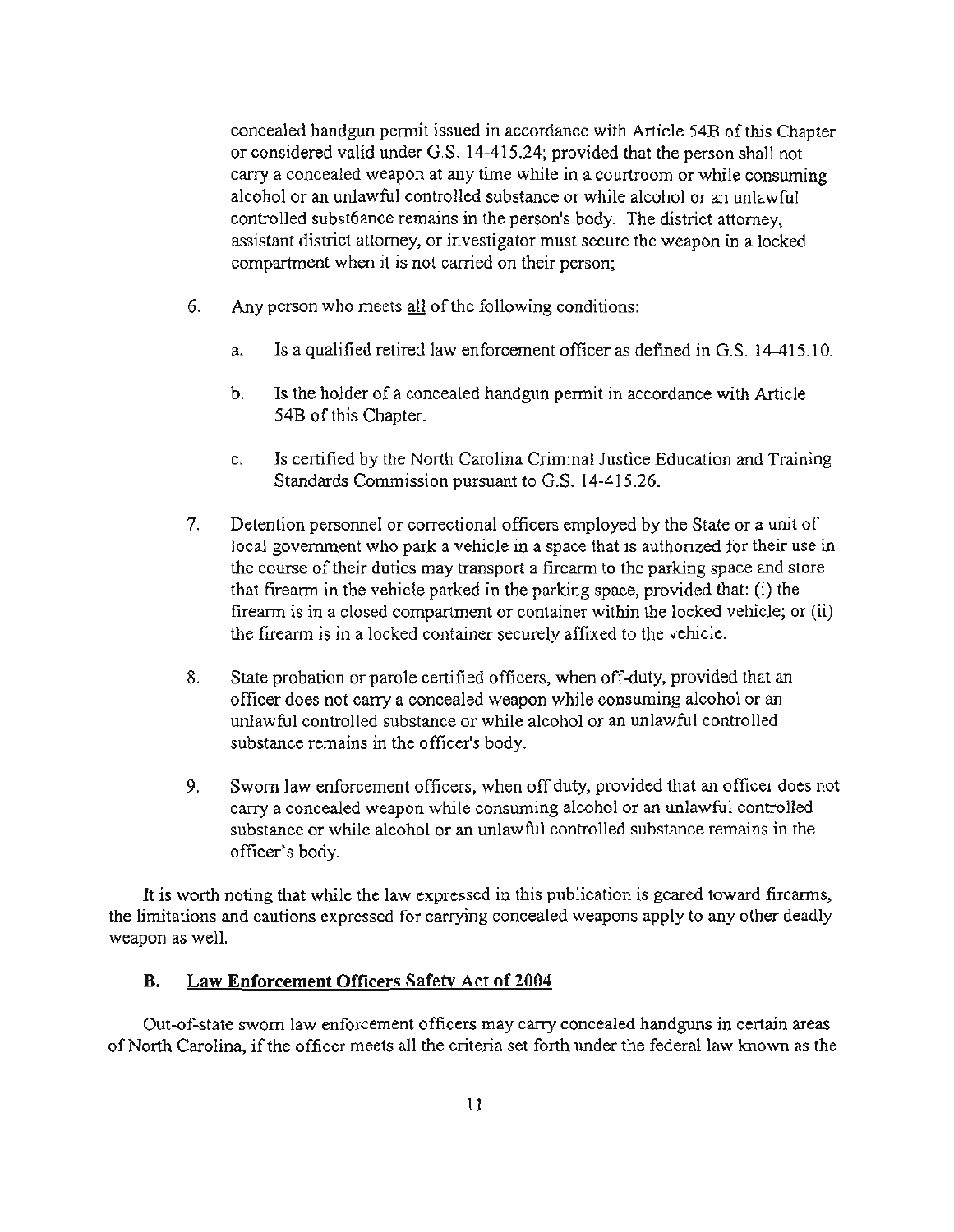concealed handgun permit issued in accordance with Article 54B of this Chapter or considered valid under G.S. 14-415.24; provided that the person shall not carry a concealed weapon at any time while in a courtroom or while consuming alcohol or an unlawful controlled substance or while alcohol or an unlawful controlled subst6ance remains in the person's body. The district attorney, assistant district attorney, or investigator must secure the weapon in a locked compartment when it is not carried on their person;

6. Any person who meets all of the following conditions:

   a. Is a qualified retired law enforcement officer as defined in G.S. 14-415.10.

   b. Is the holder of a concealed handgun permit in accordance with Article 54B of this Chapter.

   c. Is certified by the North Carolina Criminal Justice Education and Training Standards Commission pursuant to G.S. 14-415.26.

7. Detention personnel or correctional officers employed by the State or a unit of local government who park a vehicle in a space that is authorized for their use in the course of their duties may transport a firearm to the parking space and store that firearm in the vehicle parked in the parking space, provided that: (i) the firearm is in a closed compartment or container within the locked vehicle; or (ii) the firearm is in a locked container securely affixed to the vehicle.

8. State probation or parole certified officers, when off-duty, provided that an officer does not carry a concealed weapon while consuming alcohol or an unlawful controlled substance or while alcohol or an unlawful controlled substance remains in the officer's body.

9. Sworn law enforcement officers, when off duty, provided that an officer does not carry a concealed weapon while consuming alcohol or an unlawful controlled substance or while alcohol or an unlawful controlled substance remains in the officer's body.

It is worth noting that while the law expressed in this publication is geared toward firearms, the limitations and cautions expressed for carrying concealed weapons apply to any other deadly weapon as well.

### B. Law Enforcement Officers Safety Act of 2004

Out-of-state sworn law enforcement officers may carry concealed handguns in certain areas of North Carolina, if the officer meets all the criteria set forth under the federal law known as the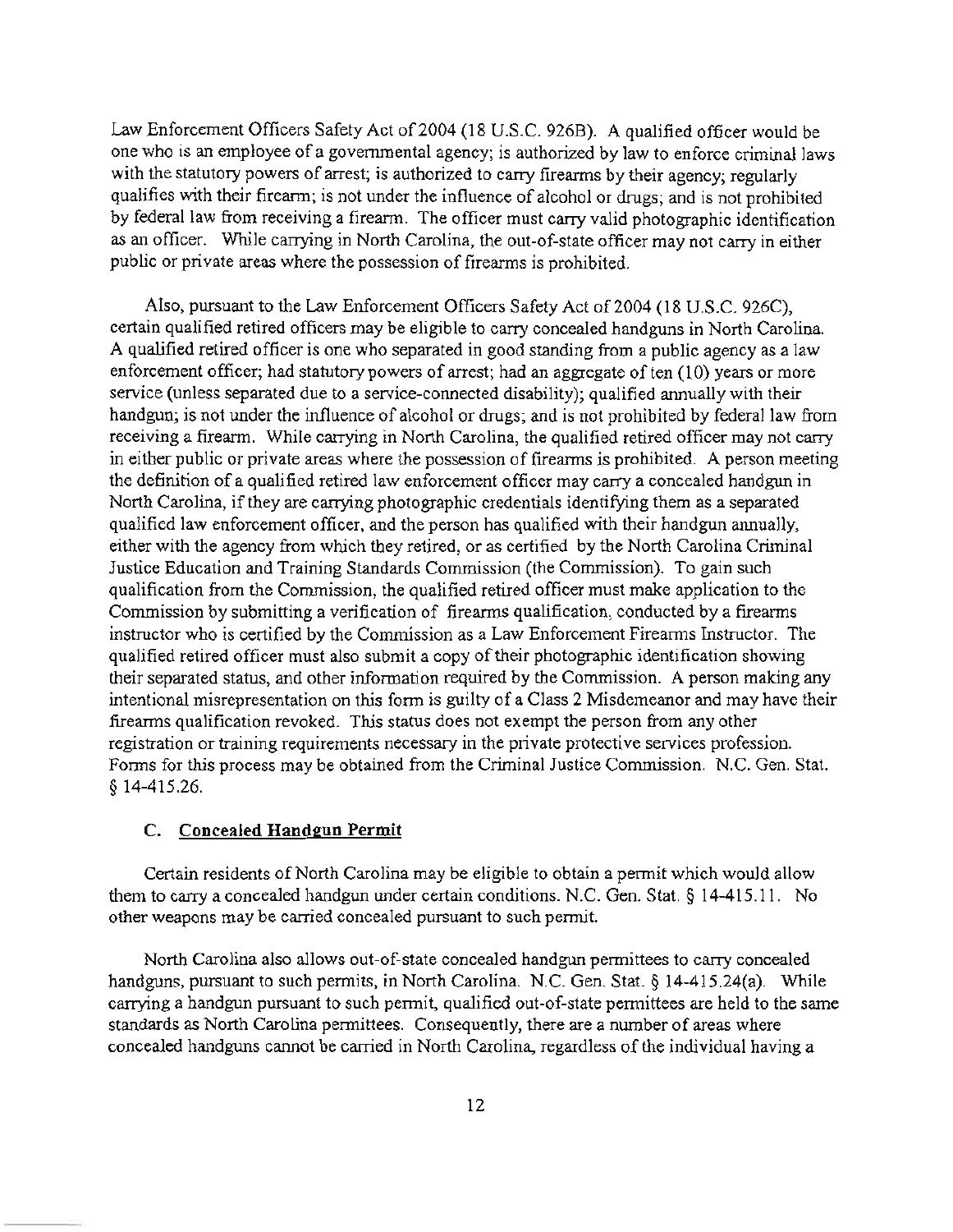Law Enforcement Officers Safety Act of 2004 (18 U.S.C. 926B). A qualified officer would be one who is an employee of a governmental agency; is authorized by law to enforce criminal laws with the statutory powers of arrest; is authorized to carry firearms by their agency; regularly qualifies with their firearm; is not under the influence of alcohol or drugs; and is not prohibited by federal law from receiving a firearm. The officer must carry valid photographic identification as an officer. While carrying in North Carolina, the out-of-state officer may not carry in either public or private areas where the possession of firearms is prohibited.

Also, pursuant to the Law Enforcement Officers Safety Act of 2004 (18 U.S.C. 926C), certain qualified retired officers may be eligible to carry concealed handguns in North Carolina. A qualified retired officer is one who separated in good standing from a public agency as a law enforcement officer; had statutory powers of arrest; had an aggregate of ten (10) years or more service (unless separated due to a service-connected disability); qualified annually with their handgun; is not under the influence of alcohol or drugs; and is not prohibited by federal law from receiving a firearm. While carrying in North Carolina, the qualified retired officer may not carry in either public or private areas where the possession of firearms is prohibited. A person meeting the definition of a qualified retired law enforcement officer may carry a concealed handgun in North Carolina, if they are carrying photographic credentials identifying them as a separated qualified law enforcement officer, and the person has qualified with their handgun annually, either with the agency from which they retired, or as certified by the North Carolina Criminal Justice Education and Training Standards Commission (the Commission). To gain such qualification from the Commission, the qualified retired officer must make application to the Commission by submitting a verification of firearms qualification, conducted by a firearms instructor who is certified by the Commission as a Law Enforcement Firearms Instructor. The qualified retired officer must also submit a copy of their photographic identification showing their separated status, and other information required by the Commission. A person making any intentional misrepresentation on this form is guilty of a Class 2 Misdemeanor and may have their firearms qualification revoked. This status does not exempt the person from any other registration or training requirements necessary in the private protective services profession. Forms for this process may be obtained from the Criminal Justice Commission. N.C. Gen. Stat. § 14-415.26.

### C. Concealed Handgun Permit

Certain residents of North Carolina may be eligible to obtain a permit which would allow them to carry a concealed handgun under certain conditions. N.C. Gen. Stat. § 14-415.11. No other weapons may be carried concealed pursuant to such permit.

North Carolina also allows out-of-state concealed handgun permittees to carry concealed handguns, pursuant to such permits, in North Carolina. N.C. Gen. Stat. § 14-415.24(a). While carrying a handgun pursuant to such permit, qualified out-of-state permittees are held to the same standards as North Carolina permittees. Consequently, there are a number of areas where concealed handguns cannot be carried in North Carolina, regardless of the individual having a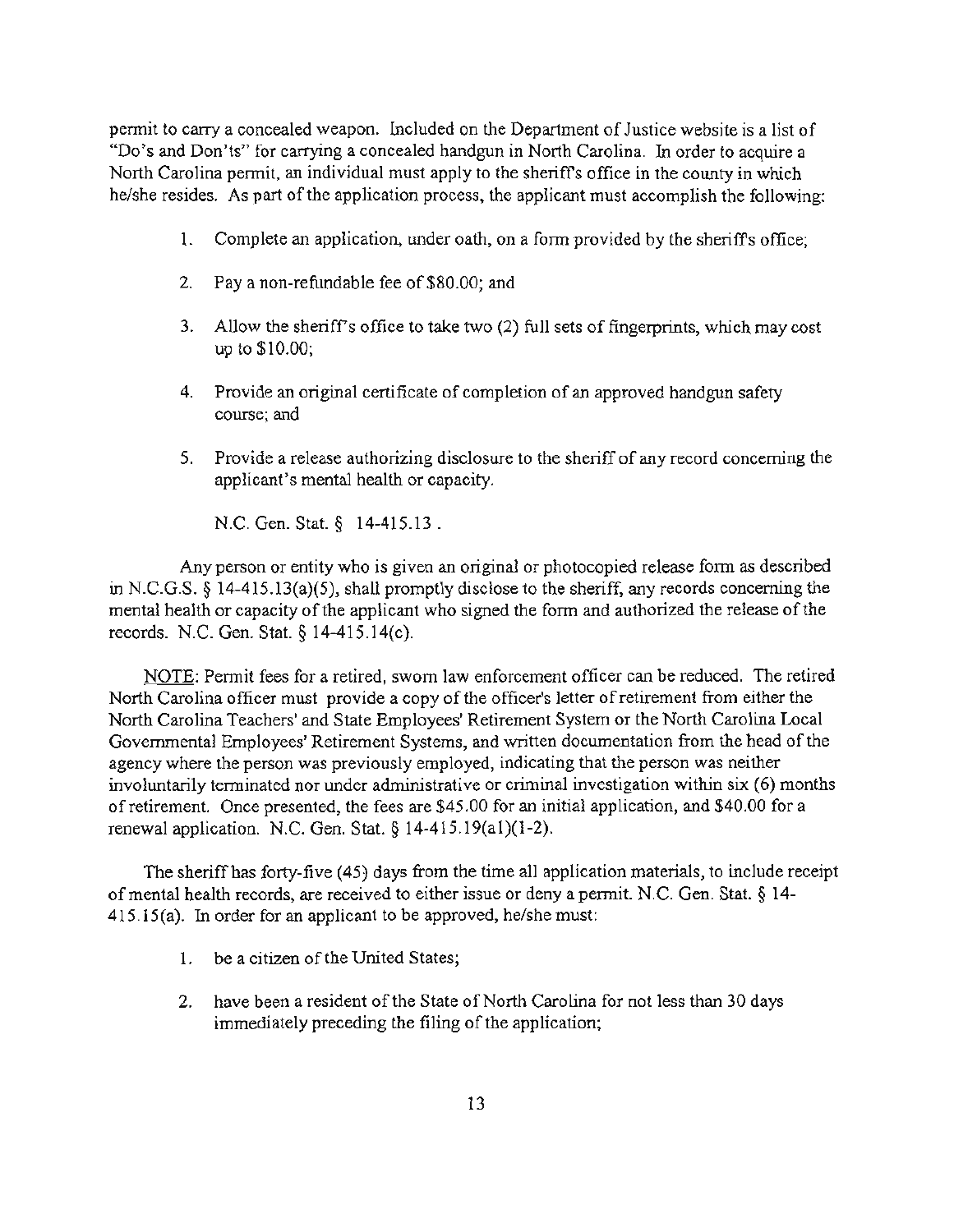permit to carry a concealed weapon. Included on the Department of Justice website is a list of "Do's and Don'ts" for carrying a concealed handgun in North Carolina. In order to acquire a North Carolina permit, an individual must apply to the sheriff's office in the county in which he/she resides. As part of the application process, the applicant must accomplish the following:

1. Complete an application, under oath, on a form provided by the sheriff's office;
2. Pay a non-refundable fee of $80.00; and
3. Allow the sheriff's office to take two (2) full sets of fingerprints, which may cost up to $10.00;
4. Provide an original certificate of completion of an approved handgun safety course; and
5. Provide a release authorizing disclosure to the sheriff of any record concerning the applicant's mental health or capacity.

N.C. Gen. Stat. § 14-415.13 .

Any person or entity who is given an original or photocopied release form as described in N.C.G.S. § 14-415.13(a)(5), shall promptly disclose to the sheriff, any records concerning the mental health or capacity of the applicant who signed the form and authorized the release of the records. N.C. Gen. Stat. § 14-415.14(c).

<u>NOTE</u>: Permit fees for a retired, sworn law enforcement officer can be reduced. The retired North Carolina officer must provide a copy of the officer's letter of retirement from either the North Carolina Teachers' and State Employees' Retirement System or the North Carolina Local Governmental Employees' Retirement Systems, and written documentation from the head of the agency where the person was previously employed, indicating that the person was neither involuntarily terminated nor under administrative or criminal investigation within six (6) months of retirement. Once presented, the fees are $45.00 for an initial application, and $40.00 for a renewal application. N.C. Gen. Stat. § 14-415.19(a1)(1-2).

The sheriff has forty-five (45) days from the time all application materials, to include receipt of mental health records, are received to either issue or deny a permit. N.C. Gen. Stat. § 14-415.15(a). In order for an applicant to be approved, he/she must:

1. be a citizen of the United States;
2. have been a resident of the State of North Carolina for not less than 30 days immediately preceding the filing of the application;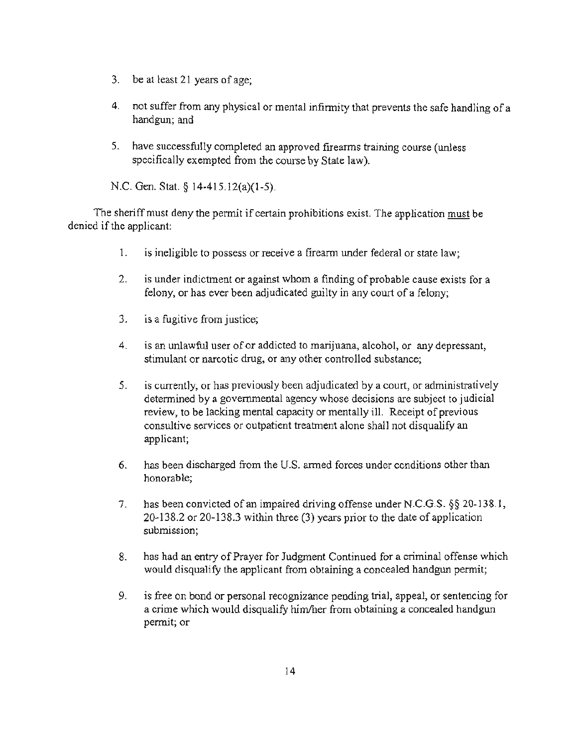3. be at least 21 years of age;

4. not suffer from any physical or mental infirmity that prevents the safe handling of a handgun; and

5. have successfully completed an approved firearms training course (unless specifically exempted from the course by State law).

N.C. Gen. Stat. § 14-415.12(a)(1-5).

The sheriff must deny the permit if certain prohibitions exist. The application must be denied if the applicant:

1. is ineligible to possess or receive a firearm under federal or state law;

2. is under indictment or against whom a finding of probable cause exists for a felony, or has ever been adjudicated guilty in any court of a felony;

3. is a fugitive from justice;

4. is an unlawful user of or addicted to marijuana, alcohol, or any depressant, stimulant or narcotic drug, or any other controlled substance;

5. is currently, or has previously been adjudicated by a court, or administratively determined by a governmental agency whose decisions are subject to judicial review, to be lacking mental capacity or mentally ill. Receipt of previous consultive services or outpatient treatment alone shall not disqualify an applicant;

6. has been discharged from the U.S. armed forces under conditions other than honorable;

7. has been convicted of an impaired driving offense under N.C.G.S. §§ 20-138.1, 20-138.2 or 20-138.3 within three (3) years prior to the date of application submission;

8. has had an entry of Prayer for Judgment Continued for a criminal offense which would disqualify the applicant from obtaining a concealed handgun permit;

9. is free on bond or personal recognizance pending trial, appeal, or sentencing for a crime which would disqualify him/her from obtaining a concealed handgun permit; or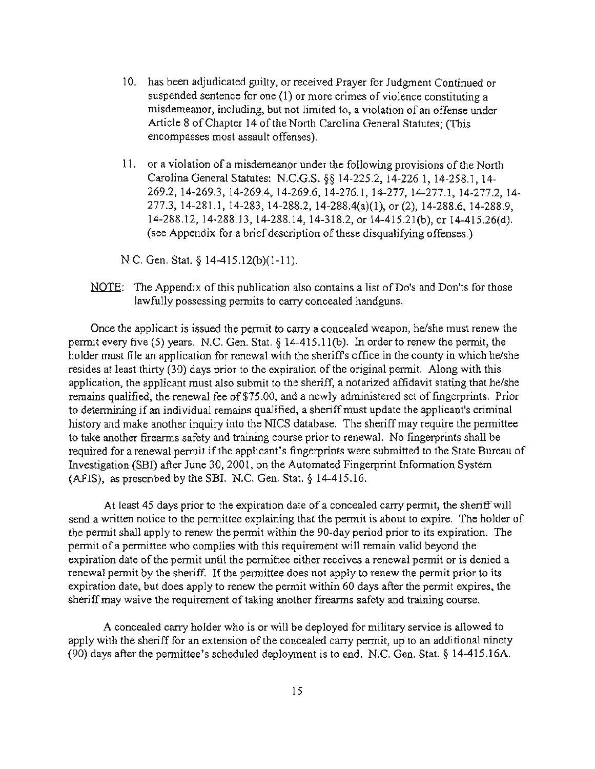10. has been adjudicated guilty, or received Prayer for Judgment Continued or suspended sentence for one (1) or more crimes of violence constituting a misdemeanor, including, but not limited to, a violation of an offense under Article 8 of Chapter 14 of the North Carolina General Statutes; (This encompasses most assault offenses).

11. or a violation of a misdemeanor under the following provisions of the North Carolina General Statutes: N.C.G.S. §§ 14-225.2, 14-226.1, 14-258.1, 14-269.2, 14-269.3, 14-269.4, 14-269.6, 14-276.1, 14-277, 14-277.1, 14-277.2, 14-277.3, 14-281.1, 14-283, 14-288.2, 14-288.4(a)(1), or (2), 14-288.6, 14-288.9, 14-288.12, 14-288.13, 14-288.14, 14-318.2, or 14-415.21(b), or 14-415.26(d). (see Appendix for a brief description of these disqualifying offenses.)

N.C. Gen. Stat. § 14-415.12(b)(1-11).

NOTE: The Appendix of this publication also contains a list of Do's and Don'ts for those lawfully possessing permits to carry concealed handguns.

Once the applicant is issued the permit to carry a concealed weapon, he/she must renew the permit every five (5) years. N.C. Gen. Stat. § 14-415.11(b). In order to renew the permit, the holder must file an application for renewal with the sheriff's office in the county in which he/she resides at least thirty (30) days prior to the expiration of the original permit. Along with this application, the applicant must also submit to the sheriff, a notarized affidavit stating that he/she remains qualified, the renewal fee of $75.00, and a newly administered set of fingerprints. Prior to determining if an individual remains qualified, a sheriff must update the applicant's criminal history and make another inquiry into the NICS database. The sheriff may require the permittee to take another firearms safety and training course prior to renewal. No fingerprints shall be required for a renewal permit if the applicant's fingerprints were submitted to the State Bureau of Investigation (SBI) after June 30, 2001, on the Automated Fingerprint Information System (AFIS), as prescribed by the SBI. N.C. Gen. Stat. § 14-415.16.

At least 45 days prior to the expiration date of a concealed carry permit, the sheriff will send a written notice to the permittee explaining that the permit is about to expire. The holder of the permit shall apply to renew the permit within the 90-day period prior to its expiration. The permit of a permittee who complies with this requirement will remain valid beyond the expiration date of the permit until the permittee either receives a renewal permit or is denied a renewal permit by the sheriff. If the permittee does not apply to renew the permit prior to its expiration date, but does apply to renew the permit within 60 days after the permit expires, the sheriff may waive the requirement of taking another firearms safety and training course.

A concealed carry holder who is or will be deployed for military service is allowed to apply with the sheriff for an extension of the concealed carry permit, up to an additional ninety (90) days after the permittee's scheduled deployment is to end. N.C. Gen. Stat. § 14-415.16A.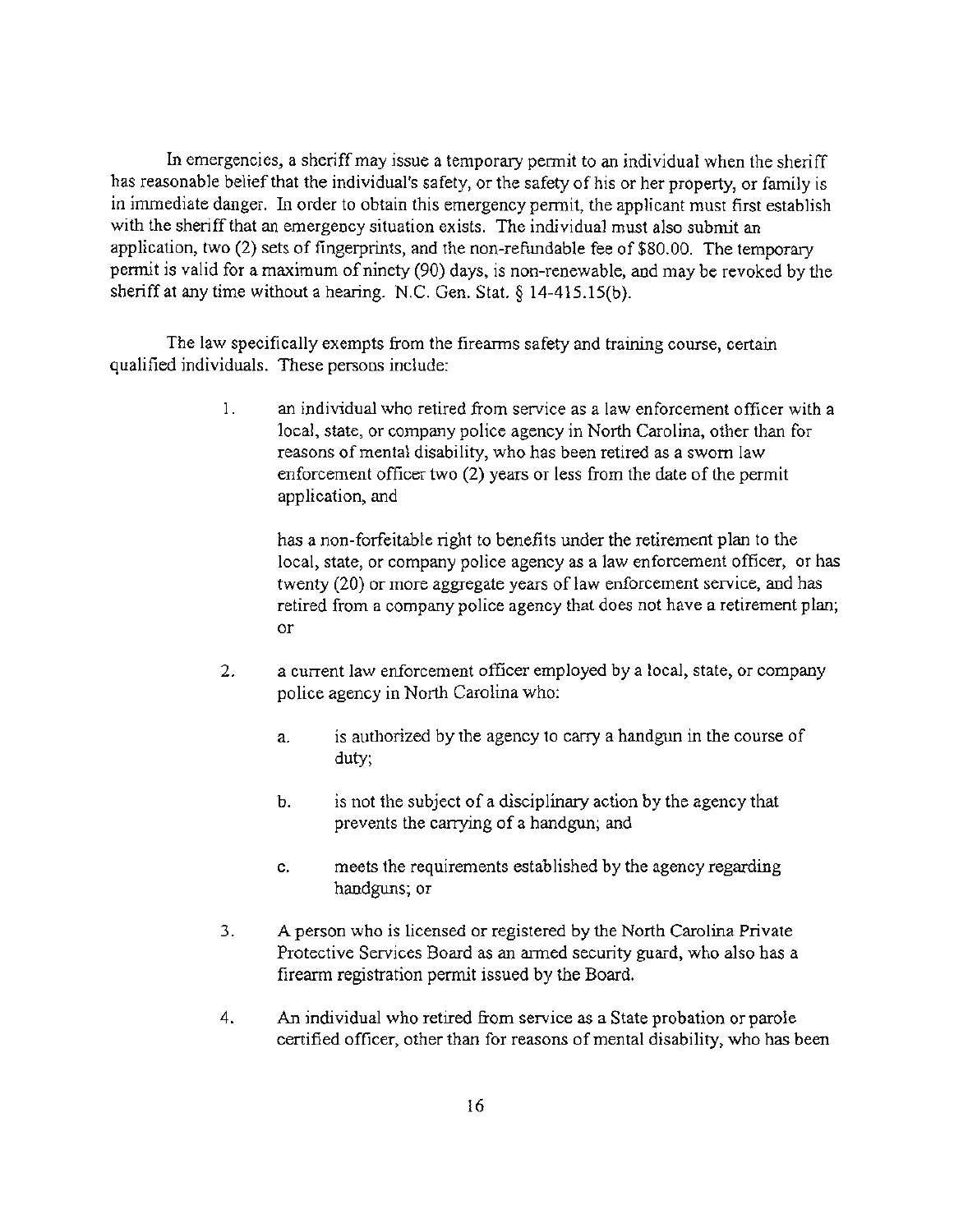In emergencies, a sheriff may issue a temporary permit to an individual when the sheriff has reasonable belief that the individual's safety, or the safety of his or her property, or family is in immediate danger. In order to obtain this emergency permit, the applicant must first establish with the sheriff that an emergency situation exists. The individual must also submit an application, two (2) sets of fingerprints, and the non-refundable fee of $80.00. The temporary permit is valid for a maximum of ninety (90) days, is non-renewable, and may be revoked by the sheriff at any time without a hearing. N.C. Gen. Stat. § 14-415.15(b).

The law specifically exempts from the firearms safety and training course, certain qualified individuals. These persons include:

1. an individual who retired from service as a law enforcement officer with a local, state, or company police agency in North Carolina, other than for reasons of mental disability, who has been retired as a sworn law enforcement officer two (2) years or less from the date of the permit application, and

   has a non-forfeitable right to benefits under the retirement plan to the local, state, or company police agency as a law enforcement officer, or has twenty (20) or more aggregate years of law enforcement service, and has retired from a company police agency that does not have a retirement plan; or

2. a current law enforcement officer employed by a local, state, or company police agency in North Carolina who:

   a. is authorized by the agency to carry a handgun in the course of duty;

   b. is not the subject of a disciplinary action by the agency that prevents the carrying of a handgun; and

   c. meets the requirements established by the agency regarding handguns; or

3. A person who is licensed or registered by the North Carolina Private Protective Services Board as an armed security guard, who also has a firearm registration permit issued by the Board.

4. An individual who retired from service as a State probation or parole certified officer, other than for reasons of mental disability, who has been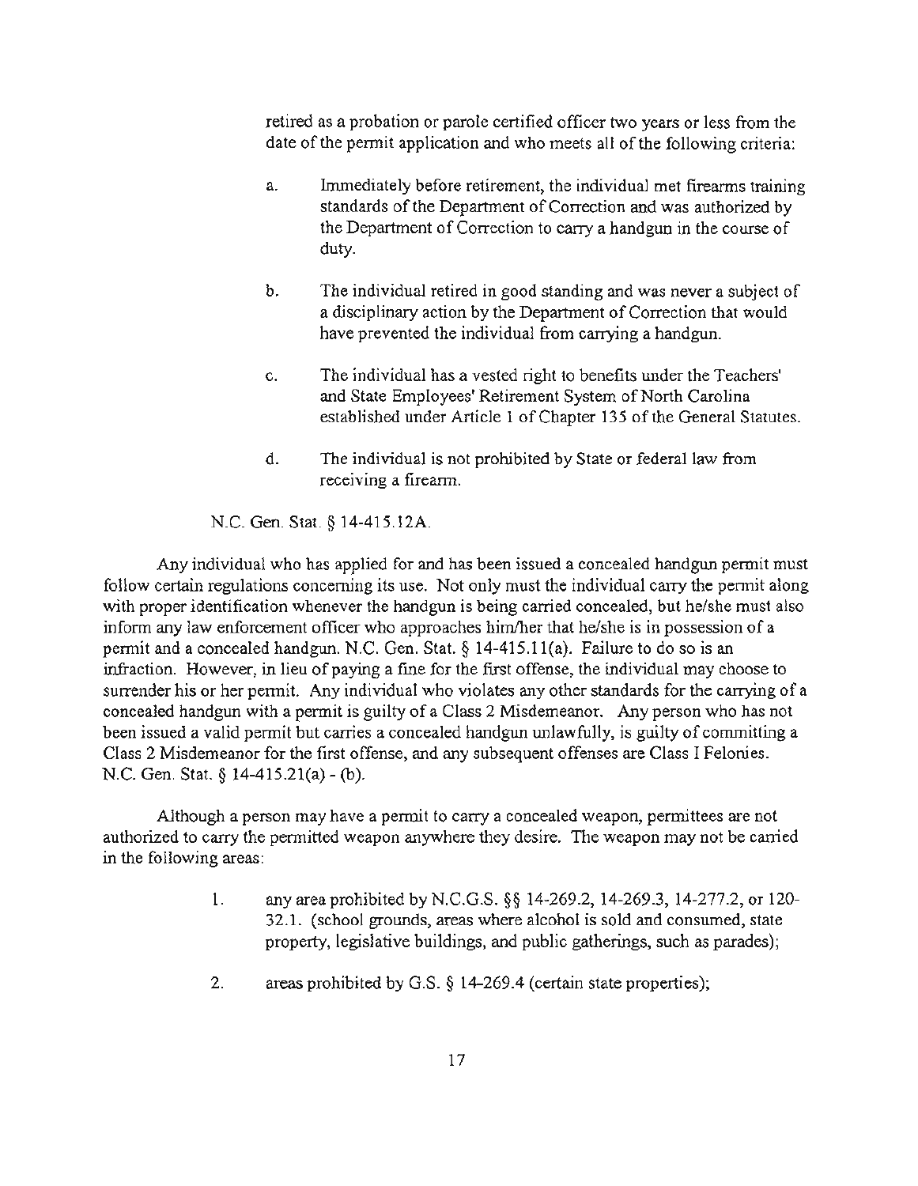retired as a probation or parole certified officer two years or less from the date of the permit application and who meets all of the following criteria:

a. Immediately before retirement, the individual met firearms training standards of the Department of Correction and was authorized by the Department of Correction to carry a handgun in the course of duty.

b. The individual retired in good standing and was never a subject of a disciplinary action by the Department of Correction that would have prevented the individual from carrying a handgun.

c. The individual has a vested right to benefits under the Teachers' and State Employees' Retirement System of North Carolina established under Article 1 of Chapter 135 of the General Statutes.

d. The individual is not prohibited by State or federal law from receiving a firearm.

N.C. Gen. Stat. § 14-415.12A.

Any individual who has applied for and has been issued a concealed handgun permit must follow certain regulations concerning its use. Not only must the individual carry the permit along with proper identification whenever the handgun is being carried concealed, but he/she must also inform any law enforcement officer who approaches him/her that he/she is in possession of a permit and a concealed handgun. N.C. Gen. Stat. § 14-415.11(a). Failure to do so is an infraction. However, in lieu of paying a fine for the first offense, the individual may choose to surrender his or her permit. Any individual who violates any other standards for the carrying of a concealed handgun with a permit is guilty of a Class 2 Misdemeanor. Any person who has not been issued a valid permit but carries a concealed handgun unlawfully, is guilty of committing a Class 2 Misdemeanor for the first offense, and any subsequent offenses are Class I Felonies. N.C. Gen. Stat. § 14-415.21(a) - (b).

Although a person may have a permit to carry a concealed weapon, permittees are not authorized to carry the permitted weapon anywhere they desire. The weapon may not be carried in the following areas:

1. any area prohibited by N.C.G.S. §§ 14-269.2, 14-269.3, 14-277.2, or 120-32.1. (school grounds, areas where alcohol is sold and consumed, state property, legislative buildings, and public gatherings, such as parades);

2. areas prohibited by G.S. § 14-269.4 (certain state properties);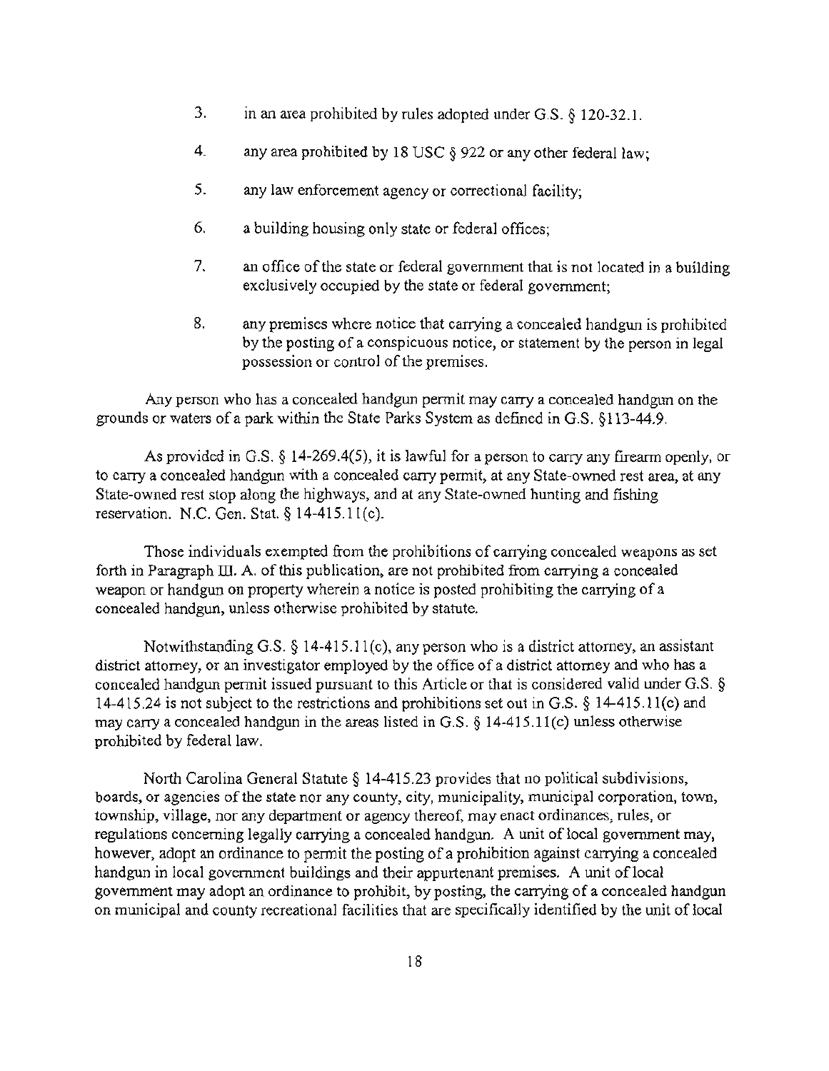3. in an area prohibited by rules adopted under G.S. § 120-32.1.

4. any area prohibited by 18 USC § 922 or any other federal law;

5. any law enforcement agency or correctional facility;

6. a building housing only state or federal offices;

7. an office of the state or federal government that is not located in a building exclusively occupied by the state or federal government;

8. any premises where notice that carrying a concealed handgun is prohibited by the posting of a conspicuous notice, or statement by the person in legal possession or control of the premises.

Any person who has a concealed handgun permit may carry a concealed handgun on the grounds or waters of a park within the State Parks System as defined in G.S. §113-44.9.

As provided in G.S. § 14-269.4(5), it is lawful for a person to carry any firearm openly, or to carry a concealed handgun with a concealed carry permit, at any State-owned rest area, at any State-owned rest stop along the highways, and at any State-owned hunting and fishing reservation. N.C. Gen. Stat. § 14-415.11(c).

Those individuals exempted from the prohibitions of carrying concealed weapons as set forth in Paragraph III. A. of this publication, are not prohibited from carrying a concealed weapon or handgun on property wherein a notice is posted prohibiting the carrying of a concealed handgun, unless otherwise prohibited by statute.

Notwithstanding G.S. § 14-415.11(c), any person who is a district attorney, an assistant district attorney, or an investigator employed by the office of a district attorney and who has a concealed handgun permit issued pursuant to this Article or that is considered valid under G.S. § 14-415.24 is not subject to the restrictions and prohibitions set out in G.S. § 14-415.11(c) and may carry a concealed handgun in the areas listed in G.S. § 14-415.11(c) unless otherwise prohibited by federal law.

North Carolina General Statute § 14-415.23 provides that no political subdivisions, boards, or agencies of the state nor any county, city, municipality, municipal corporation, town, township, village, nor any department or agency thereof, may enact ordinances, rules, or regulations concerning legally carrying a concealed handgun. A unit of local government may, however, adopt an ordinance to permit the posting of a prohibition against carrying a concealed handgun in local government buildings and their appurtenant premises. A unit of local government may adopt an ordinance to prohibit, by posting, the carrying of a concealed handgun on municipal and county recreational facilities that are specifically identified by the unit of local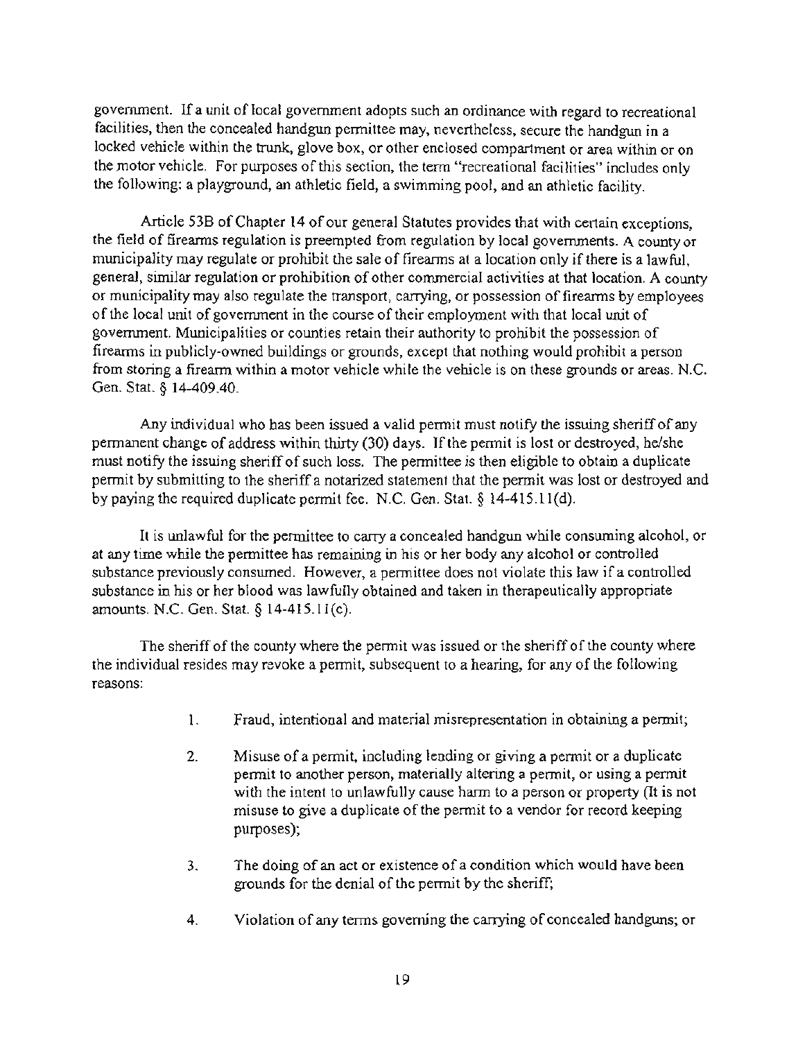government. If a unit of local government adopts such an ordinance with regard to recreational facilities, then the concealed handgun permittee may, nevertheless, secure the handgun in a locked vehicle within the trunk, glove box, or other enclosed compartment or area within or on the motor vehicle. For purposes of this section, the term "recreational facilities" includes only the following: a playground, an athletic field, a swimming pool, and an athletic facility.

Article 53B of Chapter 14 of our general Statutes provides that with certain exceptions, the field of firearms regulation is preempted from regulation by local governments. A county or municipality may regulate or prohibit the sale of firearms at a location only if there is a lawful, general, similar regulation or prohibition of other commercial activities at that location. A county or municipality may also regulate the transport, carrying, or possession of firearms by employees of the local unit of government in the course of their employment with that local unit of government. Municipalities or counties retain their authority to prohibit the possession of firearms in publicly-owned buildings or grounds, except that nothing would prohibit a person from storing a firearm within a motor vehicle while the vehicle is on these grounds or areas. N.C. Gen. Stat. § 14-409.40.

Any individual who has been issued a valid permit must notify the issuing sheriff of any permanent change of address within thirty (30) days. If the permit is lost or destroyed, he/she must notify the issuing sheriff of such loss. The permittee is then eligible to obtain a duplicate permit by submitting to the sheriff a notarized statement that the permit was lost or destroyed and by paying the required duplicate permit fee. N.C. Gen. Stat. § 14-415.11(d).

It is unlawful for the permittee to carry a concealed handgun while consuming alcohol, or at any time while the permittee has remaining in his or her body any alcohol or controlled substance previously consumed. However, a permittee does not violate this law if a controlled substance in his or her blood was lawfully obtained and taken in therapeutically appropriate amounts. N.C. Gen. Stat. § 14-415.11(c).

The sheriff of the county where the permit was issued or the sheriff of the county where the individual resides may revoke a permit, subsequent to a hearing, for any of the following reasons:

1. Fraud, intentional and material misrepresentation in obtaining a permit;

2. Misuse of a permit, including lending or giving a permit or a duplicate permit to another person, materially altering a permit, or using a permit with the intent to unlawfully cause harm to a person or property (It is not misuse to give a duplicate of the permit to a vendor for record keeping purposes);

3. The doing of an act or existence of a condition which would have been grounds for the denial of the permit by the sheriff;

4. Violation of any terms governing the carrying of concealed handguns; or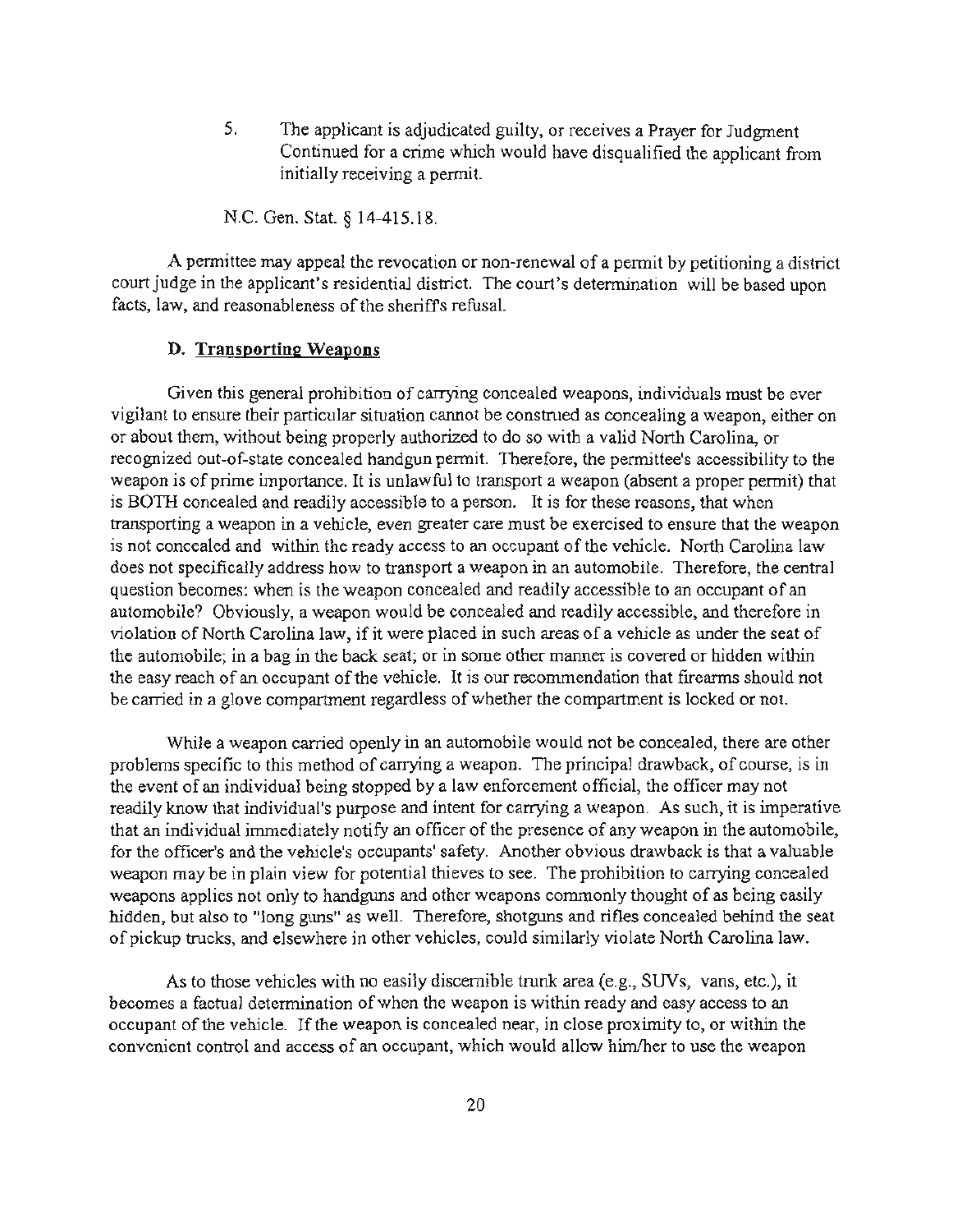5. The applicant is adjudicated guilty, or receives a Prayer for Judgment Continued for a crime which would have disqualified the applicant from initially receiving a permit.

N.C. Gen. Stat. § 14-415.18.

A permittee may appeal the revocation or non-renewal of a permit by petitioning a district court judge in the applicant's residential district. The court's determination will be based upon facts, law, and reasonableness of the sheriff's refusal.

### D. Transporting Weapons

Given this general prohibition of carrying concealed weapons, individuals must be ever vigilant to ensure their particular situation cannot be construed as concealing a weapon, either on or about them, without being properly authorized to do so with a valid North Carolina, or recognized out-of-state concealed handgun permit. Therefore, the permittee's accessibility to the weapon is of prime importance. It is unlawful to transport a weapon (absent a proper permit) that is BOTH concealed and readily accessible to a person. It is for these reasons, that when transporting a weapon in a vehicle, even greater care must be exercised to ensure that the weapon is not concealed and within the ready access to an occupant of the vehicle. North Carolina law does not specifically address how to transport a weapon in an automobile. Therefore, the central question becomes: when is the weapon concealed and readily accessible to an occupant of an automobile? Obviously, a weapon would be concealed and readily accessible, and therefore in violation of North Carolina law, if it were placed in such areas of a vehicle as under the seat of the automobile; in a bag in the back seat; or in some other manner is covered or hidden within the easy reach of an occupant of the vehicle. It is our recommendation that firearms should not be carried in a glove compartment regardless of whether the compartment is locked or not.

While a weapon carried openly in an automobile would not be concealed, there are other problems specific to this method of carrying a weapon. The principal drawback, of course, is in the event of an individual being stopped by a law enforcement official, the officer may not readily know that individual's purpose and intent for carrying a weapon. As such, it is imperative that an individual immediately notify an officer of the presence of any weapon in the automobile, for the officer's and the vehicle's occupants' safety. Another obvious drawback is that a valuable weapon may be in plain view for potential thieves to see. The prohibition to carrying concealed weapons applies not only to handguns and other weapons commonly thought of as being easily hidden, but also to "long guns" as well. Therefore, shotguns and rifles concealed behind the seat of pickup trucks, and elsewhere in other vehicles, could similarly violate North Carolina law.

As to those vehicles with no easily discernible trunk area (e.g., SUVs, vans, etc.), it becomes a factual determination of when the weapon is within ready and easy access to an occupant of the vehicle. If the weapon is concealed near, in close proximity to, or within the convenient control and access of an occupant, which would allow him/her to use the weapon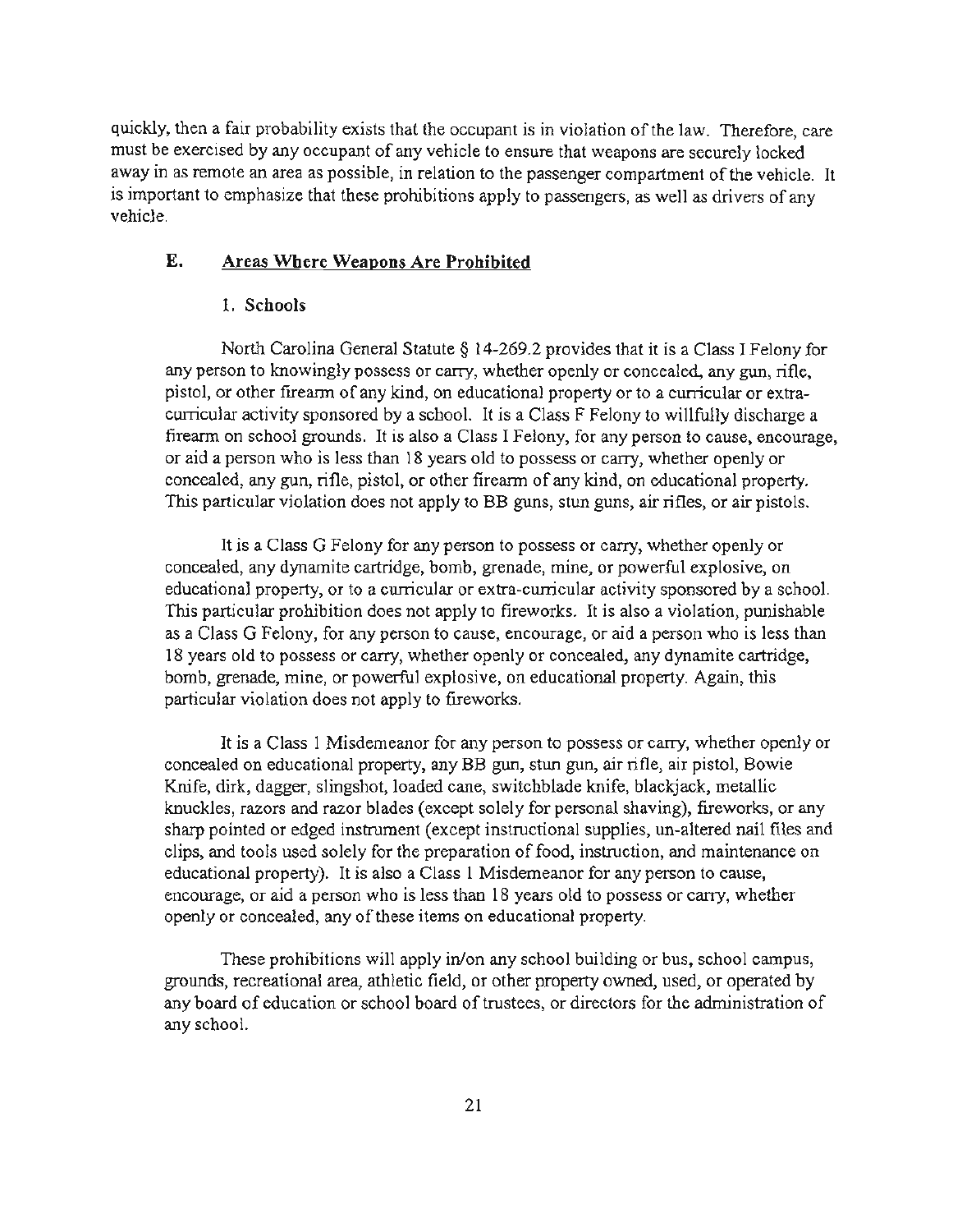quickly, then a fair probability exists that the occupant is in violation of the law. Therefore, care must be exercised by any occupant of any vehicle to ensure that weapons are securely locked away in as remote an area as possible, in relation to the passenger compartment of the vehicle. It is important to emphasize that these prohibitions apply to passengers, as well as drivers of any vehicle.

## E. Areas Where Weapons Are Prohibited

### 1. Schools

North Carolina General Statute § 14-269.2 provides that it is a Class I Felony for any person to knowingly possess or carry, whether openly or concealed, any gun, rifle, pistol, or other firearm of any kind, on educational property or to a curricular or extra-curricular activity sponsored by a school. It is a Class F Felony to willfully discharge a firearm on school grounds. It is also a Class I Felony, for any person to cause, encourage, or aid a person who is less than 18 years old to possess or carry, whether openly or concealed, any gun, rifle, pistol, or other firearm of any kind, on educational property. This particular violation does not apply to BB guns, stun guns, air rifles, or air pistols.

It is a Class G Felony for any person to possess or carry, whether openly or concealed, any dynamite cartridge, bomb, grenade, mine, or powerful explosive, on educational property, or to a curricular or extra-curricular activity sponsored by a school. This particular prohibition does not apply to fireworks. It is also a violation, punishable as a Class G Felony, for any person to cause, encourage, or aid a person who is less than 18 years old to possess or carry, whether openly or concealed, any dynamite cartridge, bomb, grenade, mine, or powerful explosive, on educational property. Again, this particular violation does not apply to fireworks.

It is a Class 1 Misdemeanor for any person to possess or carry, whether openly or concealed on educational property, any BB gun, stun gun, air rifle, air pistol, Bowie Knife, dirk, dagger, slingshot, loaded cane, switchblade knife, blackjack, metallic knuckles, razors and razor blades (except solely for personal shaving), fireworks, or any sharp pointed or edged instrument (except instructional supplies, un-altered nail files and clips, and tools used solely for the preparation of food, instruction, and maintenance on educational property). It is also a Class 1 Misdemeanor for any person to cause, encourage, or aid a person who is less than 18 years old to possess or carry, whether openly or concealed, any of these items on educational property.

These prohibitions will apply in/on any school building or bus, school campus, grounds, recreational area, athletic field, or other property owned, used, or operated by any board of education or school board of trustees, or directors for the administration of any school.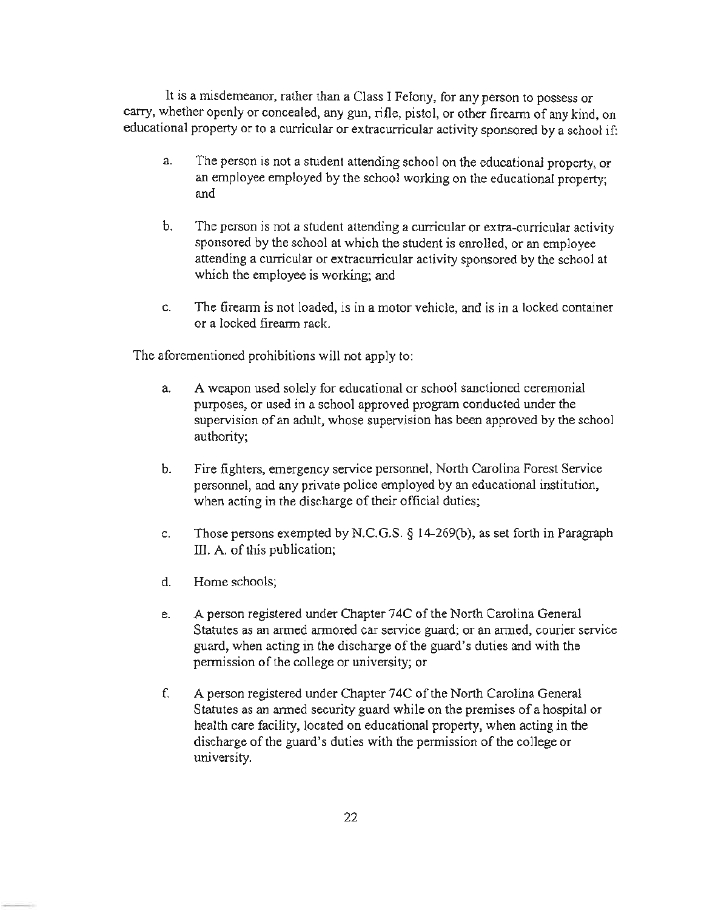It is a misdemeanor, rather than a Class I Felony, for any person to possess or carry, whether openly or concealed, any gun, rifle, pistol, or other firearm of any kind, on educational property or to a curricular or extracurricular activity sponsored by a school if:

a. The person is not a student attending school on the educational property, or an employee employed by the school working on the educational property; and

b. The person is not a student attending a curricular or extra-curricular activity sponsored by the school at which the student is enrolled, or an employee attending a curricular or extracurricular activity sponsored by the school at which the employee is working; and

c. The firearm is not loaded, is in a motor vehicle, and is in a locked container or a locked firearm rack.

The aforementioned prohibitions will not apply to:

a. A weapon used solely for educational or school sanctioned ceremonial purposes, or used in a school approved program conducted under the supervision of an adult, whose supervision has been approved by the school authority;

b. Fire fighters, emergency service personnel, North Carolina Forest Service personnel, and any private police employed by an educational institution, when acting in the discharge of their official duties;

c. Those persons exempted by N.C.G.S. § 14-269(b), as set forth in Paragraph III. A. of this publication;

d. Home schools;

e. A person registered under Chapter 74C of the North Carolina General Statutes as an armed armored car service guard; or an armed, courier service guard, when acting in the discharge of the guard's duties and with the permission of the college or university; or

f. A person registered under Chapter 74C of the North Carolina General Statutes as an armed security guard while on the premises of a hospital or health care facility, located on educational property, when acting in the discharge of the guard's duties with the permission of the college or university.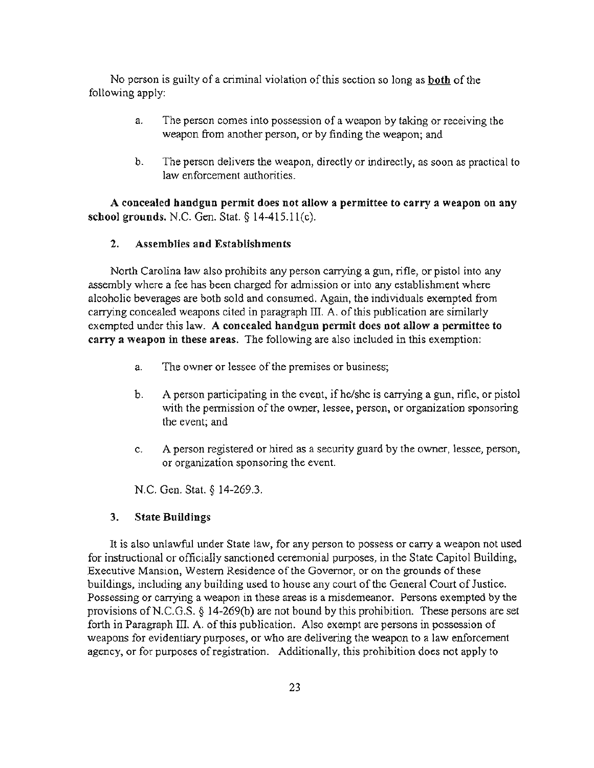No person is guilty of a criminal violation of this section so long as **both** of the following apply:

a. The person comes into possession of a weapon by taking or receiving the weapon from another person, or by finding the weapon; and

b. The person delivers the weapon, directly or indirectly, as soon as practical to law enforcement authorities.

**A concealed handgun permit does not allow a permittee to carry a weapon on any school grounds.** N.C. Gen. Stat. § 14-415.11(c).

### 2. Assemblies and Establishments

North Carolina law also prohibits any person carrying a gun, rifle, or pistol into any assembly where a fee has been charged for admission or into any establishment where alcoholic beverages are both sold and consumed. Again, the individuals exempted from carrying concealed weapons cited in paragraph III. A. of this publication are similarly exempted under this law. **A concealed handgun permit does not allow a permittee to carry a weapon in these areas.** The following are also included in this exemption:

a. The owner or lessee of the premises or business;

b. A person participating in the event, if he/she is carrying a gun, rifle, or pistol with the permission of the owner, lessee, person, or organization sponsoring the event; and

c. A person registered or hired as a security guard by the owner, lessee, person, or organization sponsoring the event.

N.C. Gen. Stat. § 14-269.3.

### 3. State Buildings

It is also unlawful under State law, for any person to possess or carry a weapon not used for instructional or officially sanctioned ceremonial purposes, in the State Capitol Building, Executive Mansion, Western Residence of the Governor, or on the grounds of these buildings, including any building used to house any court of the General Court of Justice. Possessing or carrying a weapon in these areas is a misdemeanor. Persons exempted by the provisions of N.C.G.S. § 14-269(b) are not bound by this prohibition. These persons are set forth in Paragraph III. A. of this publication. Also exempt are persons in possession of weapons for evidentiary purposes, or who are delivering the weapon to a law enforcement agency, or for purposes of registration. Additionally, this prohibition does not apply to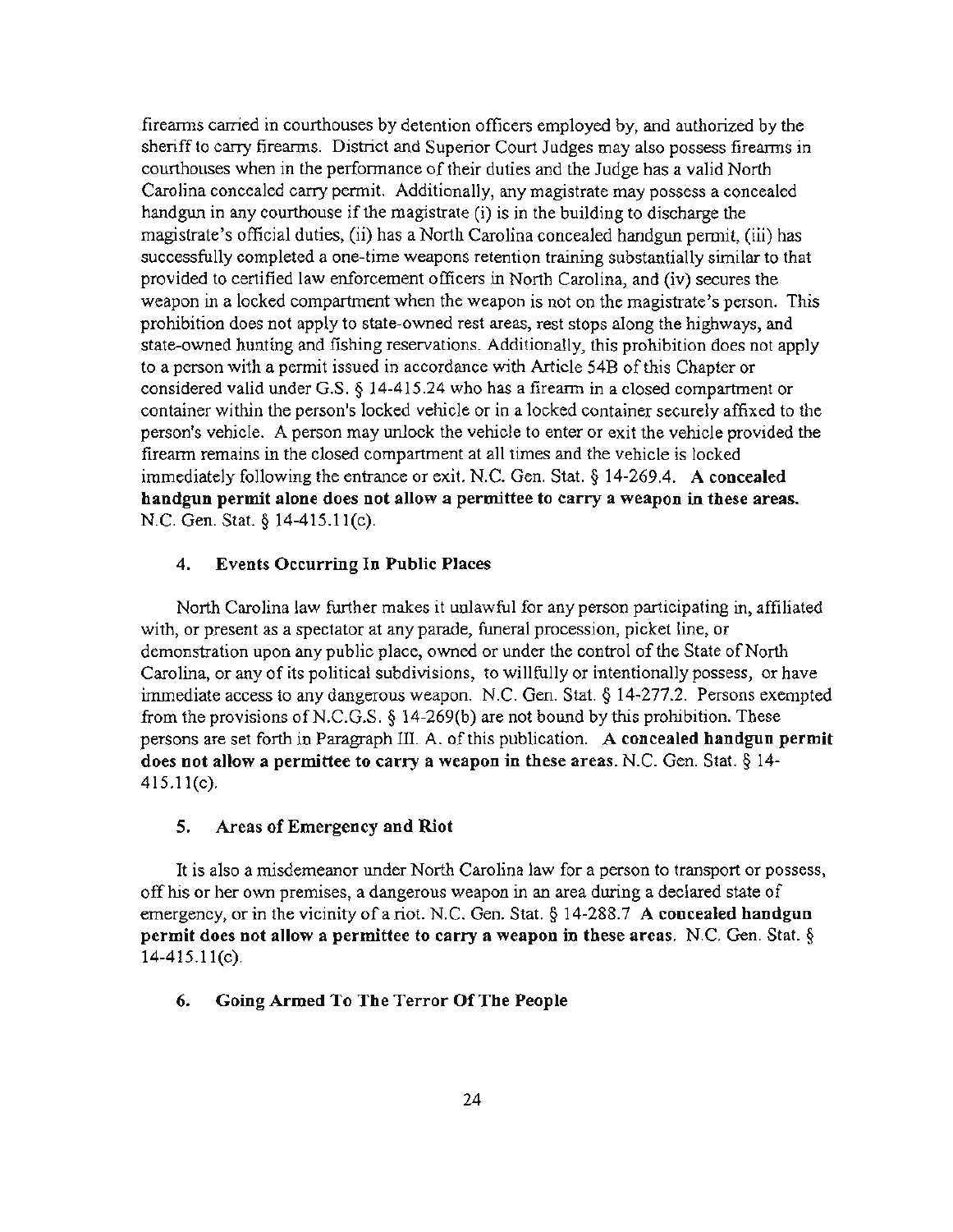firearms carried in courthouses by detention officers employed by, and authorized by the sheriff to carry firearms. District and Superior Court Judges may also possess firearms in courthouses when in the performance of their duties and the Judge has a valid North Carolina concealed carry permit. Additionally, any magistrate may possess a concealed handgun in any courthouse if the magistrate (i) is in the building to discharge the magistrate's official duties, (ii) has a North Carolina concealed handgun permit, (iii) has successfully completed a one-time weapons retention training substantially similar to that provided to certified law enforcement officers in North Carolina, and (iv) secures the weapon in a locked compartment when the weapon is not on the magistrate's person. This prohibition does not apply to state-owned rest areas, rest stops along the highways, and state-owned hunting and fishing reservations. Additionally, this prohibition does not apply to a person with a permit issued in accordance with Article 54B of this Chapter or considered valid under G.S. § 14-415.24 who has a firearm in a closed compartment or container within the person's locked vehicle or in a locked container securely affixed to the person's vehicle. A person may unlock the vehicle to enter or exit the vehicle provided the firearm remains in the closed compartment at all times and the vehicle is locked immediately following the entrance or exit. N.C. Gen. Stat. § 14-269.4. **A concealed handgun permit alone does not allow a permittee to carry a weapon in these areas.** N.C. Gen. Stat. § 14-415.11(c).

### 4. Events Occurring In Public Places

North Carolina law further makes it unlawful for any person participating in, affiliated with, or present as a spectator at any parade, funeral procession, picket line, or demonstration upon any public place, owned or under the control of the State of North Carolina, or any of its political subdivisions, to willfully or intentionally possess, or have immediate access to any dangerous weapon. N.C. Gen. Stat. § 14-277.2. Persons exempted from the provisions of N.C.G.S. § 14-269(b) are not bound by this prohibition. These persons are set forth in Paragraph III. A. of this publication. **A concealed handgun permit does not allow a permittee to carry a weapon in these areas.** N.C. Gen. Stat. § 14-415.11(c).

### 5. Areas of Emergency and Riot

It is also a misdemeanor under North Carolina law for a person to transport or possess, off his or her own premises, a dangerous weapon in an area during a declared state of emergency, or in the vicinity of a riot. N.C. Gen. Stat. § 14-288.7 **A concealed handgun permit does not allow a permittee to carry a weapon in these areas.** N.C. Gen. Stat. § 14-415.11(c).

### 6. Going Armed To The Terror Of The People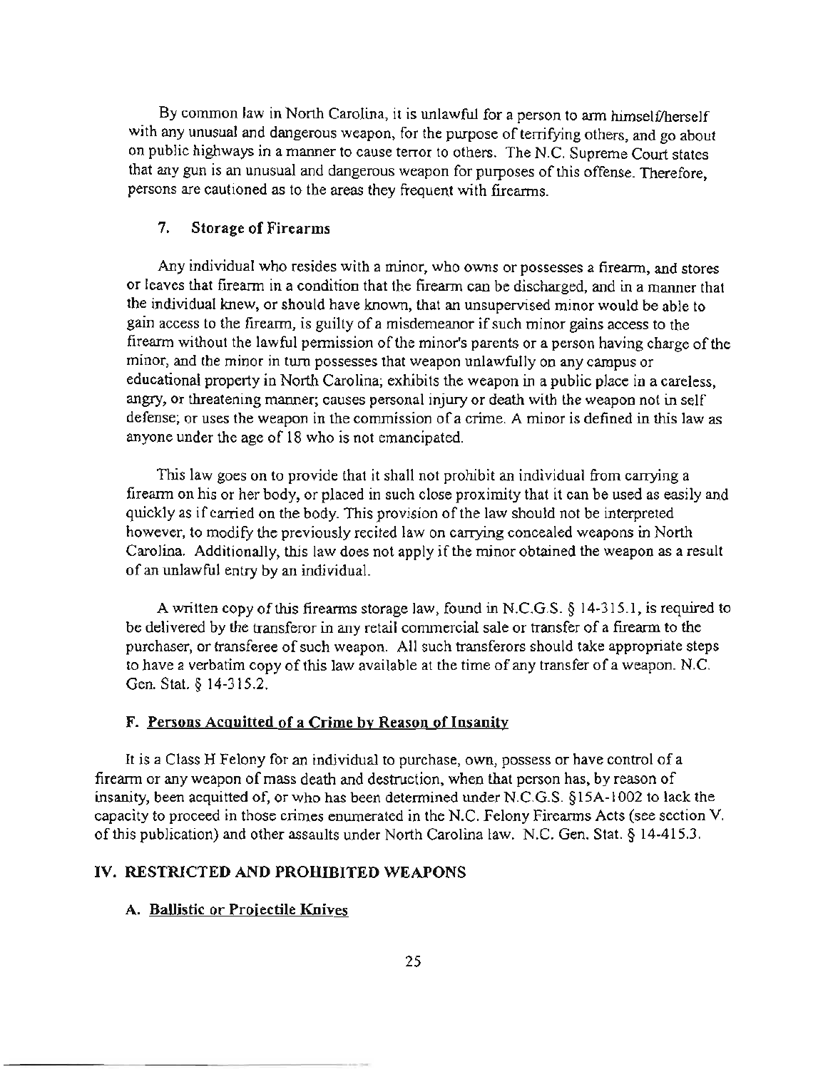By common law in North Carolina, it is unlawful for a person to arm himself/herself with any unusual and dangerous weapon, for the purpose of terrifying others, and go about on public highways in a manner to cause terror to others. The N.C. Supreme Court states that any gun is an unusual and dangerous weapon for purposes of this offense. Therefore, persons are cautioned as to the areas they frequent with firearms.

### 7. Storage of Firearms

Any individual who resides with a minor, who owns or possesses a firearm, and stores or leaves that firearm in a condition that the firearm can be discharged, and in a manner that the individual knew, or should have known, that an unsupervised minor would be able to gain access to the firearm, is guilty of a misdemeanor if such minor gains access to the firearm without the lawful permission of the minor's parents or a person having charge of the minor, and the minor in turn possesses that weapon unlawfully on any campus or educational property in North Carolina; exhibits the weapon in a public place in a careless, angry, or threatening manner; causes personal injury or death with the weapon not in self defense; or uses the weapon in the commission of a crime. A minor is defined in this law as anyone under the age of 18 who is not emancipated.

This law goes on to provide that it shall not prohibit an individual from carrying a firearm on his or her body, or placed in such close proximity that it can be used as easily and quickly as if carried on the body. This provision of the law should not be interpreted however, to modify the previously recited law on carrying concealed weapons in North Carolina. Additionally, this law does not apply if the minor obtained the weapon as a result of an unlawful entry by an individual.

A written copy of this firearms storage law, found in N.C.G.S. § 14-315.1, is required to be delivered by the transferor in any retail commercial sale or transfer of a firearm to the purchaser, or transferee of such weapon. All such transferors should take appropriate steps to have a verbatim copy of this law available at the time of any transfer of a weapon. N.C. Gen. Stat. § 14-315.2.

### F. Persons Acquitted of a Crime by Reason of Insanity

It is a Class H Felony for an individual to purchase, own, possess or have control of a firearm or any weapon of mass death and destruction, when that person has, by reason of insanity, been acquitted of, or who has been determined under N.C.G.S. §15A-1002 to lack the capacity to proceed in those crimes enumerated in the N.C. Felony Firearms Acts (see section V. of this publication) and other assaults under North Carolina law. N.C. Gen. Stat. § 14-415.3.

## IV. RESTRICTED AND PROHIBITED WEAPONS

### A. Ballistic or Projectile Knives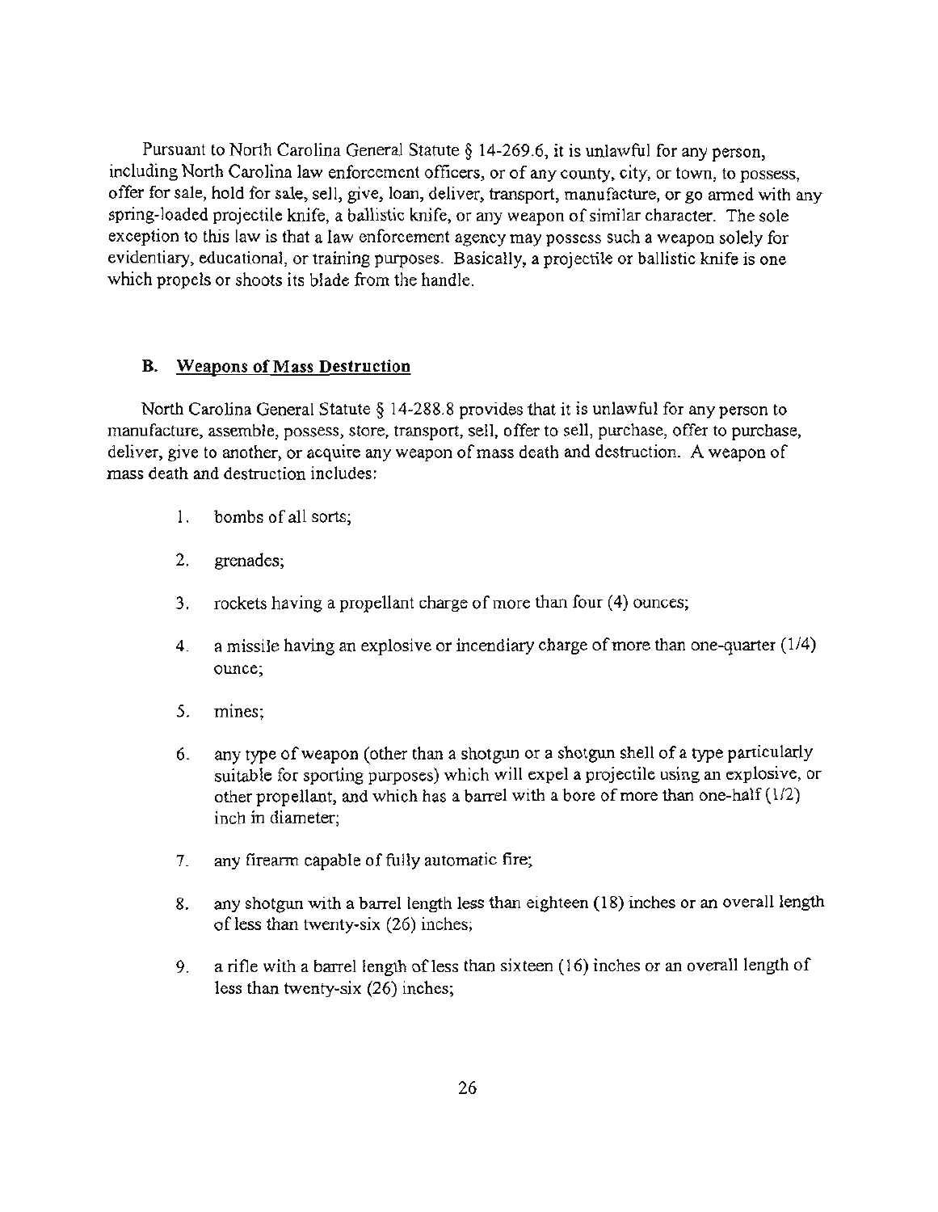Pursuant to North Carolina General Statute § 14-269.6, it is unlawful for any person, including North Carolina law enforcement officers, or of any county, city, or town, to possess, offer for sale, hold for sale, sell, give, loan, deliver, transport, manufacture, or go armed with any spring-loaded projectile knife, a ballistic knife, or any weapon of similar character. The sole exception to this law is that a law enforcement agency may possess such a weapon solely for evidentiary, educational, or training purposes. Basically, a projectile or ballistic knife is one which propels or shoots its blade from the handle.

### B. Weapons of Mass Destruction

North Carolina General Statute § 14-288.8 provides that it is unlawful for any person to manufacture, assemble, possess, store, transport, sell, offer to sell, purchase, offer to purchase, deliver, give to another, or acquire any weapon of mass death and destruction. A weapon of mass death and destruction includes:

1. bombs of all sorts;
2. grenades;
3. rockets having a propellant charge of more than four (4) ounces;
4. a missile having an explosive or incendiary charge of more than one-quarter (1/4) ounce;
5. mines;
6. any type of weapon (other than a shotgun or a shotgun shell of a type particularly suitable for sporting purposes) which will expel a projectile using an explosive, or other propellant, and which has a barrel with a bore of more than one-half (1/2) inch in diameter;
7. any firearm capable of fully automatic fire;
8. any shotgun with a barrel length less than eighteen (18) inches or an overall length of less than twenty-six (26) inches;
9. a rifle with a barrel length of less than sixteen (16) inches or an overall length of less than twenty-six (26) inches;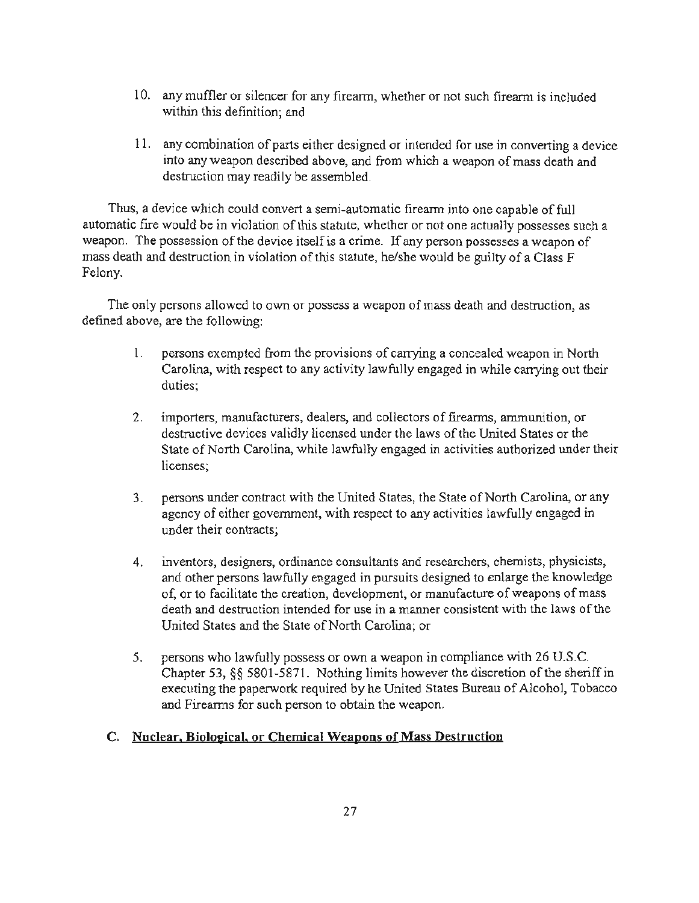10. any muffler or silencer for any firearm, whether or not such firearm is included within this definition; and

11. any combination of parts either designed or intended for use in converting a device into any weapon described above, and from which a weapon of mass death and destruction may readily be assembled.

Thus, a device which could convert a semi-automatic firearm into one capable of full automatic fire would be in violation of this statute, whether or not one actually possesses such a weapon. The possession of the device itself is a crime. If any person possesses a weapon of mass death and destruction in violation of this statute, he/she would be guilty of a Class F Felony.

The only persons allowed to own or possess a weapon of mass death and destruction, as defined above, are the following:

1. persons exempted from the provisions of carrying a concealed weapon in North Carolina, with respect to any activity lawfully engaged in while carrying out their duties;

2. importers, manufacturers, dealers, and collectors of firearms, ammunition, or destructive devices validly licensed under the laws of the United States or the State of North Carolina, while lawfully engaged in activities authorized under their licenses;

3. persons under contract with the United States, the State of North Carolina, or any agency of either government, with respect to any activities lawfully engaged in under their contracts;

4. inventors, designers, ordinance consultants and researchers, chemists, physicists, and other persons lawfully engaged in pursuits designed to enlarge the knowledge of, or to facilitate the creation, development, or manufacture of weapons of mass death and destruction intended for use in a manner consistent with the laws of the United States and the State of North Carolina; or

5. persons who lawfully possess or own a weapon in compliance with 26 U.S.C. Chapter 53, §§ 5801-5871. Nothing limits however the discretion of the sheriff in executing the paperwork required by he United States Bureau of Alcohol, Tobacco and Firearms for such person to obtain the weapon.

### C. Nuclear, Biological, or Chemical Weapons of Mass Destruction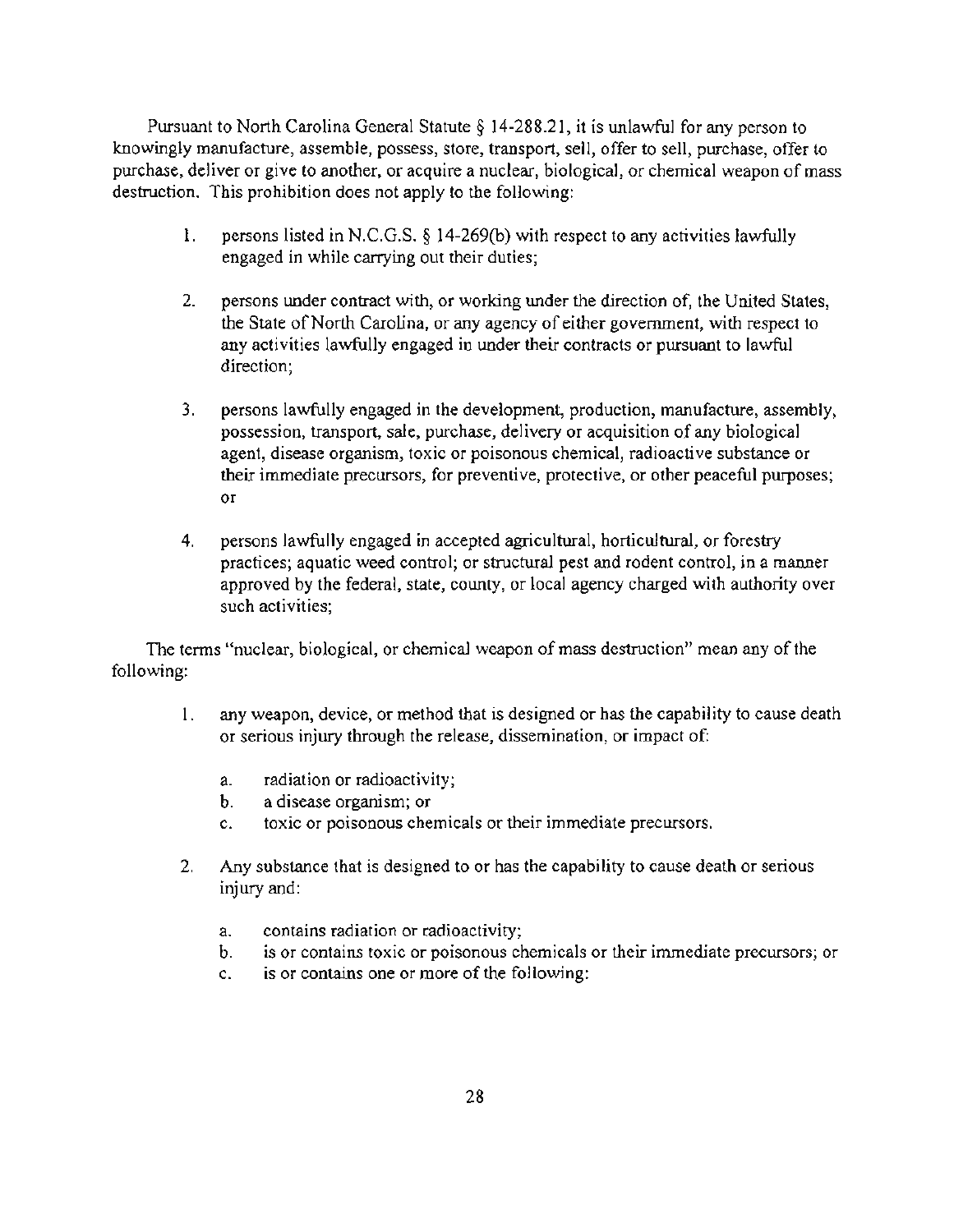Pursuant to North Carolina General Statute § 14-288.21, it is unlawful for any person to knowingly manufacture, assemble, possess, store, transport, sell, offer to sell, purchase, offer to purchase, deliver or give to another, or acquire a nuclear, biological, or chemical weapon of mass destruction. This prohibition does not apply to the following:

1. persons listed in N.C.G.S. § 14-269(b) with respect to any activities lawfully engaged in while carrying out their duties;

2. persons under contract with, or working under the direction of, the United States, the State of North Carolina, or any agency of either government, with respect to any activities lawfully engaged in under their contracts or pursuant to lawful direction;

3. persons lawfully engaged in the development, production, manufacture, assembly, possession, transport, sale, purchase, delivery or acquisition of any biological agent, disease organism, toxic or poisonous chemical, radioactive substance or their immediate precursors, for preventive, protective, or other peaceful purposes; or

4. persons lawfully engaged in accepted agricultural, horticultural, or forestry practices; aquatic weed control; or structural pest and rodent control, in a manner approved by the federal, state, county, or local agency charged with authority over such activities;

The terms "nuclear, biological, or chemical weapon of mass destruction" mean any of the following:

1. any weapon, device, or method that is designed or has the capability to cause death or serious injury through the release, dissemination, or impact of:

   a. radiation or radioactivity;
   b. a disease organism; or
   c. toxic or poisonous chemicals or their immediate precursors.

2. Any substance that is designed to or has the capability to cause death or serious injury and:

   a. contains radiation or radioactivity;
   b. is or contains toxic or poisonous chemicals or their immediate precursors; or
   c. is or contains one or more of the following: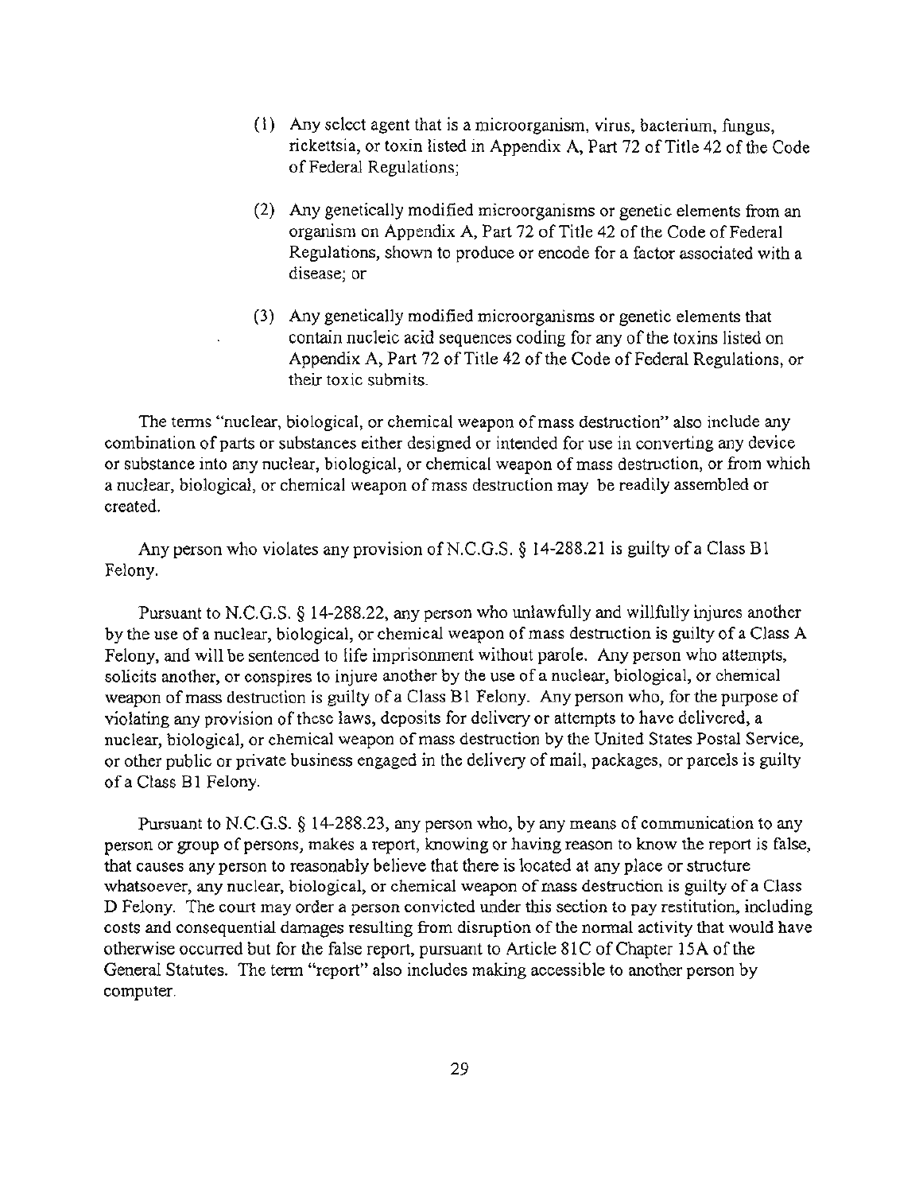(1) Any select agent that is a microorganism, virus, bacterium, fungus, rickettsia, or toxin listed in Appendix A, Part 72 of Title 42 of the Code of Federal Regulations;

(2) Any genetically modified microorganisms or genetic elements from an organism on Appendix A, Part 72 of Title 42 of the Code of Federal Regulations, shown to produce or encode for a factor associated with a disease; or

(3) Any genetically modified microorganisms or genetic elements that contain nucleic acid sequences coding for any of the toxins listed on Appendix A, Part 72 of Title 42 of the Code of Federal Regulations, or their toxic submits.

The terms "nuclear, biological, or chemical weapon of mass destruction" also include any combination of parts or substances either designed or intended for use in converting any device or substance into any nuclear, biological, or chemical weapon of mass destruction, or from which a nuclear, biological, or chemical weapon of mass destruction may be readily assembled or created.

Any person who violates any provision of N.C.G.S. § 14-288.21 is guilty of a Class B1 Felony.

Pursuant to N.C.G.S. § 14-288.22, any person who unlawfully and willfully injures another by the use of a nuclear, biological, or chemical weapon of mass destruction is guilty of a Class A Felony, and will be sentenced to life imprisonment without parole. Any person who attempts, solicits another, or conspires to injure another by the use of a nuclear, biological, or chemical weapon of mass destruction is guilty of a Class B1 Felony. Any person who, for the purpose of violating any provision of these laws, deposits for delivery or attempts to have delivered, a nuclear, biological, or chemical weapon of mass destruction by the United States Postal Service, or other public or private business engaged in the delivery of mail, packages, or parcels is guilty of a Class B1 Felony.

Pursuant to N.C.G.S. § 14-288.23, any person who, by any means of communication to any person or group of persons, makes a report, knowing or having reason to know the report is false, that causes any person to reasonably believe that there is located at any place or structure whatsoever, any nuclear, biological, or chemical weapon of mass destruction is guilty of a Class D Felony. The court may order a person convicted under this section to pay restitution, including costs and consequential damages resulting from disruption of the normal activity that would have otherwise occurred but for the false report, pursuant to Article 81C of Chapter 15A of the General Statutes. The term "report" also includes making accessible to another person by computer.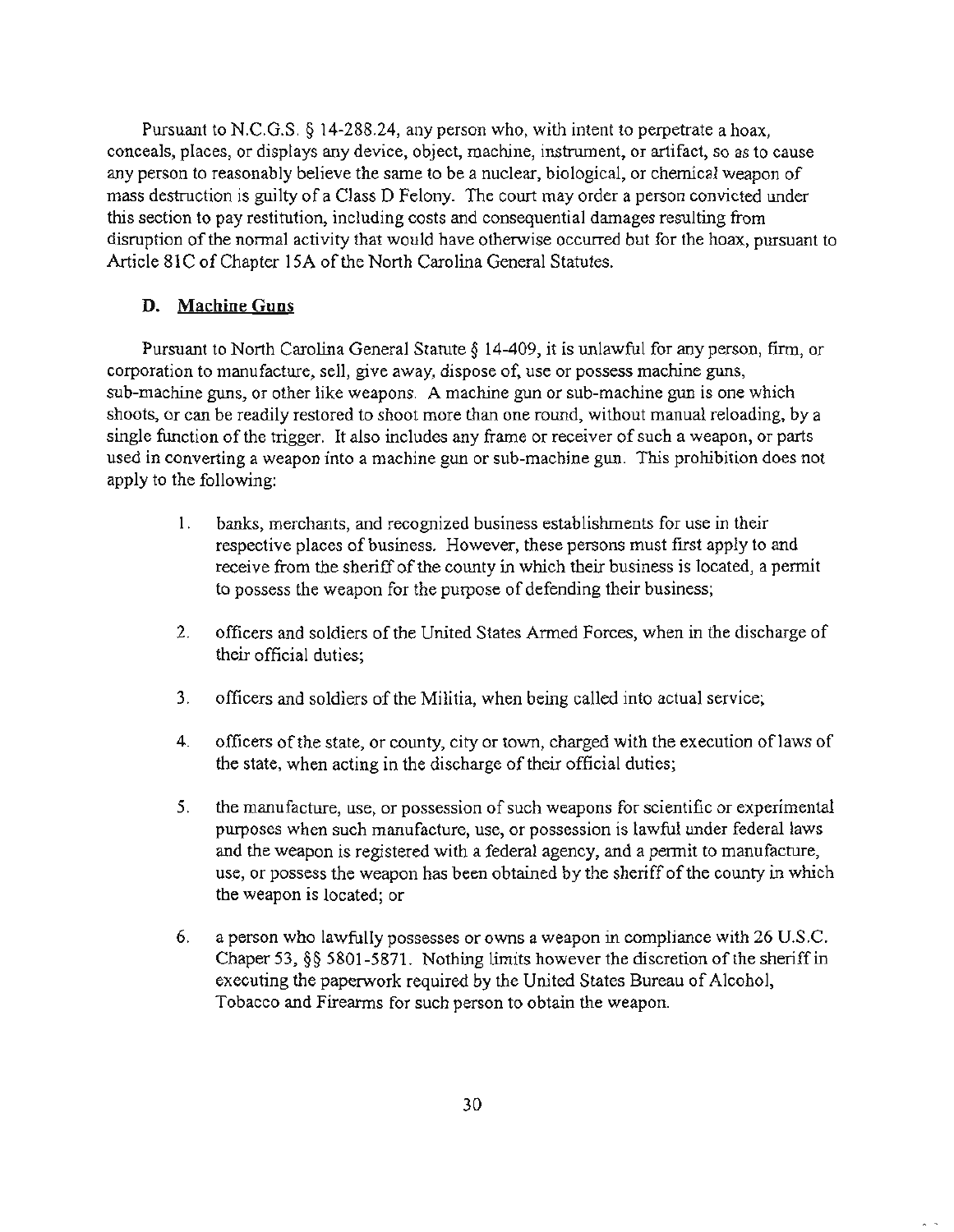Pursuant to N.C.G.S. § 14-288.24, any person who, with intent to perpetrate a hoax, conceals, places, or displays any device, object, machine, instrument, or artifact, so as to cause any person to reasonably believe the same to be a nuclear, biological, or chemical weapon of mass destruction is guilty of a Class D Felony. The court may order a person convicted under this section to pay restitution, including costs and consequential damages resulting from disruption of the normal activity that would have otherwise occurred but for the hoax, pursuant to Article 81C of Chapter 15A of the North Carolina General Statutes.

### D. Machine Guns

Pursuant to North Carolina General Statute § 14-409, it is unlawful for any person, firm, or corporation to manufacture, sell, give away, dispose of, use or possess machine guns, sub-machine guns, or other like weapons. A machine gun or sub-machine gun is one which shoots, or can be readily restored to shoot more than one round, without manual reloading, by a single function of the trigger. It also includes any frame or receiver of such a weapon, or parts used in converting a weapon into a machine gun or sub-machine gun. This prohibition does not apply to the following:

1. banks, merchants, and recognized business establishments for use in their respective places of business. However, these persons must first apply to and receive from the sheriff of the county in which their business is located, a permit to possess the weapon for the purpose of defending their business;

2. officers and soldiers of the United States Armed Forces, when in the discharge of their official duties;

3. officers and soldiers of the Militia, when being called into actual service;

4. officers of the state, or county, city or town, charged with the execution of laws of the state, when acting in the discharge of their official duties;

5. the manufacture, use, or possession of such weapons for scientific or experimental purposes when such manufacture, use, or possession is lawful under federal laws and the weapon is registered with a federal agency, and a permit to manufacture, use, or possess the weapon has been obtained by the sheriff of the county in which the weapon is located; or

6. a person who lawfully possesses or owns a weapon in compliance with 26 U.S.C. Chapter 53, §§ 5801-5871. Nothing limits however the discretion of the sheriff in executing the paperwork required by the United States Bureau of Alcohol, Tobacco and Firearms for such person to obtain the weapon.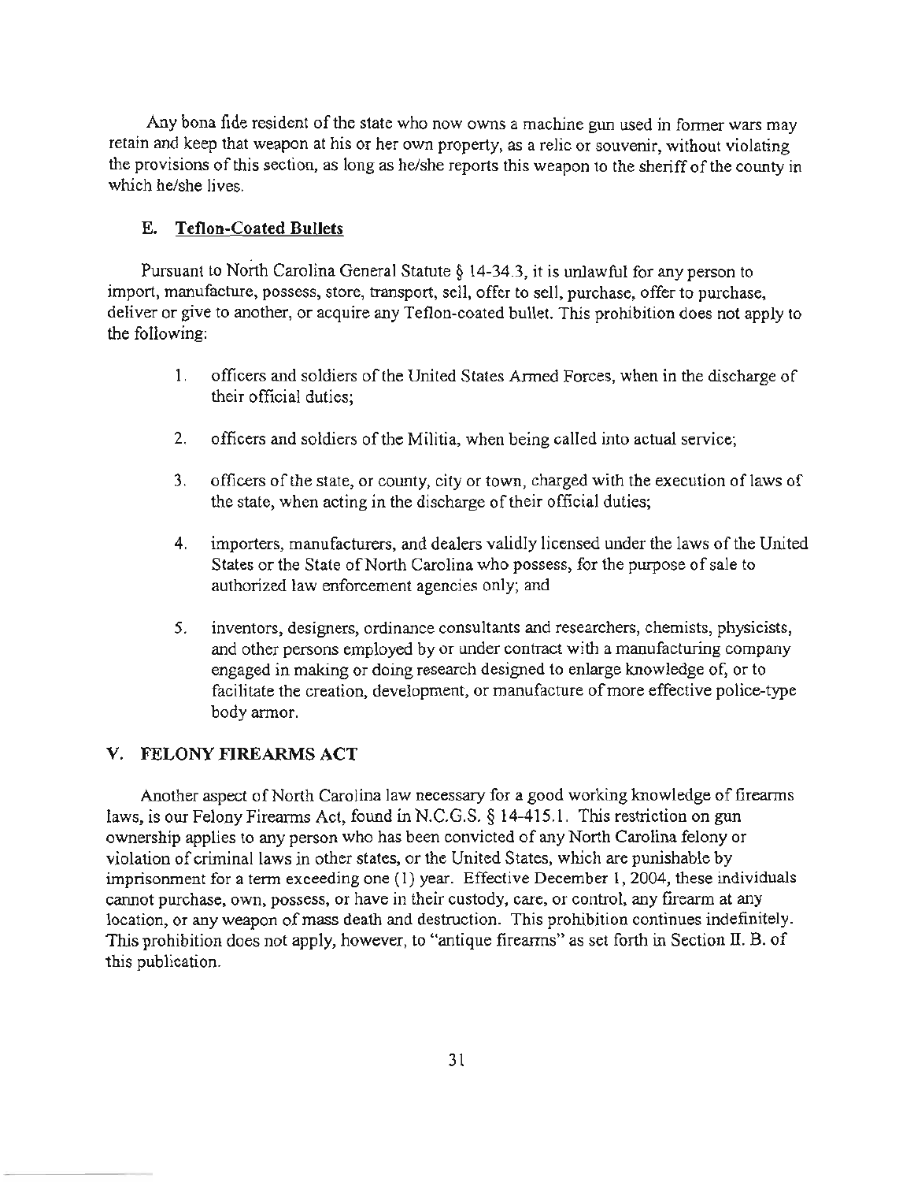Any bona fide resident of the state who now owns a machine gun used in former wars may retain and keep that weapon at his or her own property, as a relic or souvenir, without violating the provisions of this section, as long as he/she reports this weapon to the sheriff of the county in which he/she lives.

### E. Teflon-Coated Bullets

Pursuant to North Carolina General Statute § 14-34.3, it is unlawful for any person to import, manufacture, possess, store, transport, sell, offer to sell, purchase, offer to purchase, deliver or give to another, or acquire any Teflon-coated bullet. This prohibition does not apply to the following:

1. officers and soldiers of the United States Armed Forces, when in the discharge of their official duties;
2. officers and soldiers of the Militia, when being called into actual service;
3. officers of the state, or county, city or town, charged with the execution of laws of the state, when acting in the discharge of their official duties;
4. importers, manufacturers, and dealers validly licensed under the laws of the United States or the State of North Carolina who possess, for the purpose of sale to authorized law enforcement agencies only; and
5. inventors, designers, ordinance consultants and researchers, chemists, physicists, and other persons employed by or under contract with a manufacturing company engaged in making or doing research designed to enlarge knowledge of, or to facilitate the creation, development, or manufacture of more effective police-type body armor.

## V. FELONY FIREARMS ACT

Another aspect of North Carolina law necessary for a good working knowledge of firearms laws, is our Felony Firearms Act, found in N.C.G.S. § 14-415.1. This restriction on gun ownership applies to any person who has been convicted of any North Carolina felony or violation of criminal laws in other states, or the United States, which are punishable by imprisonment for a term exceeding one (1) year. Effective December 1, 2004, these individuals cannot purchase, own, possess, or have in their custody, care, or control, any firearm at any location, or any weapon of mass death and destruction. This prohibition continues indefinitely. This prohibition does not apply, however, to "antique firearms" as set forth in Section II. B. of this publication.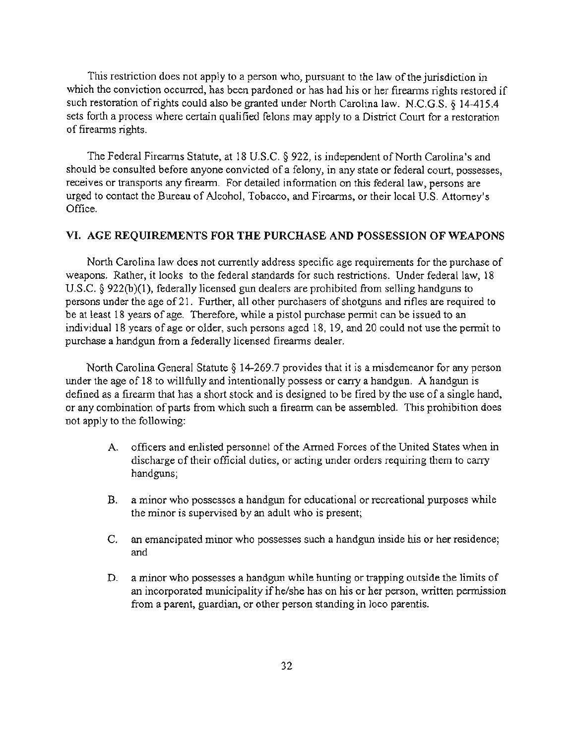This restriction does not apply to a person who, pursuant to the law of the jurisdiction in which the conviction occurred, has been pardoned or has had his or her firearms rights restored if such restoration of rights could also be granted under North Carolina law. N.C.G.S. § 14-415.4 sets forth a process where certain qualified felons may apply to a District Court for a restoration of firearms rights.

The Federal Firearms Statute, at 18 U.S.C. § 922, is independent of North Carolina's and should be consulted before anyone convicted of a felony, in any state or federal court, possesses, receives or transports any firearm. For detailed information on this federal law, persons are urged to contact the Bureau of Alcohol, Tobacco, and Firearms, or their local U.S. Attorney's Office.

## VI. AGE REQUIREMENTS FOR THE PURCHASE AND POSSESSION OF WEAPONS

North Carolina law does not currently address specific age requirements for the purchase of weapons. Rather, it looks to the federal standards for such restrictions. Under federal law, 18 U.S.C. § 922(b)(1), federally licensed gun dealers are prohibited from selling handguns to persons under the age of 21. Further, all other purchasers of shotguns and rifles are required to be at least 18 years of age. Therefore, while a pistol purchase permit can be issued to an individual 18 years of age or older, such persons aged 18, 19, and 20 could not use the permit to purchase a handgun from a federally licensed firearms dealer.

North Carolina General Statute § 14-269.7 provides that it is a misdemeanor for any person under the age of 18 to willfully and intentionally possess or carry a handgun. A handgun is defined as a firearm that has a short stock and is designed to be fired by the use of a single hand, or any combination of parts from which such a firearm can be assembled. This prohibition does not apply to the following:

A. officers and enlisted personnel of the Armed Forces of the United States when in discharge of their official duties, or acting under orders requiring them to carry handguns;

B. a minor who possesses a handgun for educational or recreational purposes while the minor is supervised by an adult who is present;

C. an emancipated minor who possesses such a handgun inside his or her residence; and

D. a minor who possesses a handgun while hunting or trapping outside the limits of an incorporated municipality if he/she has on his or her person, written permission from a parent, guardian, or other person standing in loco parentis.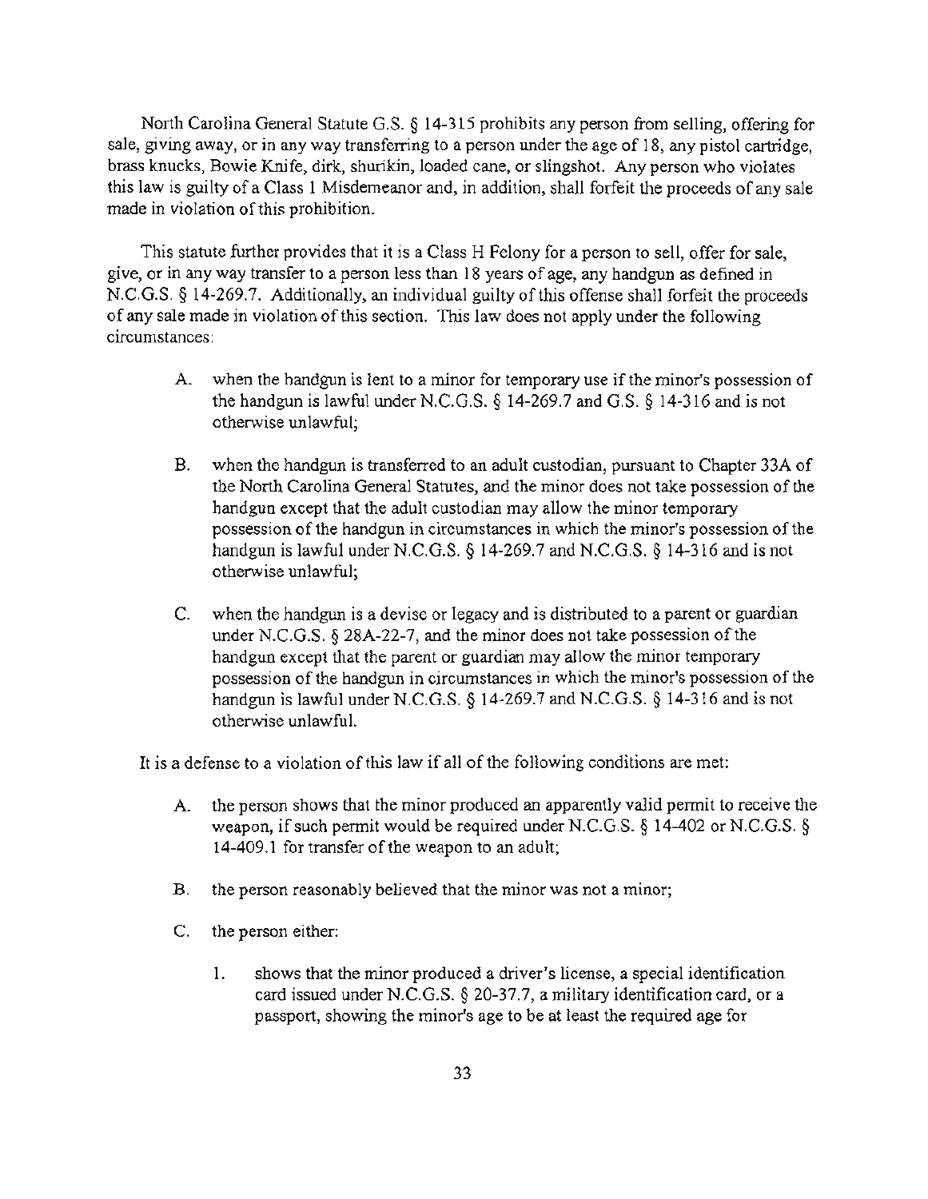North Carolina General Statute G.S. § 14-315 prohibits any person from selling, offering for sale, giving away, or in any way transferring to a person under the age of 18, any pistol cartridge, brass knucks, Bowie Knife, dirk, shurikin, loaded cane, or slingshot. Any person who violates this law is guilty of a Class 1 Misdemeanor and, in addition, shall forfeit the proceeds of any sale made in violation of this prohibition.

This statute further provides that it is a Class H Felony for a person to sell, offer for sale, give, or in any way transfer to a person less than 18 years of age, any handgun as defined in N.C.G.S. § 14-269.7. Additionally, an individual guilty of this offense shall forfeit the proceeds of any sale made in violation of this section. This law does not apply under the following circumstances:

A. when the handgun is lent to a minor for temporary use if the minor's possession of the handgun is lawful under N.C.G.S. § 14-269.7 and G.S. § 14-316 and is not otherwise unlawful;

B. when the handgun is transferred to an adult custodian, pursuant to Chapter 33A of the North Carolina General Statutes, and the minor does not take possession of the handgun except that the adult custodian may allow the minor temporary possession of the handgun in circumstances in which the minor's possession of the handgun is lawful under N.C.G.S. § 14-269.7 and N.C.G.S. § 14-316 and is not otherwise unlawful;

C. when the handgun is a devise or legacy and is distributed to a parent or guardian under N.C.G.S. § 28A-22-7, and the minor does not take possession of the handgun except that the parent or guardian may allow the minor temporary possession of the handgun in circumstances in which the minor's possession of the handgun is lawful under N.C.G.S. § 14-269.7 and N.C.G.S. § 14-316 and is not otherwise unlawful.

It is a defense to a violation of this law if all of the following conditions are met:

A. the person shows that the minor produced an apparently valid permit to receive the weapon, if such permit would be required under N.C.G.S. § 14-402 or N.C.G.S. § 14-409.1 for transfer of the weapon to an adult;

B. the person reasonably believed that the minor was not a minor;

C. the person either:

   1. shows that the minor produced a driver's license, a special identification card issued under N.C.G.S. § 20-37.7, a military identification card, or a passport, showing the minor's age to be at least the required age for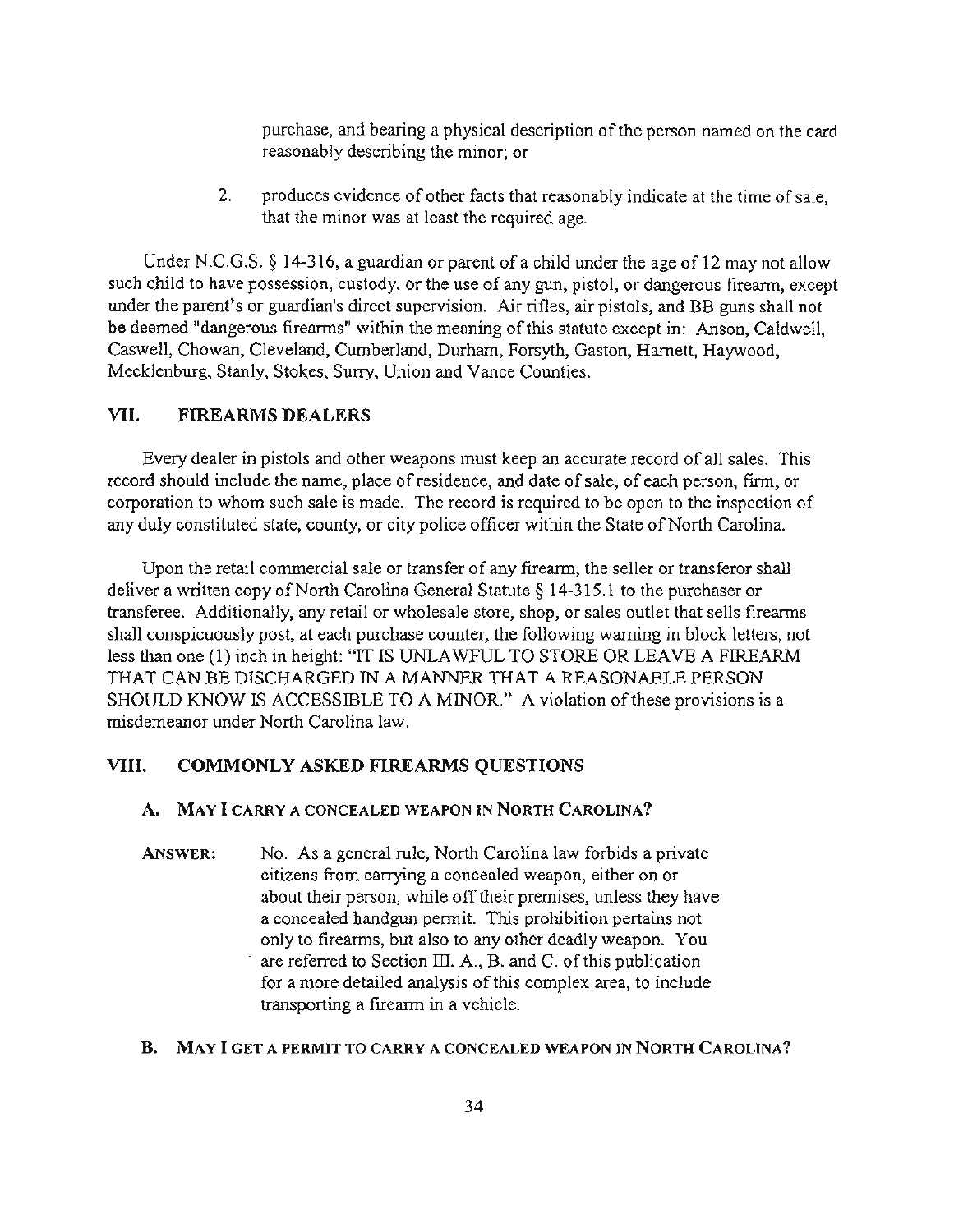purchase, and bearing a physical description of the person named on the card reasonably describing the minor; or

2. produces evidence of other facts that reasonably indicate at the time of sale, that the minor was at least the required age.

Under N.C.G.S. § 14-316, a guardian or parent of a child under the age of 12 may not allow such child to have possession, custody, or the use of any gun, pistol, or dangerous firearm, except under the parent's or guardian's direct supervision. Air rifles, air pistols, and BB guns shall not be deemed "dangerous firearms" within the meaning of this statute except in: Anson, Caldwell, Caswell, Chowan, Cleveland, Cumberland, Durham, Forsyth, Gaston, Harnett, Haywood, Mecklenburg, Stanly, Stokes, Surry, Union and Vance Counties.

## VII. FIREARMS DEALERS

Every dealer in pistols and other weapons must keep an accurate record of all sales. This record should include the name, place of residence, and date of sale, of each person, firm, or corporation to whom such sale is made. The record is required to be open to the inspection of any duly constituted state, county, or city police officer within the State of North Carolina.

Upon the retail commercial sale or transfer of any firearm, the seller or transferor shall deliver a written copy of North Carolina General Statute § 14-315.1 to the purchaser or transferee. Additionally, any retail or wholesale store, shop, or sales outlet that sells firearms shall conspicuously post, at each purchase counter, the following warning in block letters, not less than one (1) inch in height: "IT IS UNLAWFUL TO STORE OR LEAVE A FIREARM THAT CAN BE DISCHARGED IN A MANNER THAT A REASONABLE PERSON SHOULD KNOW IS ACCESSIBLE TO A MINOR." A violation of these provisions is a misdemeanor under North Carolina law.

## VIII. COMMONLY ASKED FIREARMS QUESTIONS

### A. MAY I CARRY A CONCEALED WEAPON IN NORTH CAROLINA?

**ANSWER:** No. As a general rule, North Carolina law forbids a private citizens from carrying a concealed weapon, either on or about their person, while off their premises, unless they have a concealed handgun permit. This prohibition pertains not only to firearms, but also to any other deadly weapon. You are referred to Section III. A., B. and C. of this publication for a more detailed analysis of this complex area, to include transporting a firearm in a vehicle.

### B. MAY I GET A PERMIT TO CARRY A CONCEALED WEAPON IN NORTH CAROLINA?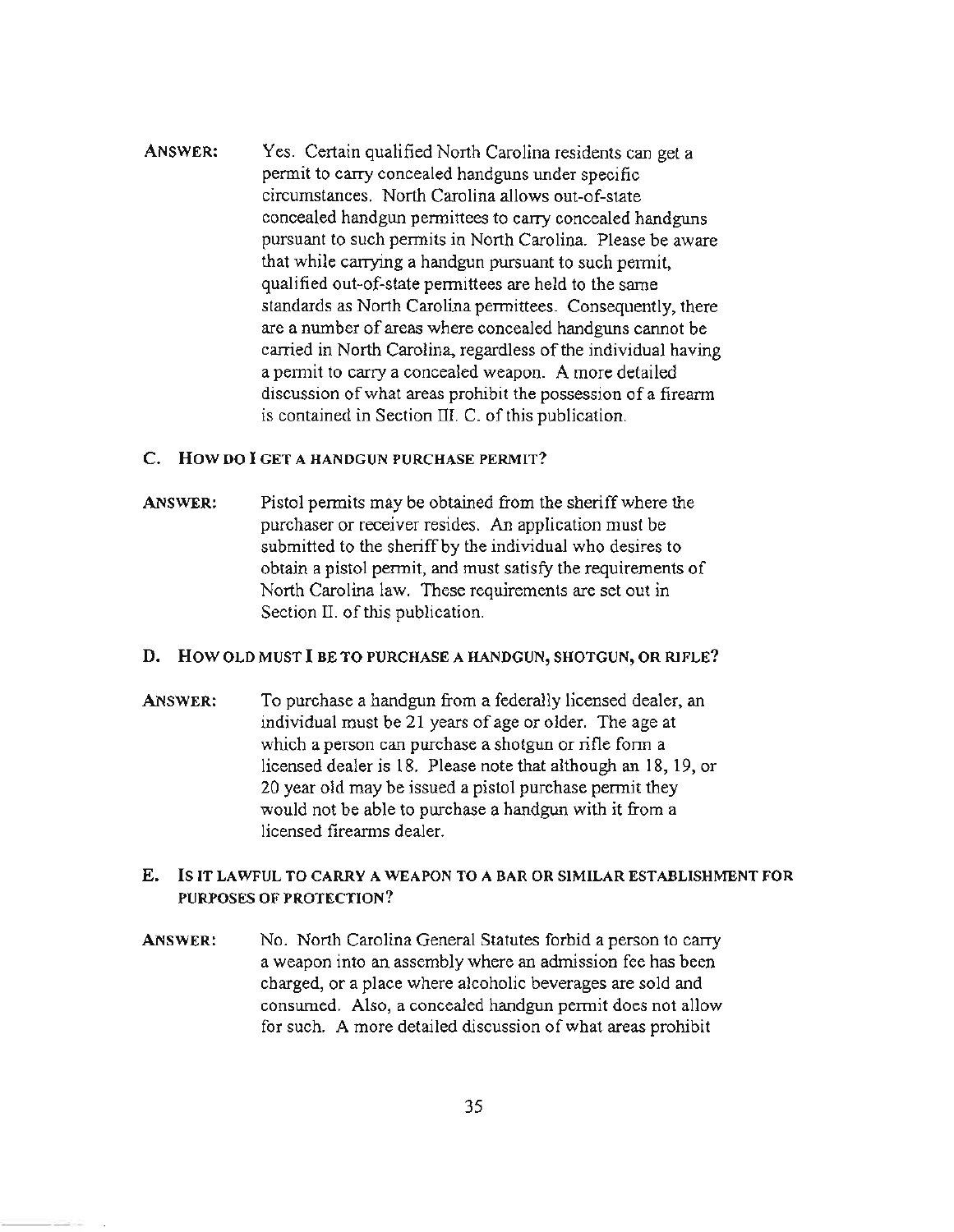**ANSWER:** Yes. Certain qualified North Carolina residents can get a permit to carry concealed handguns under specific circumstances. North Carolina allows out-of-state concealed handgun permittees to carry concealed handguns pursuant to such permits in North Carolina. Please be aware that while carrying a handgun pursuant to such permit, qualified out-of-state permittees are held to the same standards as North Carolina permittees. Consequently, there are a number of areas where concealed handguns cannot be carried in North Carolina, regardless of the individual having a permit to carry a concealed weapon. A more detailed discussion of what areas prohibit the possession of a firearm is contained in Section III. C. of this publication.

### C. HOW DO I GET A HANDGUN PURCHASE PERMIT?

**ANSWER:** Pistol permits may be obtained from the sheriff where the purchaser or receiver resides. An application must be submitted to the sheriff by the individual who desires to obtain a pistol permit, and must satisfy the requirements of North Carolina law. These requirements are set out in Section II. of this publication.

### D. HOW OLD MUST I BE TO PURCHASE A HANDGUN, SHOTGUN, OR RIFLE?

**ANSWER:** To purchase a handgun from a federally licensed dealer, an individual must be 21 years of age or older. The age at which a person can purchase a shotgun or rifle form a licensed dealer is 18. Please note that although an 18, 19, or 20 year old may be issued a pistol purchase permit they would not be able to purchase a handgun with it from a licensed firearms dealer.

### E. IS IT LAWFUL TO CARRY A WEAPON TO A BAR OR SIMILAR ESTABLISHMENT FOR PURPOSES OF PROTECTION?

**ANSWER:** No. North Carolina General Statutes forbid a person to carry a weapon into an assembly where an admission fee has been charged, or a place where alcoholic beverages are sold and consumed. Also, a concealed handgun permit does not allow for such. A more detailed discussion of what areas prohibit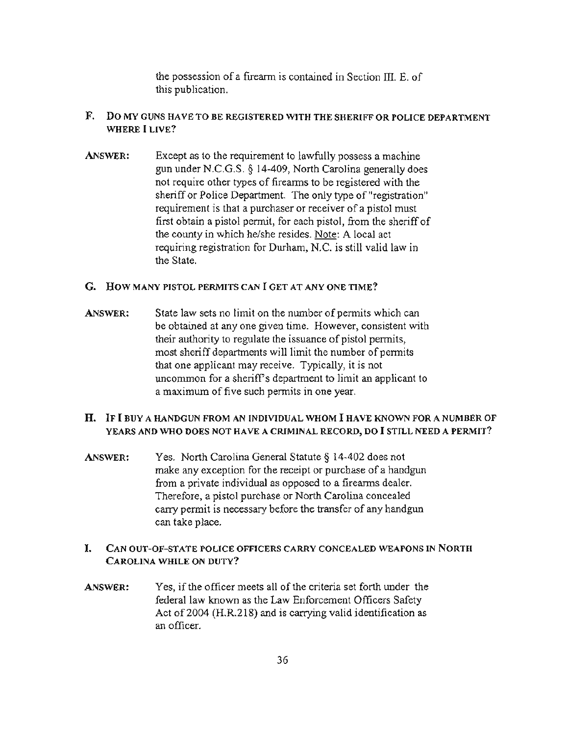the possession of a firearm is contained in Section III. E. of this publication.

**F. DO MY GUNS HAVE TO BE REGISTERED WITH THE SHERIFF OR POLICE DEPARTMENT WHERE I LIVE?**

**ANSWER:** Except as to the requirement to lawfully possess a machine gun under N.C.G.S. § 14-409, North Carolina generally does not require other types of firearms to be registered with the sheriff or Police Department. The only type of "registration" requirement is that a purchaser or receiver of a pistol must first obtain a pistol permit, for each pistol, from the sheriff of the county in which he/she resides. Note: A local act requiring registration for Durham, N.C. is still valid law in the State.

**G. HOW MANY PISTOL PERMITS CAN I GET AT ANY ONE TIME?**

**ANSWER:** State law sets no limit on the number of permits which can be obtained at any one given time. However, consistent with their authority to regulate the issuance of pistol permits, most sheriff departments will limit the number of permits that one applicant may receive. Typically, it is not uncommon for a sheriff's department to limit an applicant to a maximum of five such permits in one year.

**H. IF I BUY A HANDGUN FROM AN INDIVIDUAL WHOM I HAVE KNOWN FOR A NUMBER OF YEARS AND WHO DOES NOT HAVE A CRIMINAL RECORD, DO I STILL NEED A PERMIT?**

**ANSWER:** Yes. North Carolina General Statute § 14-402 does not make any exception for the receipt or purchase of a handgun from a private individual as opposed to a firearms dealer. Therefore, a pistol purchase or North Carolina concealed carry permit is necessary before the transfer of any handgun can take place.

**I. CAN OUT-OF-STATE POLICE OFFICERS CARRY CONCEALED WEAPONS IN NORTH CAROLINA WHILE ON DUTY?**

**ANSWER:** Yes, if the officer meets all of the criteria set forth under the federal law known as the Law Enforcement Officers Safety Act of 2004 (H.R.218) and is carrying valid identification as an officer.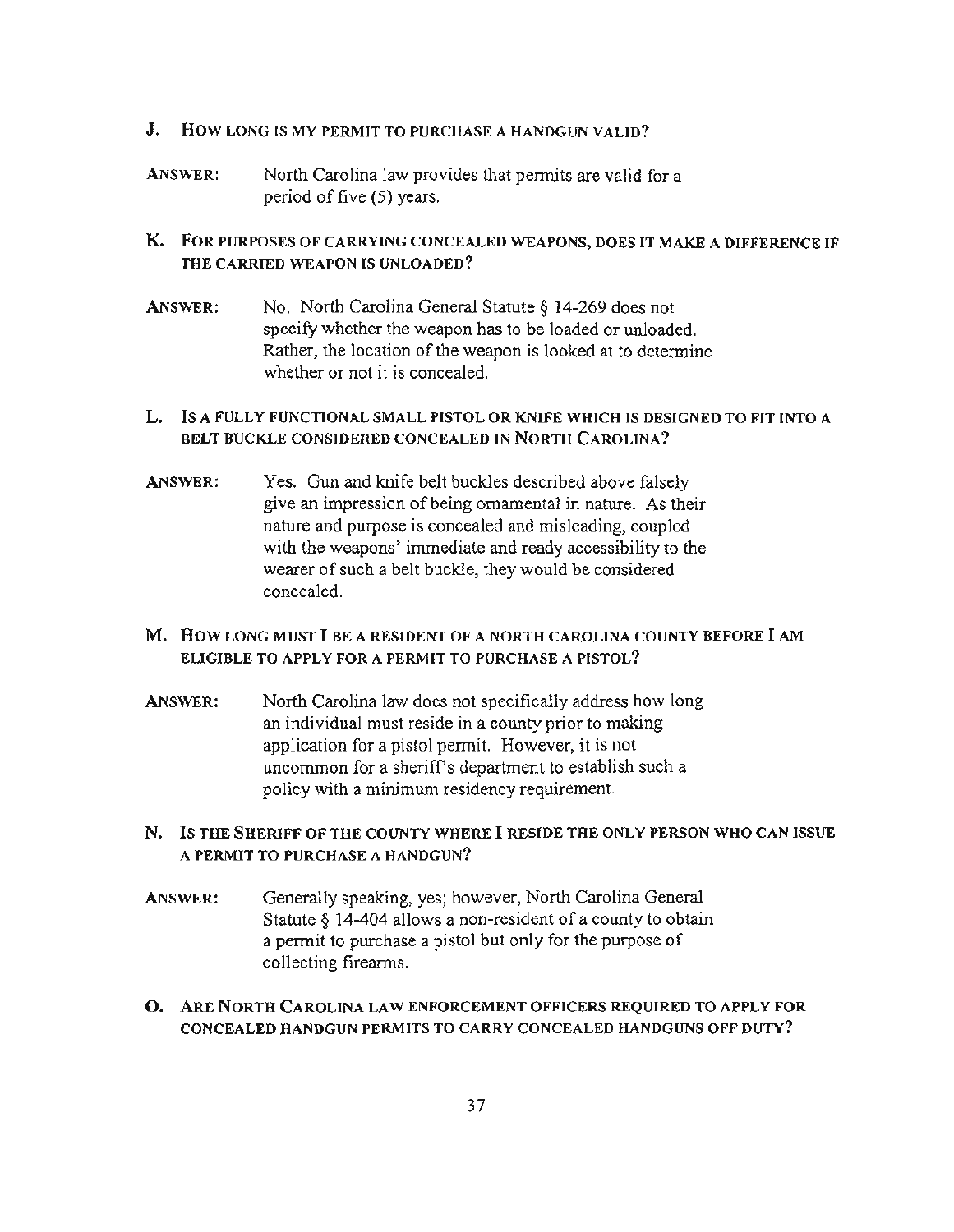**J. HOW LONG IS MY PERMIT TO PURCHASE A HANDGUN VALID?**

**ANSWER:** North Carolina law provides that permits are valid for a period of five (5) years.

**K. FOR PURPOSES OF CARRYING CONCEALED WEAPONS, DOES IT MAKE A DIFFERENCE IF THE CARRIED WEAPON IS UNLOADED?**

**ANSWER:** No. North Carolina General Statute § 14-269 does not specify whether the weapon has to be loaded or unloaded. Rather, the location of the weapon is looked at to determine whether or not it is concealed.

**L. IS A FULLY FUNCTIONAL SMALL PISTOL OR KNIFE WHICH IS DESIGNED TO FIT INTO A BELT BUCKLE CONSIDERED CONCEALED IN NORTH CAROLINA?**

**ANSWER:** Yes. Gun and knife belt buckles described above falsely give an impression of being ornamental in nature. As their nature and purpose is concealed and misleading, coupled with the weapons' immediate and ready accessibility to the wearer of such a belt buckle, they would be considered concealed.

**M. HOW LONG MUST I BE A RESIDENT OF A NORTH CAROLINA COUNTY BEFORE I AM ELIGIBLE TO APPLY FOR A PERMIT TO PURCHASE A PISTOL?**

**ANSWER:** North Carolina law does not specifically address how long an individual must reside in a county prior to making application for a pistol permit. However, it is not uncommon for a sheriff's department to establish such a policy with a minimum residency requirement.

**N. IS THE SHERIFF OF THE COUNTY WHERE I RESIDE THE ONLY PERSON WHO CAN ISSUE A PERMIT TO PURCHASE A HANDGUN?**

**ANSWER:** Generally speaking, yes; however, North Carolina General Statute § 14-404 allows a non-resident of a county to obtain a permit to purchase a pistol but only for the purpose of collecting firearms.

**O. ARE NORTH CAROLINA LAW ENFORCEMENT OFFICERS REQUIRED TO APPLY FOR CONCEALED HANDGUN PERMITS TO CARRY CONCEALED HANDGUNS OFF DUTY?**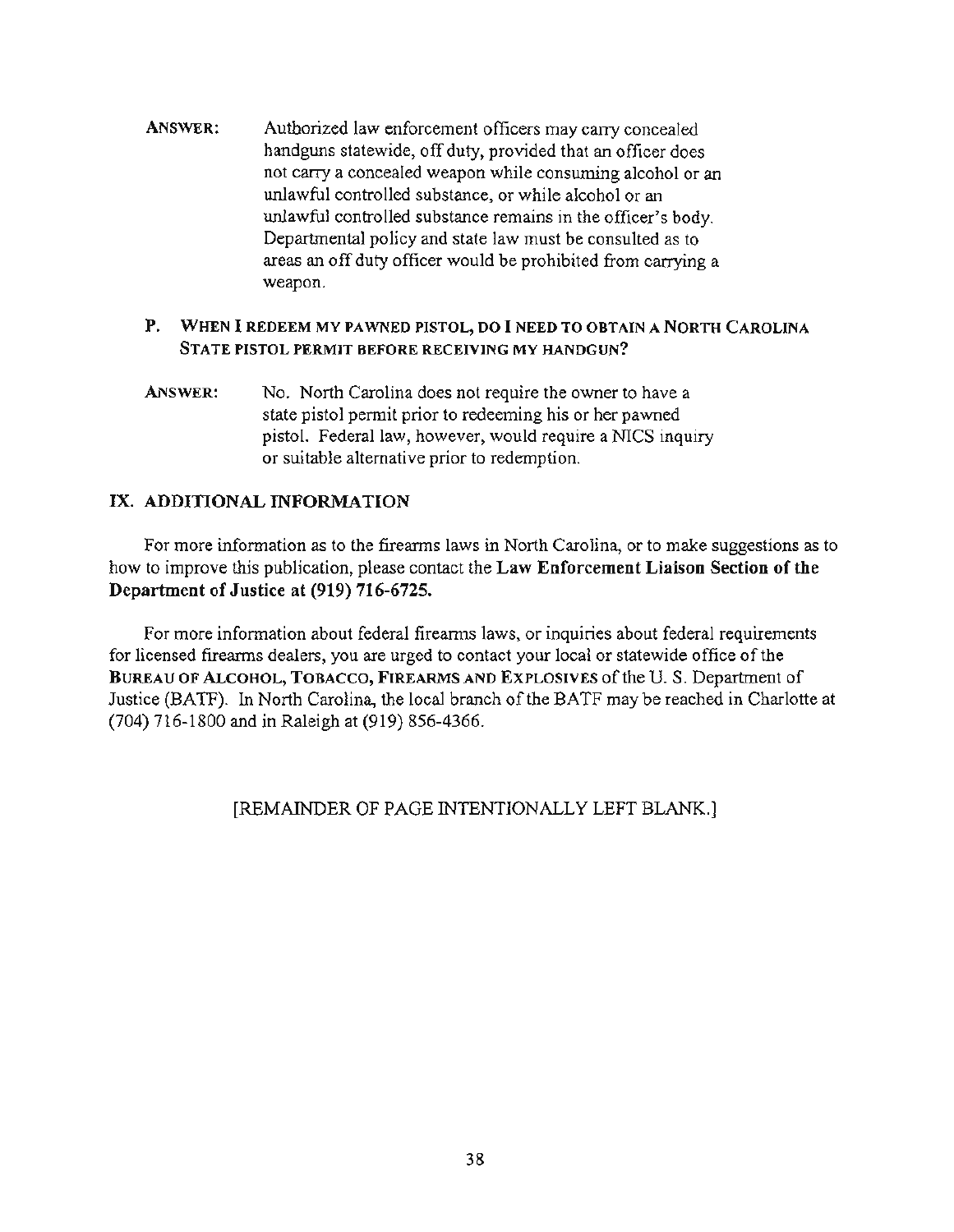**ANSWER:** Authorized law enforcement officers may carry concealed handguns statewide, off duty, provided that an officer does not carry a concealed weapon while consuming alcohol or an unlawful controlled substance, or while alcohol or an unlawful controlled substance remains in the officer's body. Departmental policy and state law must be consulted as to areas an off duty officer would be prohibited from carrying a weapon.

**P. WHEN I REDEEM MY PAWNED PISTOL, DO I NEED TO OBTAIN A NORTH CAROLINA STATE PISTOL PERMIT BEFORE RECEIVING MY HANDGUN?**

**ANSWER:** No. North Carolina does not require the owner to have a state pistol permit prior to redeeming his or her pawned pistol. Federal law, however, would require a NICS inquiry or suitable alternative prior to redemption.

## IX. ADDITIONAL INFORMATION

For more information as to the firearms laws in North Carolina, or to make suggestions as to how to improve this publication, please contact the **Law Enforcement Liaison Section of the Department of Justice at (919) 716-6725.**

For more information about federal firearms laws, or inquiries about federal requirements for licensed firearms dealers, you are urged to contact your local or statewide office of the **BUREAU OF ALCOHOL, TOBACCO, FIREARMS AND EXPLOSIVES** of the U. S. Department of Justice (BATF). In North Carolina, the local branch of the BATF may be reached in Charlotte at (704) 716-1800 and in Raleigh at (919) 856-4366.

[REMAINDER OF PAGE INTENTIONALLY LEFT BLANK.]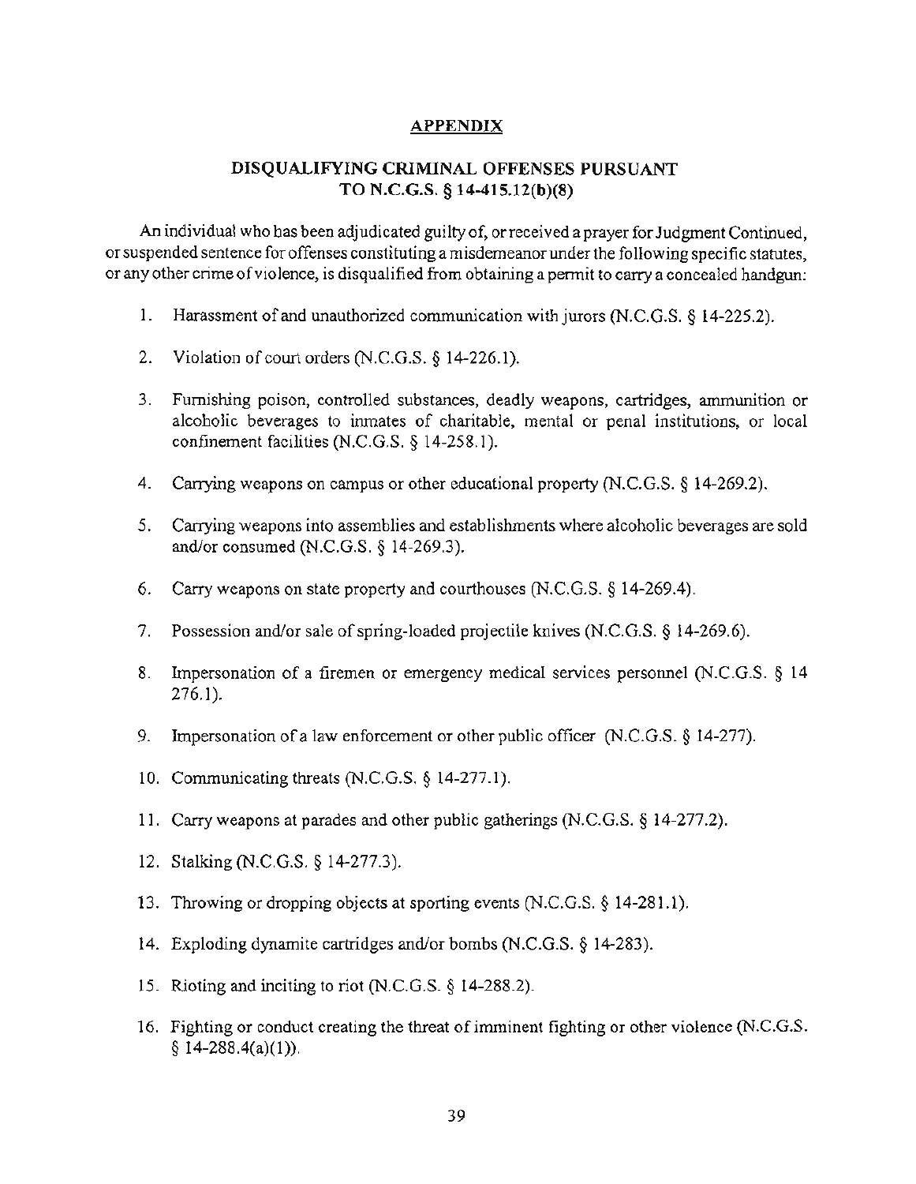## APPENDIX

### DISQUALIFYING CRIMINAL OFFENSES PURSUANT TO N.C.G.S. § 14-415.12(b)(8)

An individual who has been adjudicated guilty of, or received a prayer for Judgment Continued, or suspended sentence for offenses constituting a misdemeanor under the following specific statutes, or any other crime of violence, is disqualified from obtaining a permit to carry a concealed handgun:

1. Harassment of and unauthorized communication with jurors (N.C.G.S. § 14-225.2).
2. Violation of court orders (N.C.G.S. § 14-226.1).
3. Furnishing poison, controlled substances, deadly weapons, cartridges, ammunition or alcoholic beverages to inmates of charitable, mental or penal institutions, or local confinement facilities (N.C.G.S. § 14-258.1).
4. Carrying weapons on campus or other educational property (N.C.G.S. § 14-269.2).
5. Carrying weapons into assemblies and establishments where alcoholic beverages are sold and/or consumed (N.C.G.S. § 14-269.3).
6. Carry weapons on state property and courthouses (N.C.G.S. § 14-269.4).
7. Possession and/or sale of spring-loaded projectile knives (N.C.G.S. § 14-269.6).
8. Impersonation of a firemen or emergency medical services personnel (N.C.G.S. § 14 276.1).
9. Impersonation of a law enforcement or other public officer (N.C.G.S. § 14-277).
10. Communicating threats (N.C.G.S. § 14-277.1).
11. Carry weapons at parades and other public gatherings (N.C.G.S. § 14-277.2).
12. Stalking (N.C.G.S. § 14-277.3).
13. Throwing or dropping objects at sporting events (N.C.G.S. § 14-281.1).
14. Exploding dynamite cartridges and/or bombs (N.C.G.S. § 14-283).
15. Rioting and inciting to riot (N.C.G.S. § 14-288.2).
16. Fighting or conduct creating the threat of imminent fighting or other violence (N.C.G.S. § 14-288.4(a)(1)).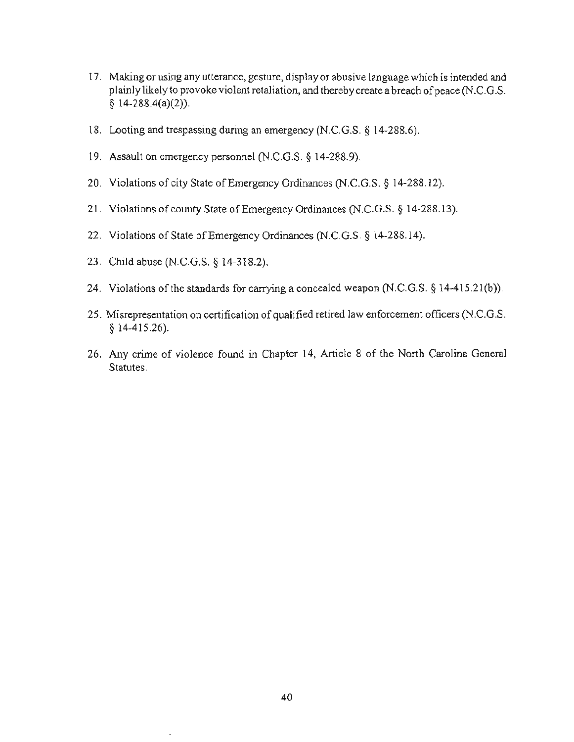17. Making or using any utterance, gesture, display or abusive language which is intended and plainly likely to provoke violent retaliation, and thereby create a breach of peace (N.C.G.S. § 14-288.4(a)(2)).

18. Looting and trespassing during an emergency (N.C.G.S. § 14-288.6).

19. Assault on emergency personnel (N.C.G.S. § 14-288.9).

20. Violations of city State of Emergency Ordinances (N.C.G.S. § 14-288.12).

21. Violations of county State of Emergency Ordinances (N.C.G.S. § 14-288.13).

22. Violations of State of Emergency Ordinances (N.C.G.S. § 14-288.14).

23. Child abuse (N.C.G.S. § 14-318.2).

24. Violations of the standards for carrying a concealed weapon (N.C.G.S. § 14-415.21(b)).

25. Misrepresentation on certification of qualified retired law enforcement officers (N.C.G.S. § 14-415.26).

26. Any crime of violence found in Chapter 14, Article 8 of the North Carolina General Statutes.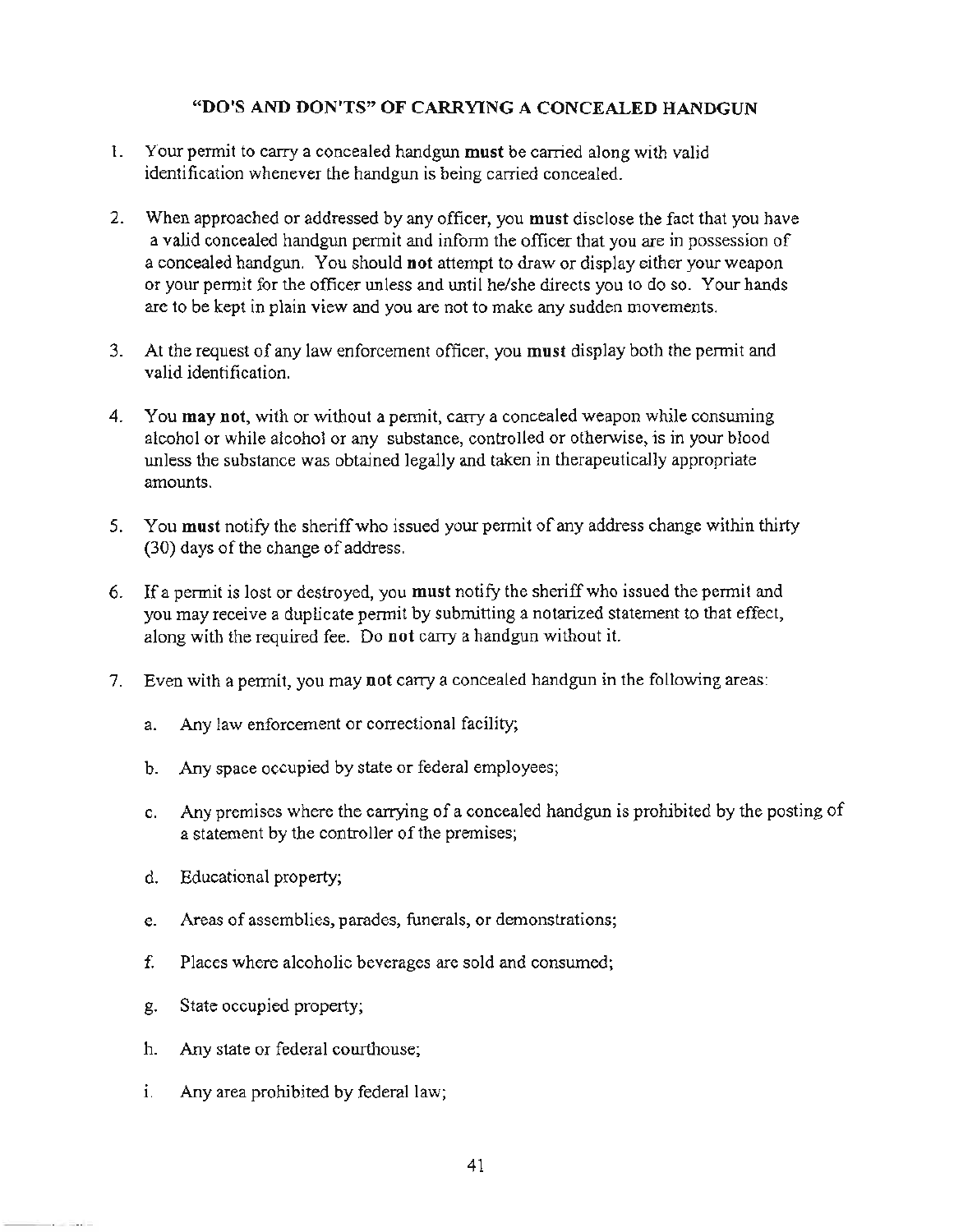# "DO'S AND DON'TS" OF CARRYING A CONCEALED HANDGUN

1. Your permit to carry a concealed handgun **must** be carried along with valid identification whenever the handgun is being carried concealed.

2. When approached or addressed by any officer, you **must** disclose the fact that you have a valid concealed handgun permit and inform the officer that you are in possession of a concealed handgun. You should **not** attempt to draw or display either your weapon or your permit for the officer unless and until he/she directs you to do so. Your hands are to be kept in plain view and you are not to make any sudden movements.

3. At the request of any law enforcement officer, you **must** display both the permit and valid identification.

4. You **may not**, with or without a permit, carry a concealed weapon while consuming alcohol or while alcohol or any substance, controlled or otherwise, is in your blood unless the substance was obtained legally and taken in therapeutically appropriate amounts.

5. You **must** notify the sheriff who issued your permit of any address change within thirty (30) days of the change of address.

6. If a permit is lost or destroyed, you **must** notify the sheriff who issued the permit and you may receive a duplicate permit by submitting a notarized statement to that effect, along with the required fee. Do **not** carry a handgun without it.

7. Even with a permit, you may **not** carry a concealed handgun in the following areas:

   a. Any law enforcement or correctional facility;

   b. Any space occupied by state or federal employees;

   c. Any premises where the carrying of a concealed handgun is prohibited by the posting of a statement by the controller of the premises;

   d. Educational property;

   e. Areas of assemblies, parades, funerals, or demonstrations;

   f. Places where alcoholic beverages are sold and consumed;

   g. State occupied property;

   h. Any state or federal courthouse;

   i. Any area prohibited by federal law;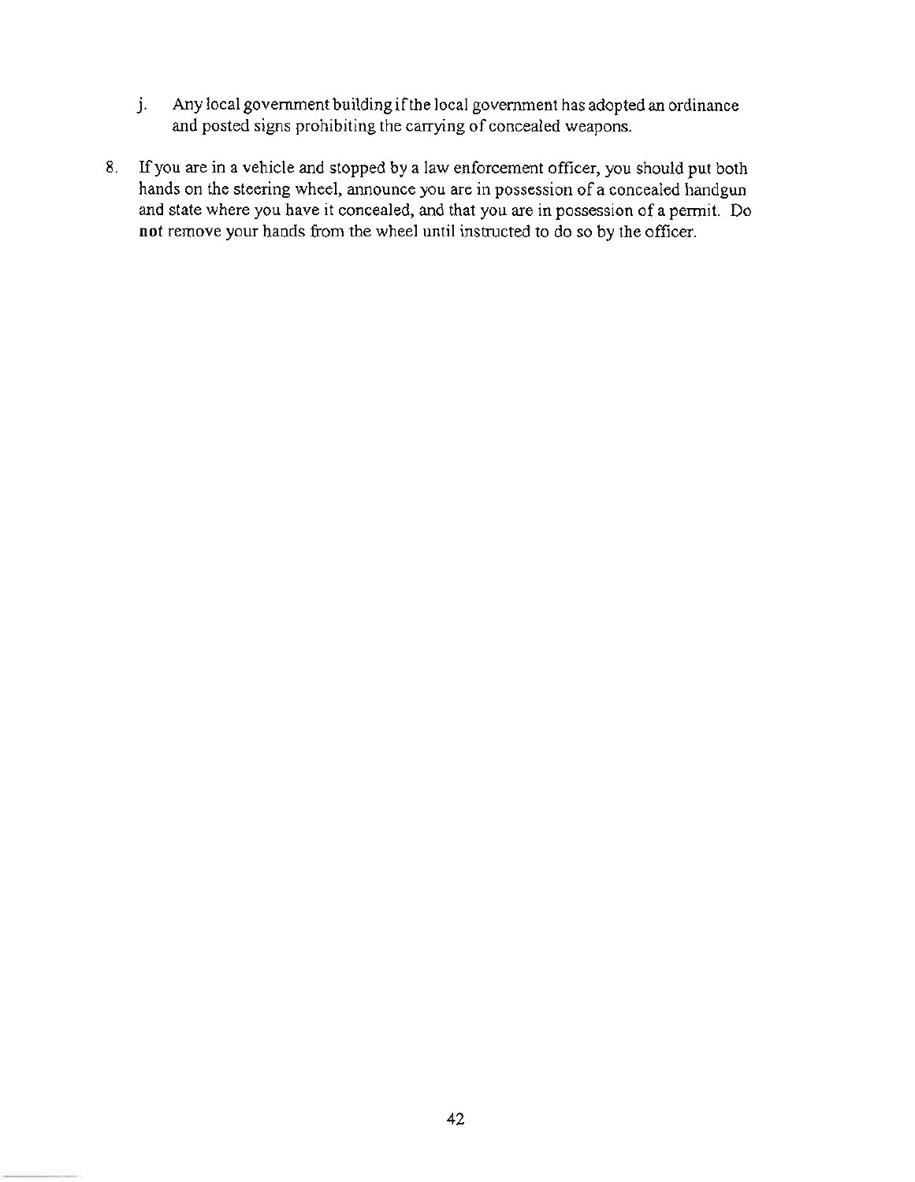j. Any local government building if the local government has adopted an ordinance and posted signs prohibiting the carrying of concealed weapons.

8. If you are in a vehicle and stopped by a law enforcement officer, you should put both hands on the steering wheel, announce you are in possession of a concealed handgun and state where you have it concealed, and that you are in possession of a permit. Do **not** remove your hands from the wheel until instructed to do so by the officer.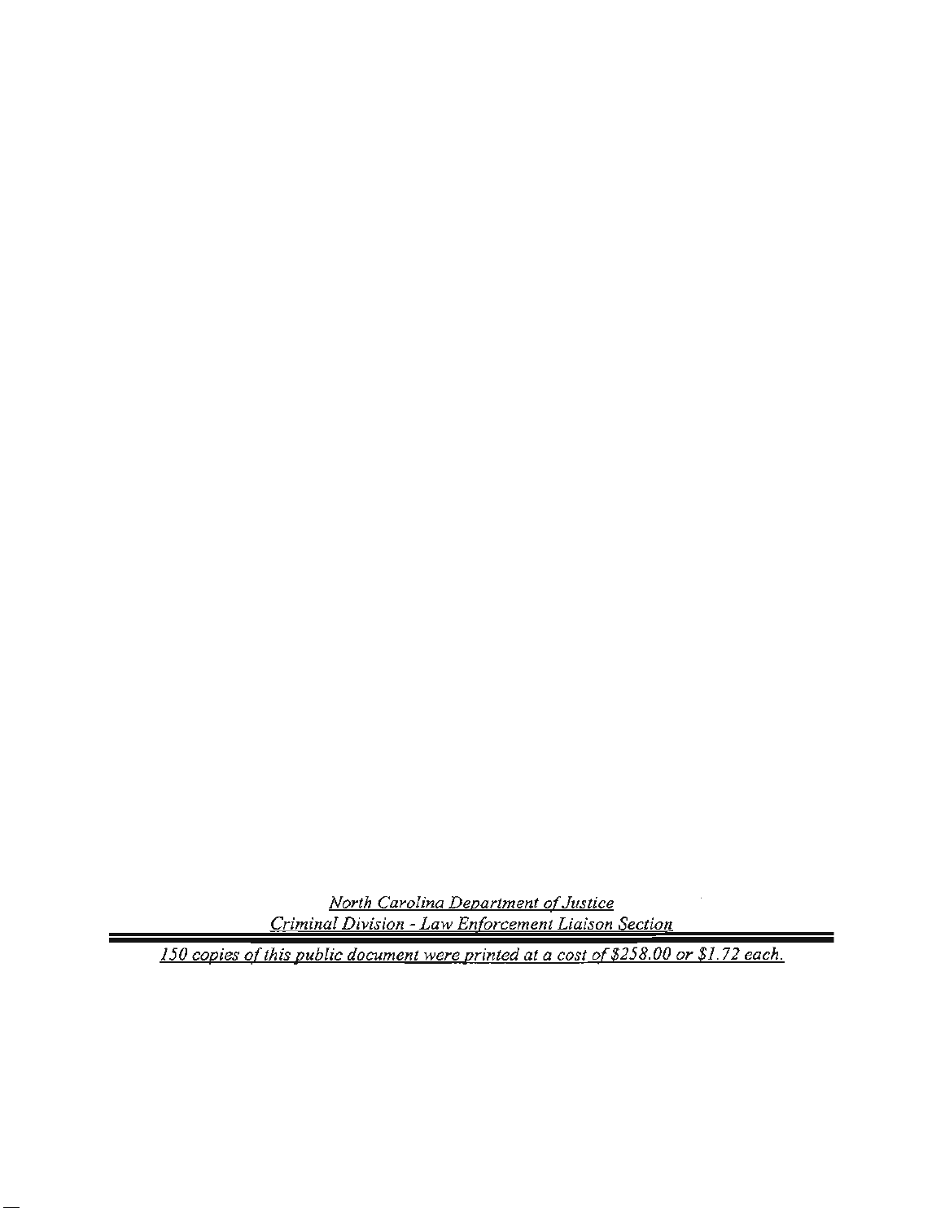*North Carolina Department of Justice*
*Criminal Division - Law Enforcement Liaison Section*

---

*150 copies of this public document were printed at a cost of $258.00 or $1.72 each.*